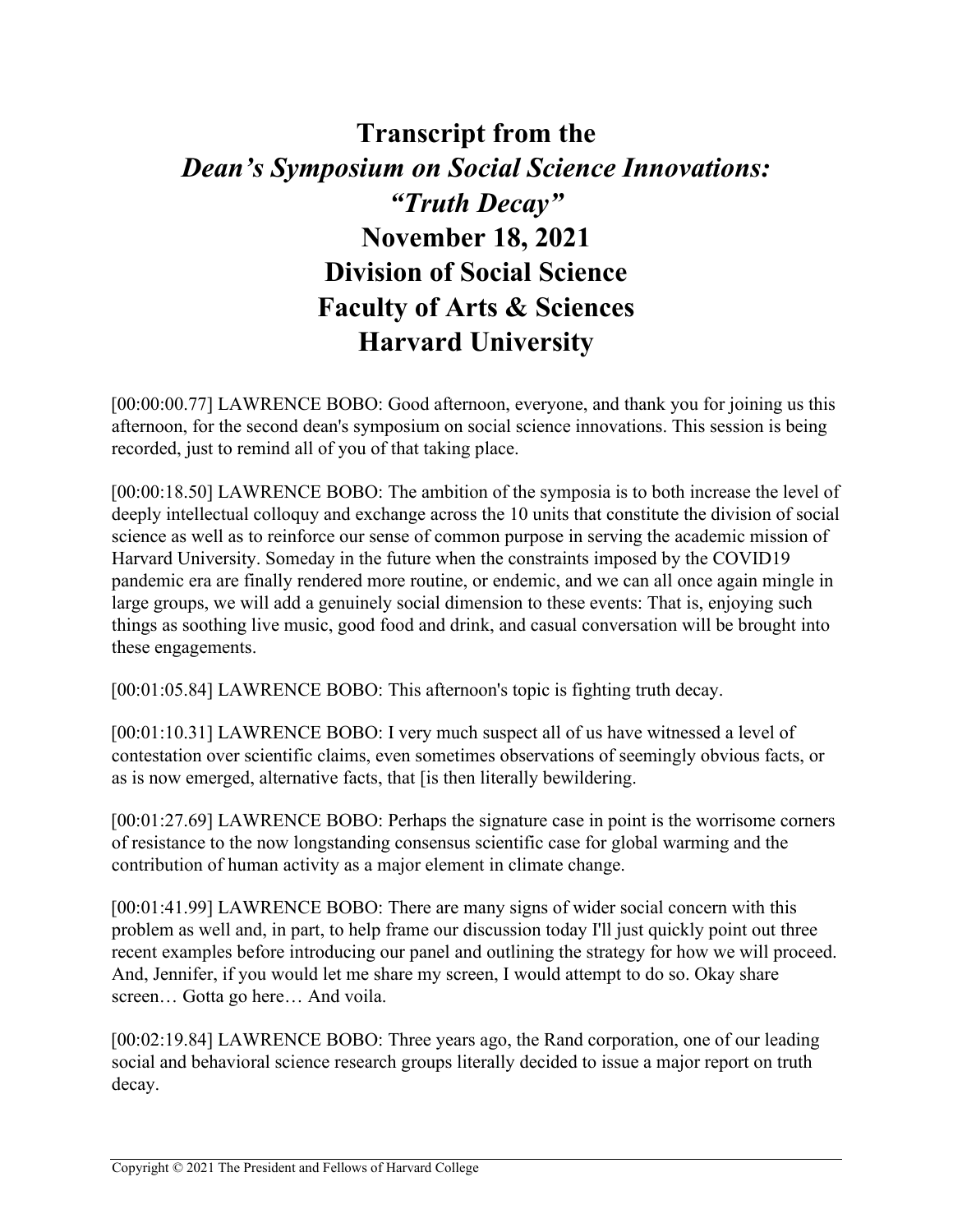# Transcript from the
# *Dean's Symposium on Social Science Innovations: "Truth Decay"*
# November 18, 2021
# Division of Social Science
# Faculty of Arts & Sciences
# Harvard University

[00:00:00.77] LAWRENCE BOBO: Good afternoon, everyone, and thank you for joining us this afternoon, for the second dean's symposium on social science innovations. This session is being recorded, just to remind all of you of that taking place.

[00:00:18.50] LAWRENCE BOBO: The ambition of the symposia is to both increase the level of deeply intellectual colloquy and exchange across the 10 units that constitute the division of social science as well as to reinforce our sense of common purpose in serving the academic mission of Harvard University. Someday in the future when the constraints imposed by the COVID19 pandemic era are finally rendered more routine, or endemic, and we can all once again mingle in large groups, we will add a genuinely social dimension to these events: That is, enjoying such things as soothing live music, good food and drink, and casual conversation will be brought into these engagements.

[00:01:05.84] LAWRENCE BOBO: This afternoon's topic is fighting truth decay.

[00:01:10.31] LAWRENCE BOBO: I very much suspect all of us have witnessed a level of contestation over scientific claims, even sometimes observations of seemingly obvious facts, or as is now emerged, alternative facts, that [is then literally bewildering.

[00:01:27.69] LAWRENCE BOBO: Perhaps the signature case in point is the worrisome corners of resistance to the now longstanding consensus scientific case for global warming and the contribution of human activity as a major element in climate change.

[00:01:41.99] LAWRENCE BOBO: There are many signs of wider social concern with this problem as well and, in part, to help frame our discussion today I'll just quickly point out three recent examples before introducing our panel and outlining the strategy for how we will proceed. And, Jennifer, if you would let me share my screen, I would attempt to do so. Okay share screen… Gotta go here… And voila.

[00:02:19.84] LAWRENCE BOBO: Three years ago, the Rand corporation, one of our leading social and behavioral science research groups literally decided to issue a major report on truth decay.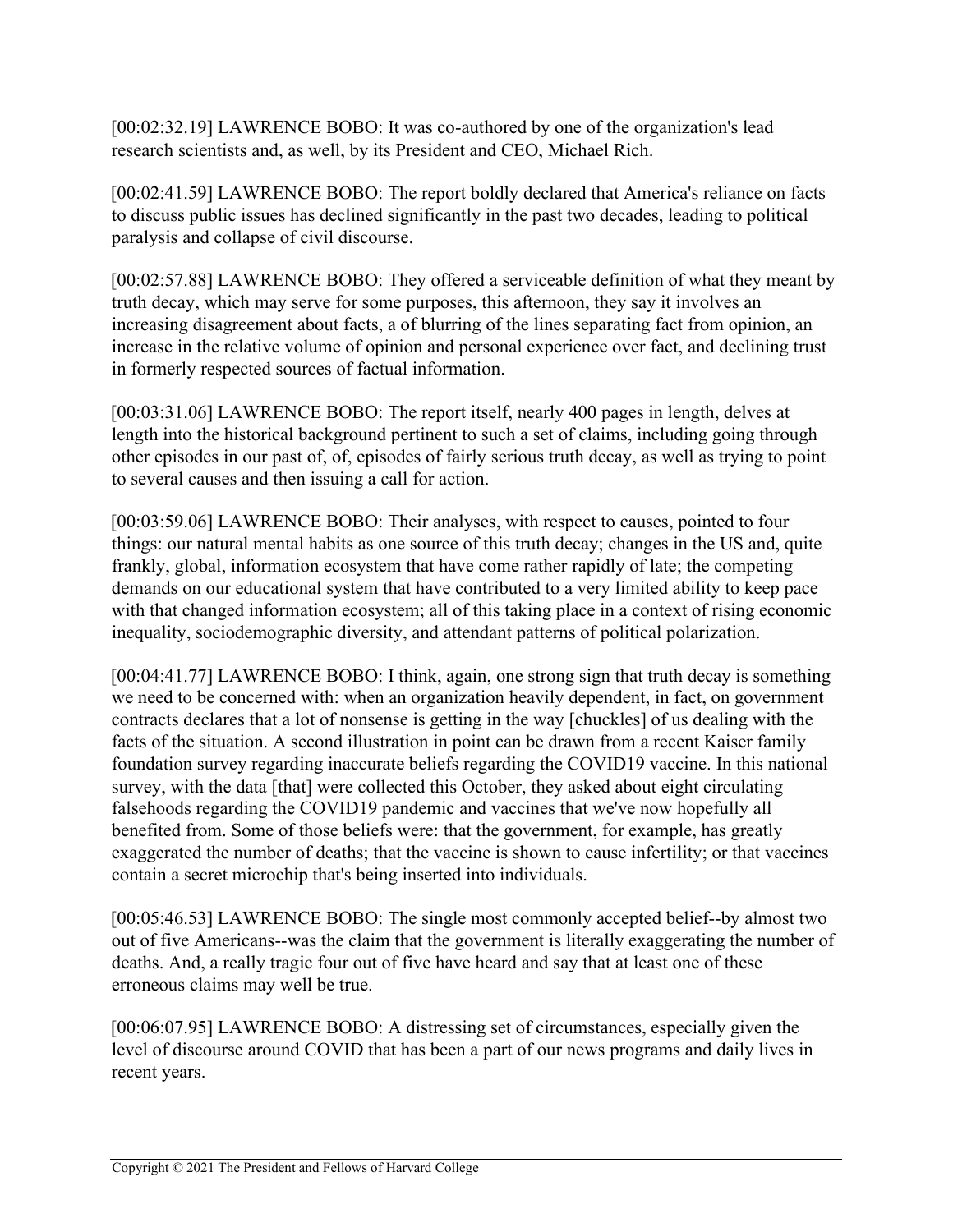[00:02:32.19] LAWRENCE BOBO: It was co-authored by one of the organization's lead research scientists and, as well, by its President and CEO, Michael Rich.

[00:02:41.59] LAWRENCE BOBO: The report boldly declared that America's reliance on facts to discuss public issues has declined significantly in the past two decades, leading to political paralysis and collapse of civil discourse.

[00:02:57.88] LAWRENCE BOBO: They offered a serviceable definition of what they meant by truth decay, which may serve for some purposes, this afternoon, they say it involves an increasing disagreement about facts, a of blurring of the lines separating fact from opinion, an increase in the relative volume of opinion and personal experience over fact, and declining trust in formerly respected sources of factual information.

[00:03:31.06] LAWRENCE BOBO: The report itself, nearly 400 pages in length, delves at length into the historical background pertinent to such a set of claims, including going through other episodes in our past of, of, episodes of fairly serious truth decay, as well as trying to point to several causes and then issuing a call for action.

[00:03:59.06] LAWRENCE BOBO: Their analyses, with respect to causes, pointed to four things: our natural mental habits as one source of this truth decay; changes in the US and, quite frankly, global, information ecosystem that have come rather rapidly of late; the competing demands on our educational system that have contributed to a very limited ability to keep pace with that changed information ecosystem; all of this taking place in a context of rising economic inequality, sociodemographic diversity, and attendant patterns of political polarization.

[00:04:41.77] LAWRENCE BOBO: I think, again, one strong sign that truth decay is something we need to be concerned with: when an organization heavily dependent, in fact, on government contracts declares that a lot of nonsense is getting in the way [chuckles] of us dealing with the facts of the situation. A second illustration in point can be drawn from a recent Kaiser family foundation survey regarding inaccurate beliefs regarding the COVID19 vaccine. In this national survey, with the data [that] were collected this October, they asked about eight circulating falsehoods regarding the COVID19 pandemic and vaccines that we've now hopefully all benefited from. Some of those beliefs were: that the government, for example, has greatly exaggerated the number of deaths; that the vaccine is shown to cause infertility; or that vaccines contain a secret microchip that's being inserted into individuals.

[00:05:46.53] LAWRENCE BOBO: The single most commonly accepted belief--by almost two out of five Americans--was the claim that the government is literally exaggerating the number of deaths. And, a really tragic four out of five have heard and say that at least one of these erroneous claims may well be true.

[00:06:07.95] LAWRENCE BOBO: A distressing set of circumstances, especially given the level of discourse around COVID that has been a part of our news programs and daily lives in recent years.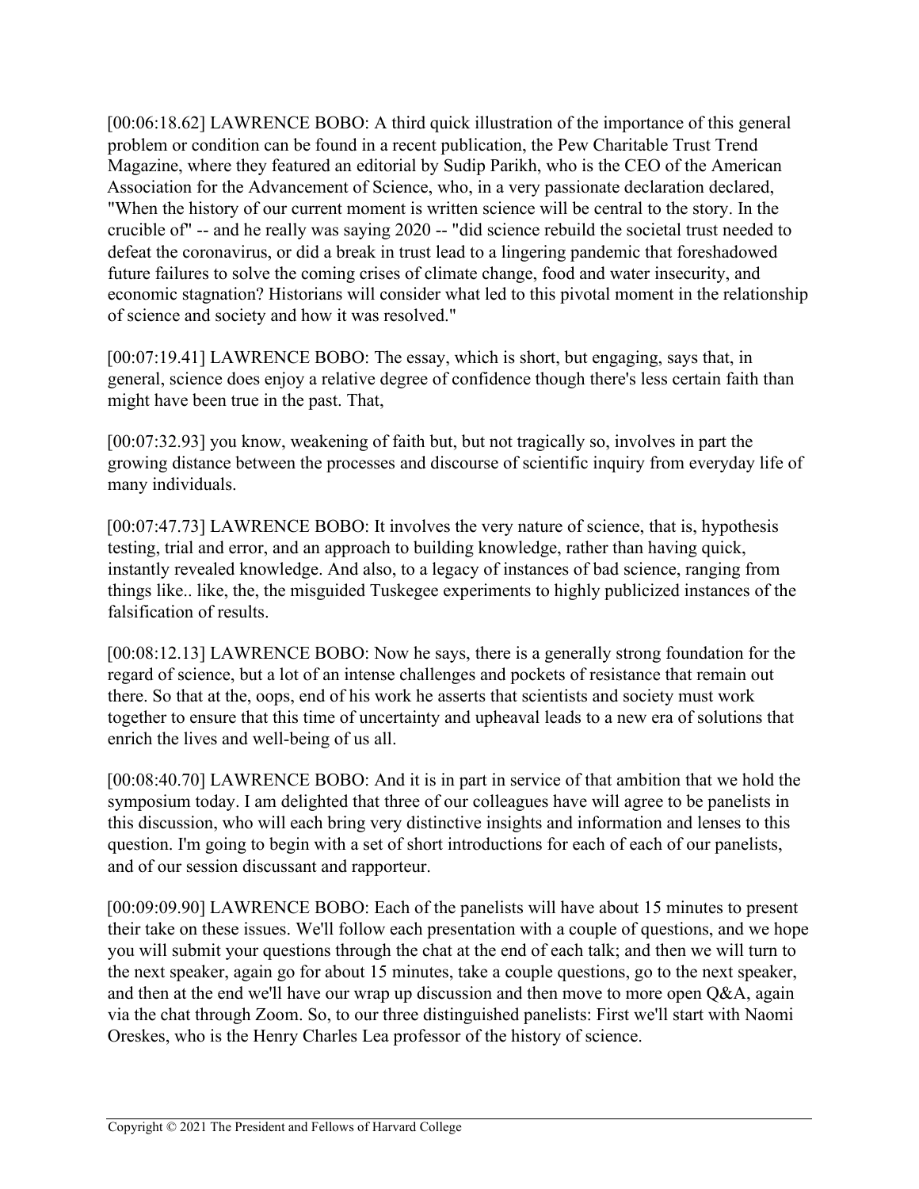[00:06:18.62] LAWRENCE BOBO: A third quick illustration of the importance of this general problem or condition can be found in a recent publication, the Pew Charitable Trust Trend Magazine, where they featured an editorial by Sudip Parikh, who is the CEO of the American Association for the Advancement of Science, who, in a very passionate declaration declared, "When the history of our current moment is written science will be central to the story. In the crucible of" -- and he really was saying 2020 -- "did science rebuild the societal trust needed to defeat the coronavirus, or did a break in trust lead to a lingering pandemic that foreshadowed future failures to solve the coming crises of climate change, food and water insecurity, and economic stagnation? Historians will consider what led to this pivotal moment in the relationship of science and society and how it was resolved."

[00:07:19.41] LAWRENCE BOBO: The essay, which is short, but engaging, says that, in general, science does enjoy a relative degree of confidence though there's less certain faith than might have been true in the past. That,

[00:07:32.93] you know, weakening of faith but, but not tragically so, involves in part the growing distance between the processes and discourse of scientific inquiry from everyday life of many individuals.

[00:07:47.73] LAWRENCE BOBO: It involves the very nature of science, that is, hypothesis testing, trial and error, and an approach to building knowledge, rather than having quick, instantly revealed knowledge. And also, to a legacy of instances of bad science, ranging from things like.. like, the, the misguided Tuskegee experiments to highly publicized instances of the falsification of results.

[00:08:12.13] LAWRENCE BOBO: Now he says, there is a generally strong foundation for the regard of science, but a lot of an intense challenges and pockets of resistance that remain out there. So that at the, oops, end of his work he asserts that scientists and society must work together to ensure that this time of uncertainty and upheaval leads to a new era of solutions that enrich the lives and well-being of us all.

[00:08:40.70] LAWRENCE BOBO: And it is in part in service of that ambition that we hold the symposium today. I am delighted that three of our colleagues have will agree to be panelists in this discussion, who will each bring very distinctive insights and information and lenses to this question. I'm going to begin with a set of short introductions for each of each of our panelists, and of our session discussant and rapporteur.

[00:09:09.90] LAWRENCE BOBO: Each of the panelists will have about 15 minutes to present their take on these issues. We'll follow each presentation with a couple of questions, and we hope you will submit your questions through the chat at the end of each talk; and then we will turn to the next speaker, again go for about 15 minutes, take a couple questions, go to the next speaker, and then at the end we'll have our wrap up discussion and then move to more open Q&A, again via the chat through Zoom. So, to our three distinguished panelists: First we'll start with Naomi Oreskes, who is the Henry Charles Lea professor of the history of science.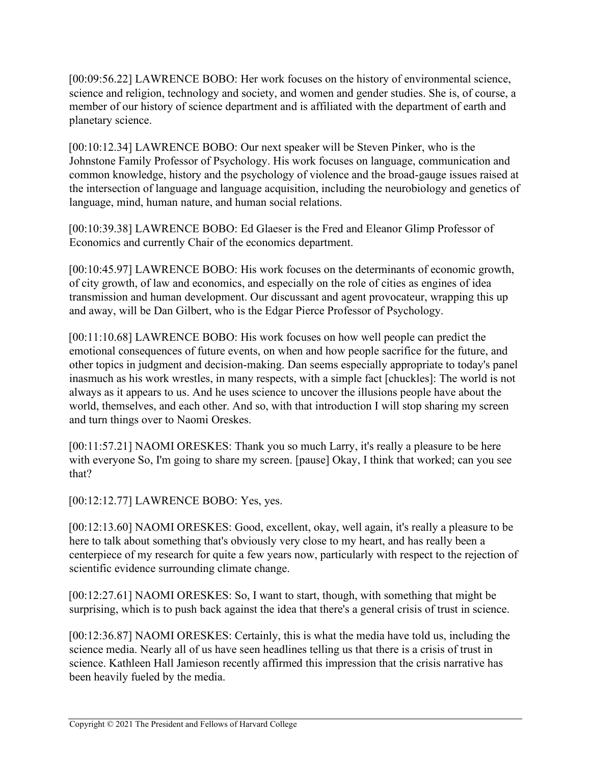[00:09:56.22] LAWRENCE BOBO: Her work focuses on the history of environmental science, science and religion, technology and society, and women and gender studies. She is, of course, a member of our history of science department and is affiliated with the department of earth and planetary science.

[00:10:12.34] LAWRENCE BOBO: Our next speaker will be Steven Pinker, who is the Johnstone Family Professor of Psychology. His work focuses on language, communication and common knowledge, history and the psychology of violence and the broad-gauge issues raised at the intersection of language and language acquisition, including the neurobiology and genetics of language, mind, human nature, and human social relations.

[00:10:39.38] LAWRENCE BOBO: Ed Glaeser is the Fred and Eleanor Glimp Professor of Economics and currently Chair of the economics department.

[00:10:45.97] LAWRENCE BOBO: His work focuses on the determinants of economic growth, of city growth, of law and economics, and especially on the role of cities as engines of idea transmission and human development. Our discussant and agent provocateur, wrapping this up and away, will be Dan Gilbert, who is the Edgar Pierce Professor of Psychology.

[00:11:10.68] LAWRENCE BOBO: His work focuses on how well people can predict the emotional consequences of future events, on when and how people sacrifice for the future, and other topics in judgment and decision-making. Dan seems especially appropriate to today's panel inasmuch as his work wrestles, in many respects, with a simple fact [chuckles]: The world is not always as it appears to us. And he uses science to uncover the illusions people have about the world, themselves, and each other. And so, with that introduction I will stop sharing my screen and turn things over to Naomi Oreskes.

[00:11:57.21] NAOMI ORESKES: Thank you so much Larry, it's really a pleasure to be here with everyone So, I'm going to share my screen. [pause] Okay, I think that worked; can you see that?

[00:12:12.77] LAWRENCE BOBO: Yes, yes.

[00:12:13.60] NAOMI ORESKES: Good, excellent, okay, well again, it's really a pleasure to be here to talk about something that's obviously very close to my heart, and has really been a centerpiece of my research for quite a few years now, particularly with respect to the rejection of scientific evidence surrounding climate change.

[00:12:27.61] NAOMI ORESKES: So, I want to start, though, with something that might be surprising, which is to push back against the idea that there's a general crisis of trust in science.

[00:12:36.87] NAOMI ORESKES: Certainly, this is what the media have told us, including the science media. Nearly all of us have seen headlines telling us that there is a crisis of trust in science. Kathleen Hall Jamieson recently affirmed this impression that the crisis narrative has been heavily fueled by the media.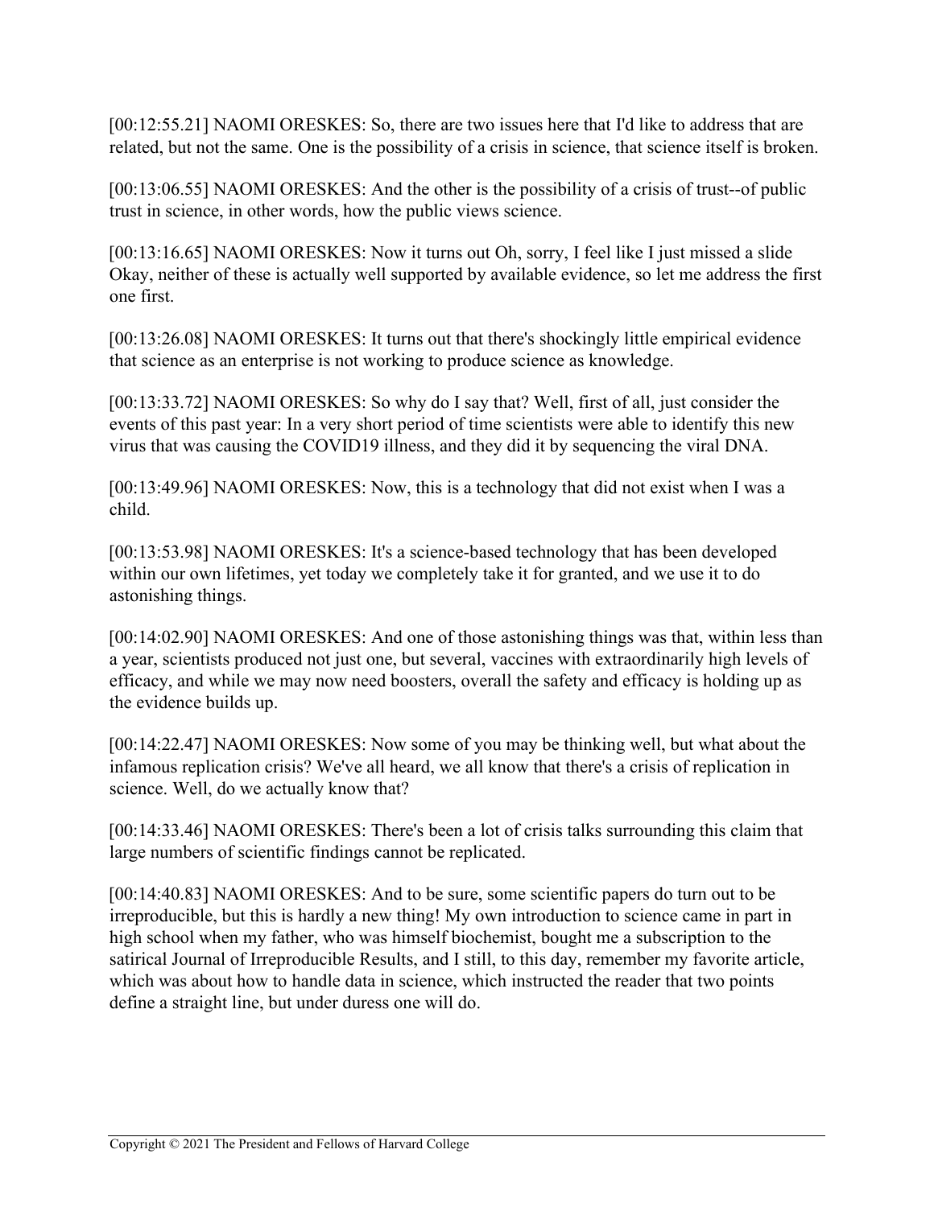[00:12:55.21] NAOMI ORESKES: So, there are two issues here that I'd like to address that are related, but not the same. One is the possibility of a crisis in science, that science itself is broken.

[00:13:06.55] NAOMI ORESKES: And the other is the possibility of a crisis of trust--of public trust in science, in other words, how the public views science.

[00:13:16.65] NAOMI ORESKES: Now it turns out Oh, sorry, I feel like I just missed a slide Okay, neither of these is actually well supported by available evidence, so let me address the first one first.

[00:13:26.08] NAOMI ORESKES: It turns out that there's shockingly little empirical evidence that science as an enterprise is not working to produce science as knowledge.

[00:13:33.72] NAOMI ORESKES: So why do I say that? Well, first of all, just consider the events of this past year: In a very short period of time scientists were able to identify this new virus that was causing the COVID19 illness, and they did it by sequencing the viral DNA.

[00:13:49.96] NAOMI ORESKES: Now, this is a technology that did not exist when I was a child.

[00:13:53.98] NAOMI ORESKES: It's a science-based technology that has been developed within our own lifetimes, yet today we completely take it for granted, and we use it to do astonishing things.

[00:14:02.90] NAOMI ORESKES: And one of those astonishing things was that, within less than a year, scientists produced not just one, but several, vaccines with extraordinarily high levels of efficacy, and while we may now need boosters, overall the safety and efficacy is holding up as the evidence builds up.

[00:14:22.47] NAOMI ORESKES: Now some of you may be thinking well, but what about the infamous replication crisis? We've all heard, we all know that there's a crisis of replication in science. Well, do we actually know that?

[00:14:33.46] NAOMI ORESKES: There's been a lot of crisis talks surrounding this claim that large numbers of scientific findings cannot be replicated.

[00:14:40.83] NAOMI ORESKES: And to be sure, some scientific papers do turn out to be irreproducible, but this is hardly a new thing! My own introduction to science came in part in high school when my father, who was himself biochemist, bought me a subscription to the satirical Journal of Irreproducible Results, and I still, to this day, remember my favorite article, which was about how to handle data in science, which instructed the reader that two points define a straight line, but under duress one will do.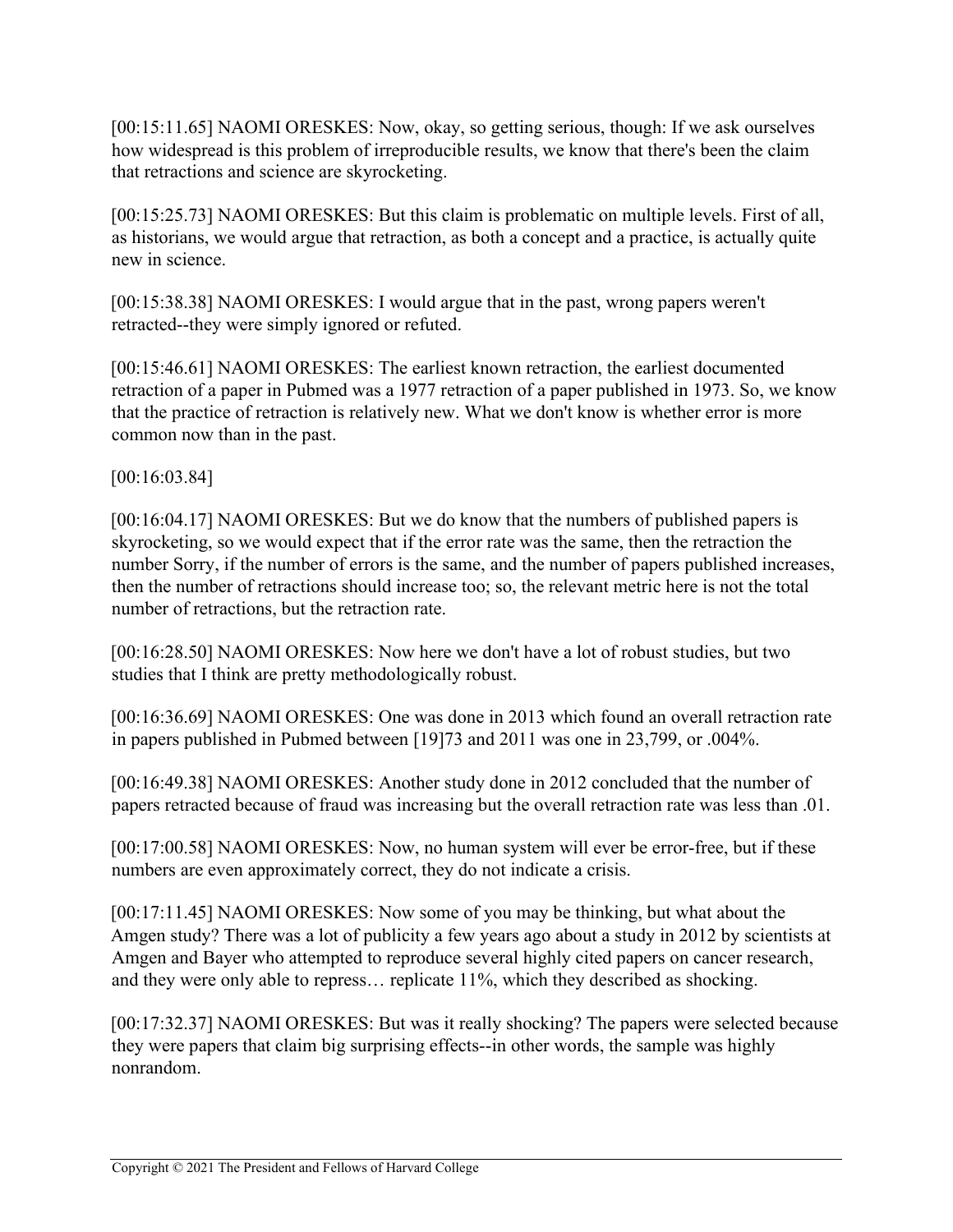[00:15:11.65] NAOMI ORESKES: Now, okay, so getting serious, though: If we ask ourselves how widespread is this problem of irreproducible results, we know that there's been the claim that retractions and science are skyrocketing.

[00:15:25.73] NAOMI ORESKES: But this claim is problematic on multiple levels. First of all, as historians, we would argue that retraction, as both a concept and a practice, is actually quite new in science.

[00:15:38.38] NAOMI ORESKES: I would argue that in the past, wrong papers weren't retracted--they were simply ignored or refuted.

[00:15:46.61] NAOMI ORESKES: The earliest known retraction, the earliest documented retraction of a paper in Pubmed was a 1977 retraction of a paper published in 1973. So, we know that the practice of retraction is relatively new. What we don't know is whether error is more common now than in the past.

[00:16:03.84]

[00:16:04.17] NAOMI ORESKES: But we do know that the numbers of published papers is skyrocketing, so we would expect that if the error rate was the same, then the retraction the number Sorry, if the number of errors is the same, and the number of papers published increases, then the number of retractions should increase too; so, the relevant metric here is not the total number of retractions, but the retraction rate.

[00:16:28.50] NAOMI ORESKES: Now here we don't have a lot of robust studies, but two studies that I think are pretty methodologically robust.

[00:16:36.69] NAOMI ORESKES: One was done in 2013 which found an overall retraction rate in papers published in Pubmed between [19]73 and 2011 was one in 23,799, or .004%.

[00:16:49.38] NAOMI ORESKES: Another study done in 2012 concluded that the number of papers retracted because of fraud was increasing but the overall retraction rate was less than .01.

[00:17:00.58] NAOMI ORESKES: Now, no human system will ever be error-free, but if these numbers are even approximately correct, they do not indicate a crisis.

[00:17:11.45] NAOMI ORESKES: Now some of you may be thinking, but what about the Amgen study? There was a lot of publicity a few years ago about a study in 2012 by scientists at Amgen and Bayer who attempted to reproduce several highly cited papers on cancer research, and they were only able to repress… replicate 11%, which they described as shocking.

[00:17:32.37] NAOMI ORESKES: But was it really shocking? The papers were selected because they were papers that claim big surprising effects--in other words, the sample was highly nonrandom.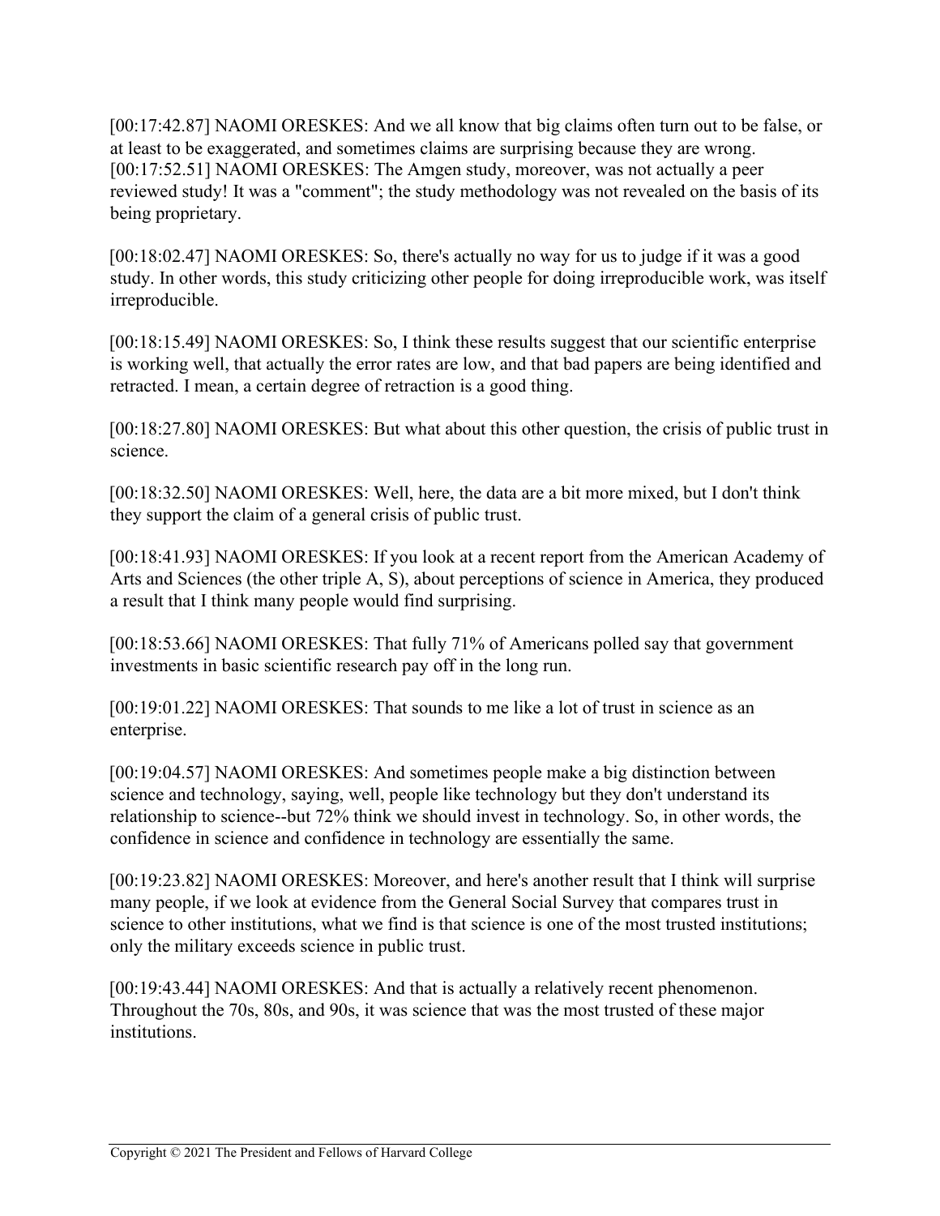[00:17:42.87] NAOMI ORESKES: And we all know that big claims often turn out to be false, or at least to be exaggerated, and sometimes claims are surprising because they are wrong.
[00:17:52.51] NAOMI ORESKES: The Amgen study, moreover, was not actually a peer reviewed study! It was a "comment"; the study methodology was not revealed on the basis of its being proprietary.

[00:18:02.47] NAOMI ORESKES: So, there's actually no way for us to judge if it was a good study. In other words, this study criticizing other people for doing irreproducible work, was itself irreproducible.

[00:18:15.49] NAOMI ORESKES: So, I think these results suggest that our scientific enterprise is working well, that actually the error rates are low, and that bad papers are being identified and retracted. I mean, a certain degree of retraction is a good thing.

[00:18:27.80] NAOMI ORESKES: But what about this other question, the crisis of public trust in science.

[00:18:32.50] NAOMI ORESKES: Well, here, the data are a bit more mixed, but I don't think they support the claim of a general crisis of public trust.

[00:18:41.93] NAOMI ORESKES: If you look at a recent report from the American Academy of Arts and Sciences (the other triple A, S), about perceptions of science in America, they produced a result that I think many people would find surprising.

[00:18:53.66] NAOMI ORESKES: That fully 71% of Americans polled say that government investments in basic scientific research pay off in the long run.

[00:19:01.22] NAOMI ORESKES: That sounds to me like a lot of trust in science as an enterprise.

[00:19:04.57] NAOMI ORESKES: And sometimes people make a big distinction between science and technology, saying, well, people like technology but they don't understand its relationship to science--but 72% think we should invest in technology. So, in other words, the confidence in science and confidence in technology are essentially the same.

[00:19:23.82] NAOMI ORESKES: Moreover, and here's another result that I think will surprise many people, if we look at evidence from the General Social Survey that compares trust in science to other institutions, what we find is that science is one of the most trusted institutions; only the military exceeds science in public trust.

[00:19:43.44] NAOMI ORESKES: And that is actually a relatively recent phenomenon. Throughout the 70s, 80s, and 90s, it was science that was the most trusted of these major institutions.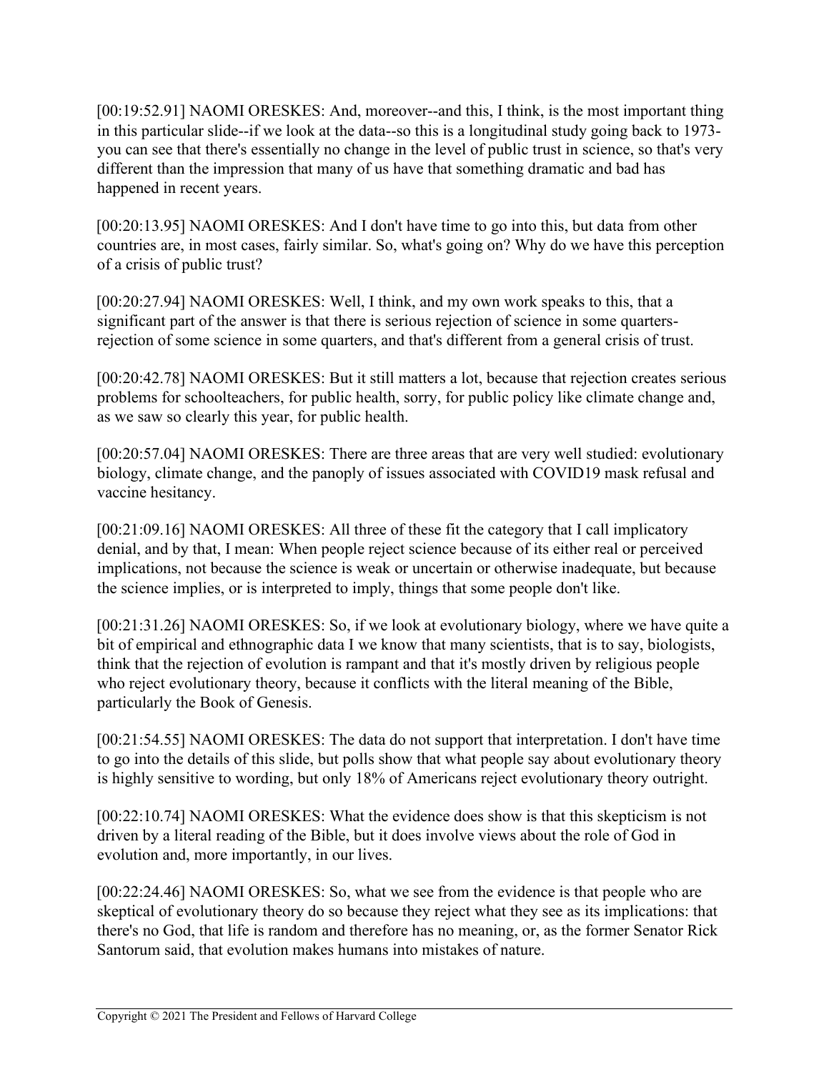[00:19:52.91] NAOMI ORESKES: And, moreover--and this, I think, is the most important thing in this particular slide--if we look at the data--so this is a longitudinal study going back to 1973-you can see that there's essentially no change in the level of public trust in science, so that's very different than the impression that many of us have that something dramatic and bad has happened in recent years.

[00:20:13.95] NAOMI ORESKES: And I don't have time to go into this, but data from other countries are, in most cases, fairly similar. So, what's going on? Why do we have this perception of a crisis of public trust?

[00:20:27.94] NAOMI ORESKES: Well, I think, and my own work speaks to this, that a significant part of the answer is that there is serious rejection of science in some quarters-rejection of some science in some quarters, and that's different from a general crisis of trust.

[00:20:42.78] NAOMI ORESKES: But it still matters a lot, because that rejection creates serious problems for schoolteachers, for public health, sorry, for public policy like climate change and, as we saw so clearly this year, for public health.

[00:20:57.04] NAOMI ORESKES: There are three areas that are very well studied: evolutionary biology, climate change, and the panoply of issues associated with COVID19 mask refusal and vaccine hesitancy.

[00:21:09.16] NAOMI ORESKES: All three of these fit the category that I call implicatory denial, and by that, I mean: When people reject science because of its either real or perceived implications, not because the science is weak or uncertain or otherwise inadequate, but because the science implies, or is interpreted to imply, things that some people don't like.

[00:21:31.26] NAOMI ORESKES: So, if we look at evolutionary biology, where we have quite a bit of empirical and ethnographic data I we know that many scientists, that is to say, biologists, think that the rejection of evolution is rampant and that it's mostly driven by religious people who reject evolutionary theory, because it conflicts with the literal meaning of the Bible, particularly the Book of Genesis.

[00:21:54.55] NAOMI ORESKES: The data do not support that interpretation. I don't have time to go into the details of this slide, but polls show that what people say about evolutionary theory is highly sensitive to wording, but only 18% of Americans reject evolutionary theory outright.

[00:22:10.74] NAOMI ORESKES: What the evidence does show is that this skepticism is not driven by a literal reading of the Bible, but it does involve views about the role of God in evolution and, more importantly, in our lives.

[00:22:24.46] NAOMI ORESKES: So, what we see from the evidence is that people who are skeptical of evolutionary theory do so because they reject what they see as its implications: that there's no God, that life is random and therefore has no meaning, or, as the former Senator Rick Santorum said, that evolution makes humans into mistakes of nature.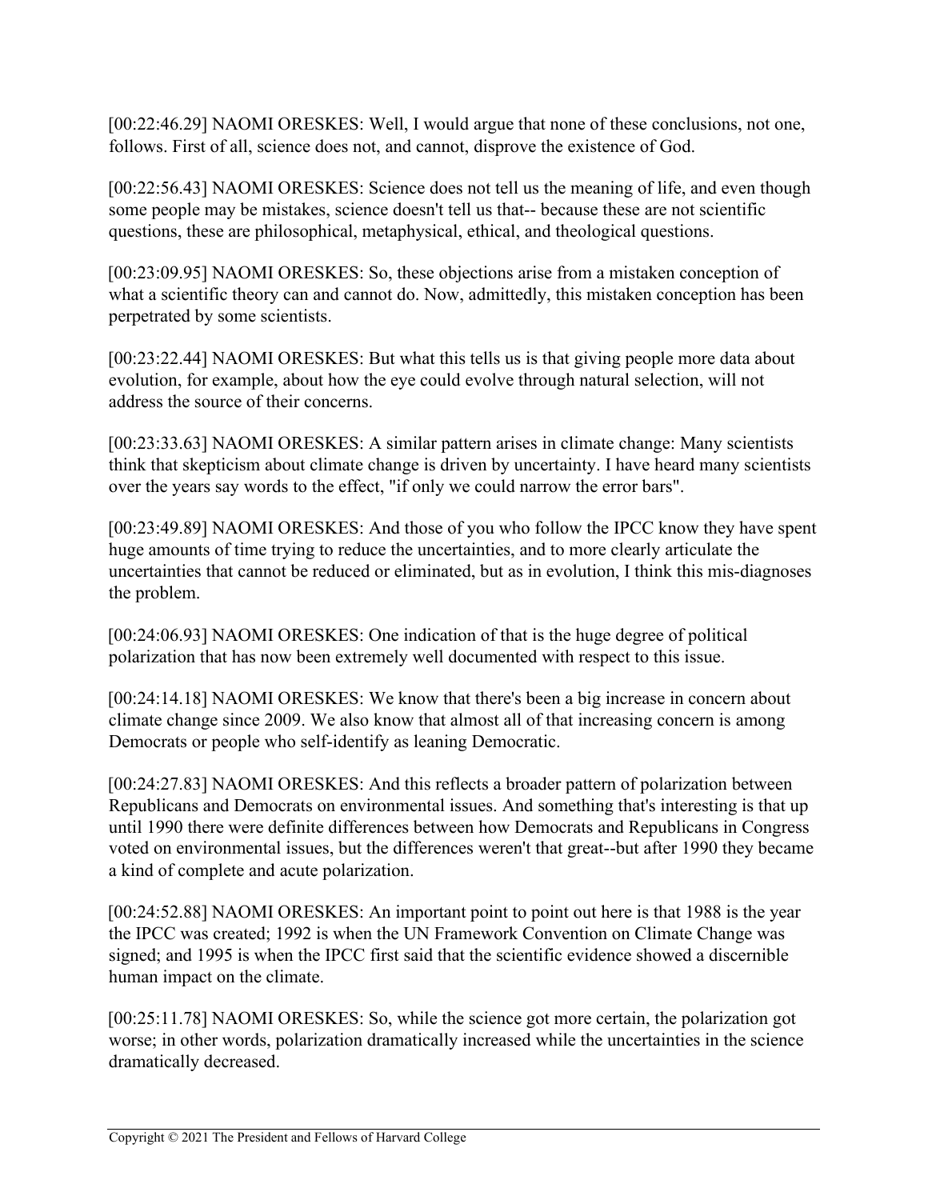[00:22:46.29] NAOMI ORESKES: Well, I would argue that none of these conclusions, not one, follows. First of all, science does not, and cannot, disprove the existence of God.

[00:22:56.43] NAOMI ORESKES: Science does not tell us the meaning of life, and even though some people may be mistakes, science doesn't tell us that-- because these are not scientific questions, these are philosophical, metaphysical, ethical, and theological questions.

[00:23:09.95] NAOMI ORESKES: So, these objections arise from a mistaken conception of what a scientific theory can and cannot do. Now, admittedly, this mistaken conception has been perpetrated by some scientists.

[00:23:22.44] NAOMI ORESKES: But what this tells us is that giving people more data about evolution, for example, about how the eye could evolve through natural selection, will not address the source of their concerns.

[00:23:33.63] NAOMI ORESKES: A similar pattern arises in climate change: Many scientists think that skepticism about climate change is driven by uncertainty. I have heard many scientists over the years say words to the effect, "if only we could narrow the error bars".

[00:23:49.89] NAOMI ORESKES: And those of you who follow the IPCC know they have spent huge amounts of time trying to reduce the uncertainties, and to more clearly articulate the uncertainties that cannot be reduced or eliminated, but as in evolution, I think this mis-diagnoses the problem.

[00:24:06.93] NAOMI ORESKES: One indication of that is the huge degree of political polarization that has now been extremely well documented with respect to this issue.

[00:24:14.18] NAOMI ORESKES: We know that there's been a big increase in concern about climate change since 2009. We also know that almost all of that increasing concern is among Democrats or people who self-identify as leaning Democratic.

[00:24:27.83] NAOMI ORESKES: And this reflects a broader pattern of polarization between Republicans and Democrats on environmental issues. And something that's interesting is that up until 1990 there were definite differences between how Democrats and Republicans in Congress voted on environmental issues, but the differences weren't that great--but after 1990 they became a kind of complete and acute polarization.

[00:24:52.88] NAOMI ORESKES: An important point to point out here is that 1988 is the year the IPCC was created; 1992 is when the UN Framework Convention on Climate Change was signed; and 1995 is when the IPCC first said that the scientific evidence showed a discernible human impact on the climate.

[00:25:11.78] NAOMI ORESKES: So, while the science got more certain, the polarization got worse; in other words, polarization dramatically increased while the uncertainties in the science dramatically decreased.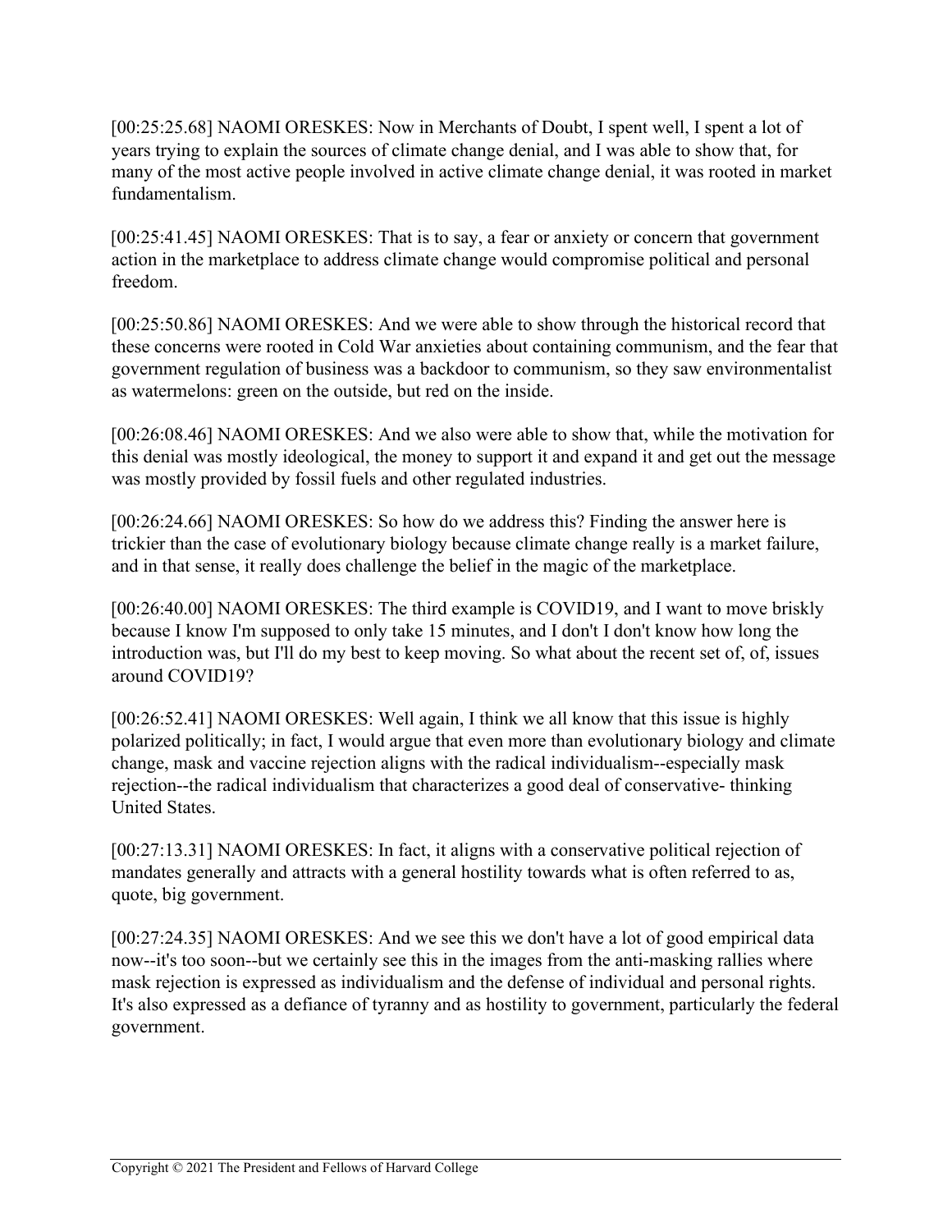[00:25:25.68] NAOMI ORESKES: Now in Merchants of Doubt, I spent well, I spent a lot of years trying to explain the sources of climate change denial, and I was able to show that, for many of the most active people involved in active climate change denial, it was rooted in market fundamentalism.

[00:25:41.45] NAOMI ORESKES: That is to say, a fear or anxiety or concern that government action in the marketplace to address climate change would compromise political and personal freedom.

[00:25:50.86] NAOMI ORESKES: And we were able to show through the historical record that these concerns were rooted in Cold War anxieties about containing communism, and the fear that government regulation of business was a backdoor to communism, so they saw environmentalist as watermelons: green on the outside, but red on the inside.

[00:26:08.46] NAOMI ORESKES: And we also were able to show that, while the motivation for this denial was mostly ideological, the money to support it and expand it and get out the message was mostly provided by fossil fuels and other regulated industries.

[00:26:24.66] NAOMI ORESKES: So how do we address this? Finding the answer here is trickier than the case of evolutionary biology because climate change really is a market failure, and in that sense, it really does challenge the belief in the magic of the marketplace.

[00:26:40.00] NAOMI ORESKES: The third example is COVID19, and I want to move briskly because I know I'm supposed to only take 15 minutes, and I don't I don't know how long the introduction was, but I'll do my best to keep moving. So what about the recent set of, of, issues around COVID19?

[00:26:52.41] NAOMI ORESKES: Well again, I think we all know that this issue is highly polarized politically; in fact, I would argue that even more than evolutionary biology and climate change, mask and vaccine rejection aligns with the radical individualism--especially mask rejection--the radical individualism that characterizes a good deal of conservative- thinking United States.

[00:27:13.31] NAOMI ORESKES: In fact, it aligns with a conservative political rejection of mandates generally and attracts with a general hostility towards what is often referred to as, quote, big government.

[00:27:24.35] NAOMI ORESKES: And we see this we don't have a lot of good empirical data now--it's too soon--but we certainly see this in the images from the anti-masking rallies where mask rejection is expressed as individualism and the defense of individual and personal rights. It's also expressed as a defiance of tyranny and as hostility to government, particularly the federal government.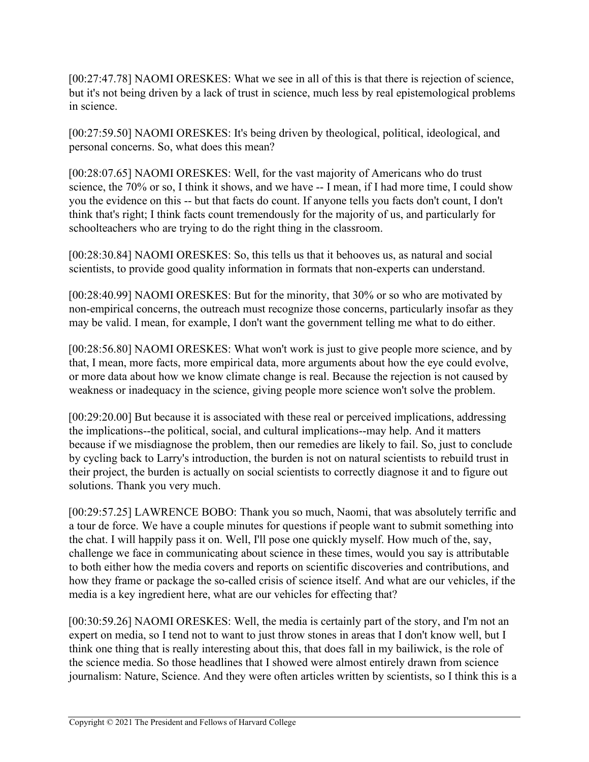[00:27:47.78] NAOMI ORESKES: What we see in all of this is that there is rejection of science, but it's not being driven by a lack of trust in science, much less by real epistemological problems in science.

[00:27:59.50] NAOMI ORESKES: It's being driven by theological, political, ideological, and personal concerns. So, what does this mean?

[00:28:07.65] NAOMI ORESKES: Well, for the vast majority of Americans who do trust science, the 70% or so, I think it shows, and we have -- I mean, if I had more time, I could show you the evidence on this -- but that facts do count. If anyone tells you facts don't count, I don't think that's right; I think facts count tremendously for the majority of us, and particularly for schoolteachers who are trying to do the right thing in the classroom.

[00:28:30.84] NAOMI ORESKES: So, this tells us that it behooves us, as natural and social scientists, to provide good quality information in formats that non-experts can understand.

[00:28:40.99] NAOMI ORESKES: But for the minority, that 30% or so who are motivated by non-empirical concerns, the outreach must recognize those concerns, particularly insofar as they may be valid. I mean, for example, I don't want the government telling me what to do either.

[00:28:56.80] NAOMI ORESKES: What won't work is just to give people more science, and by that, I mean, more facts, more empirical data, more arguments about how the eye could evolve, or more data about how we know climate change is real. Because the rejection is not caused by weakness or inadequacy in the science, giving people more science won't solve the problem.

[00:29:20.00] But because it is associated with these real or perceived implications, addressing the implications--the political, social, and cultural implications--may help. And it matters because if we misdiagnose the problem, then our remedies are likely to fail. So, just to conclude by cycling back to Larry's introduction, the burden is not on natural scientists to rebuild trust in their project, the burden is actually on social scientists to correctly diagnose it and to figure out solutions. Thank you very much.

[00:29:57.25] LAWRENCE BOBO: Thank you so much, Naomi, that was absolutely terrific and a tour de force. We have a couple minutes for questions if people want to submit something into the chat. I will happily pass it on. Well, I'll pose one quickly myself. How much of the, say, challenge we face in communicating about science in these times, would you say is attributable to both either how the media covers and reports on scientific discoveries and contributions, and how they frame or package the so-called crisis of science itself. And what are our vehicles, if the media is a key ingredient here, what are our vehicles for effecting that?

[00:30:59.26] NAOMI ORESKES: Well, the media is certainly part of the story, and I'm not an expert on media, so I tend not to want to just throw stones in areas that I don't know well, but I think one thing that is really interesting about this, that does fall in my bailiwick, is the role of the science media. So those headlines that I showed were almost entirely drawn from science journalism: Nature, Science. And they were often articles written by scientists, so I think this is a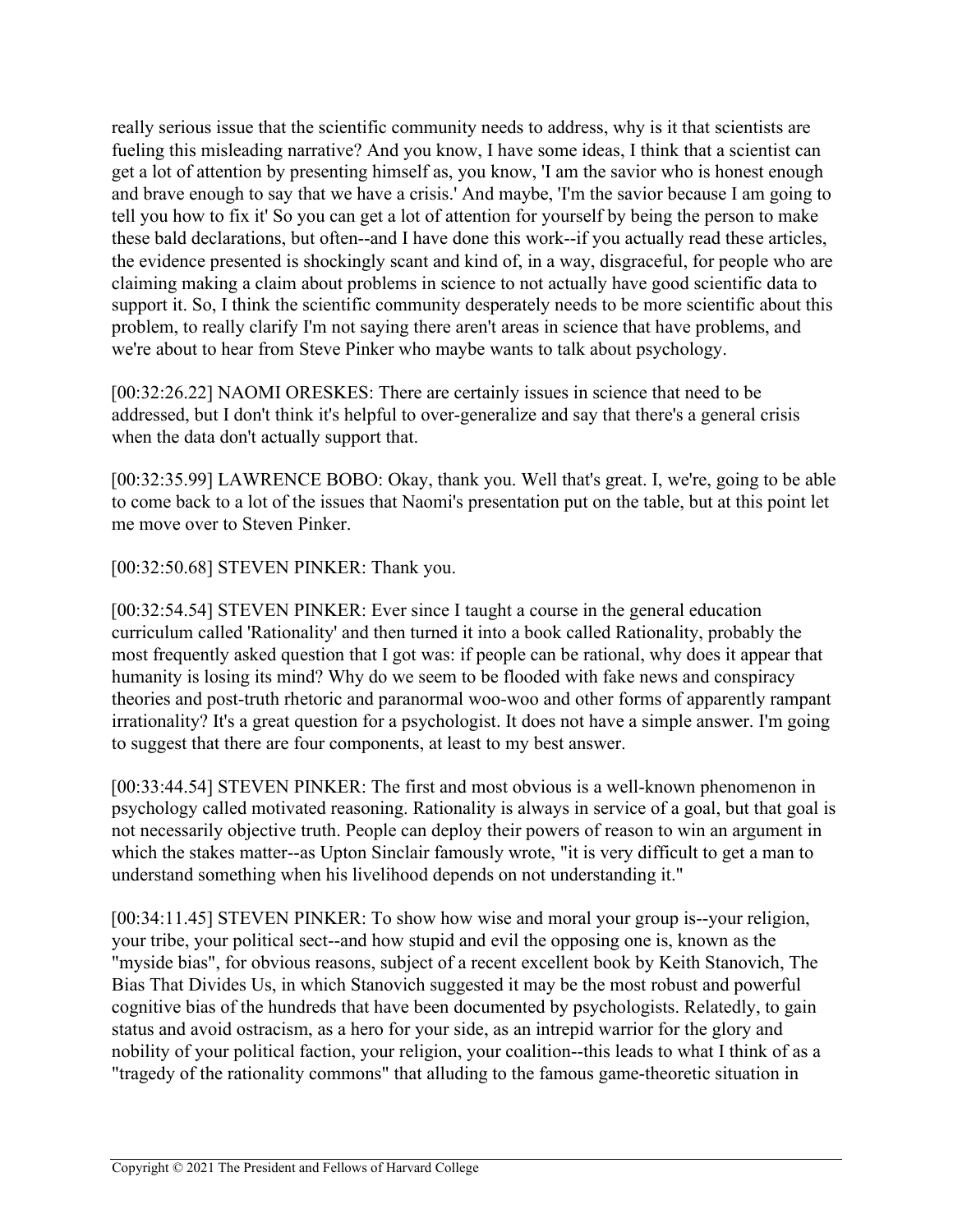really serious issue that the scientific community needs to address, why is it that scientists are fueling this misleading narrative? And you know, I have some ideas, I think that a scientist can get a lot of attention by presenting himself as, you know, 'I am the savior who is honest enough and brave enough to say that we have a crisis.' And maybe, 'I'm the savior because I am going to tell you how to fix it' So you can get a lot of attention for yourself by being the person to make these bald declarations, but often--and I have done this work--if you actually read these articles, the evidence presented is shockingly scant and kind of, in a way, disgraceful, for people who are claiming making a claim about problems in science to not actually have good scientific data to support it. So, I think the scientific community desperately needs to be more scientific about this problem, to really clarify I'm not saying there aren't areas in science that have problems, and we're about to hear from Steve Pinker who maybe wants to talk about psychology.

[00:32:26.22] NAOMI ORESKES: There are certainly issues in science that need to be addressed, but I don't think it's helpful to over-generalize and say that there's a general crisis when the data don't actually support that.

[00:32:35.99] LAWRENCE BOBO: Okay, thank you. Well that's great. I, we're, going to be able to come back to a lot of the issues that Naomi's presentation put on the table, but at this point let me move over to Steven Pinker.

[00:32:50.68] STEVEN PINKER: Thank you.

[00:32:54.54] STEVEN PINKER: Ever since I taught a course in the general education curriculum called 'Rationality' and then turned it into a book called Rationality, probably the most frequently asked question that I got was: if people can be rational, why does it appear that humanity is losing its mind? Why do we seem to be flooded with fake news and conspiracy theories and post-truth rhetoric and paranormal woo-woo and other forms of apparently rampant irrationality? It's a great question for a psychologist. It does not have a simple answer. I'm going to suggest that there are four components, at least to my best answer.

[00:33:44.54] STEVEN PINKER: The first and most obvious is a well-known phenomenon in psychology called motivated reasoning. Rationality is always in service of a goal, but that goal is not necessarily objective truth. People can deploy their powers of reason to win an argument in which the stakes matter--as Upton Sinclair famously wrote, "it is very difficult to get a man to understand something when his livelihood depends on not understanding it."

[00:34:11.45] STEVEN PINKER: To show how wise and moral your group is--your religion, your tribe, your political sect--and how stupid and evil the opposing one is, known as the "myside bias", for obvious reasons, subject of a recent excellent book by Keith Stanovich, The Bias That Divides Us, in which Stanovich suggested it may be the most robust and powerful cognitive bias of the hundreds that have been documented by psychologists. Relatedly, to gain status and avoid ostracism, as a hero for your side, as an intrepid warrior for the glory and nobility of your political faction, your religion, your coalition--this leads to what I think of as a "tragedy of the rationality commons" that alluding to the famous game-theoretic situation in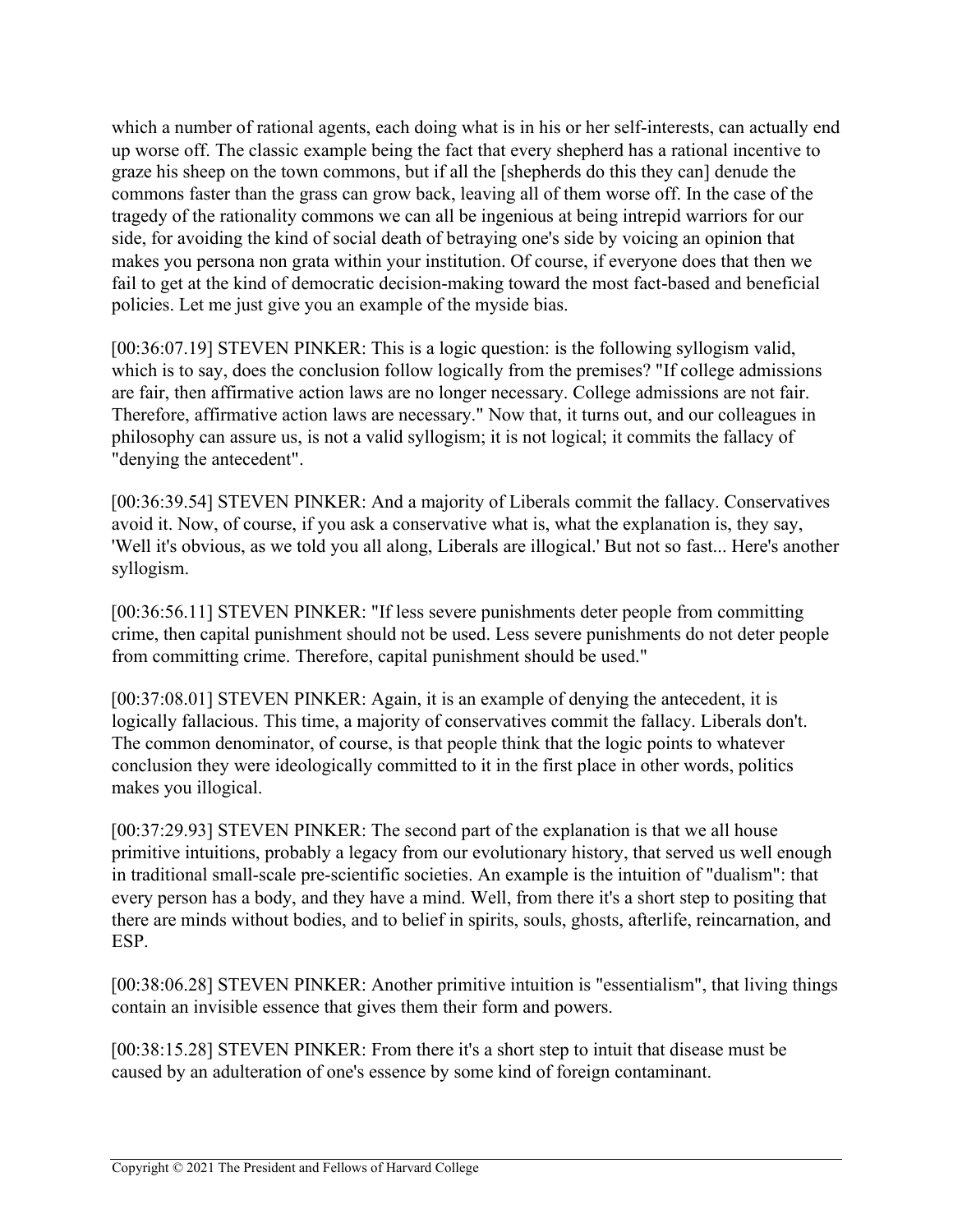which a number of rational agents, each doing what is in his or her self-interests, can actually end up worse off. The classic example being the fact that every shepherd has a rational incentive to graze his sheep on the town commons, but if all the [shepherds do this they can] denude the commons faster than the grass can grow back, leaving all of them worse off. In the case of the tragedy of the rationality commons we can all be ingenious at being intrepid warriors for our side, for avoiding the kind of social death of betraying one's side by voicing an opinion that makes you persona non grata within your institution. Of course, if everyone does that then we fail to get at the kind of democratic decision-making toward the most fact-based and beneficial policies. Let me just give you an example of the myside bias.

[00:36:07.19] STEVEN PINKER: This is a logic question: is the following syllogism valid, which is to say, does the conclusion follow logically from the premises? "If college admissions are fair, then affirmative action laws are no longer necessary. College admissions are not fair. Therefore, affirmative action laws are necessary." Now that, it turns out, and our colleagues in philosophy can assure us, is not a valid syllogism; it is not logical; it commits the fallacy of "denying the antecedent".

[00:36:39.54] STEVEN PINKER: And a majority of Liberals commit the fallacy. Conservatives avoid it. Now, of course, if you ask a conservative what is, what the explanation is, they say, 'Well it's obvious, as we told you all along, Liberals are illogical.' But not so fast... Here's another syllogism.

[00:36:56.11] STEVEN PINKER: "If less severe punishments deter people from committing crime, then capital punishment should not be used. Less severe punishments do not deter people from committing crime. Therefore, capital punishment should be used."

[00:37:08.01] STEVEN PINKER: Again, it is an example of denying the antecedent, it is logically fallacious. This time, a majority of conservatives commit the fallacy. Liberals don't. The common denominator, of course, is that people think that the logic points to whatever conclusion they were ideologically committed to it in the first place in other words, politics makes you illogical.

[00:37:29.93] STEVEN PINKER: The second part of the explanation is that we all house primitive intuitions, probably a legacy from our evolutionary history, that served us well enough in traditional small-scale pre-scientific societies. An example is the intuition of "dualism": that every person has a body, and they have a mind. Well, from there it's a short step to positing that there are minds without bodies, and to belief in spirits, souls, ghosts, afterlife, reincarnation, and ESP.

[00:38:06.28] STEVEN PINKER: Another primitive intuition is "essentialism", that living things contain an invisible essence that gives them their form and powers.

[00:38:15.28] STEVEN PINKER: From there it's a short step to intuit that disease must be caused by an adulteration of one's essence by some kind of foreign contaminant.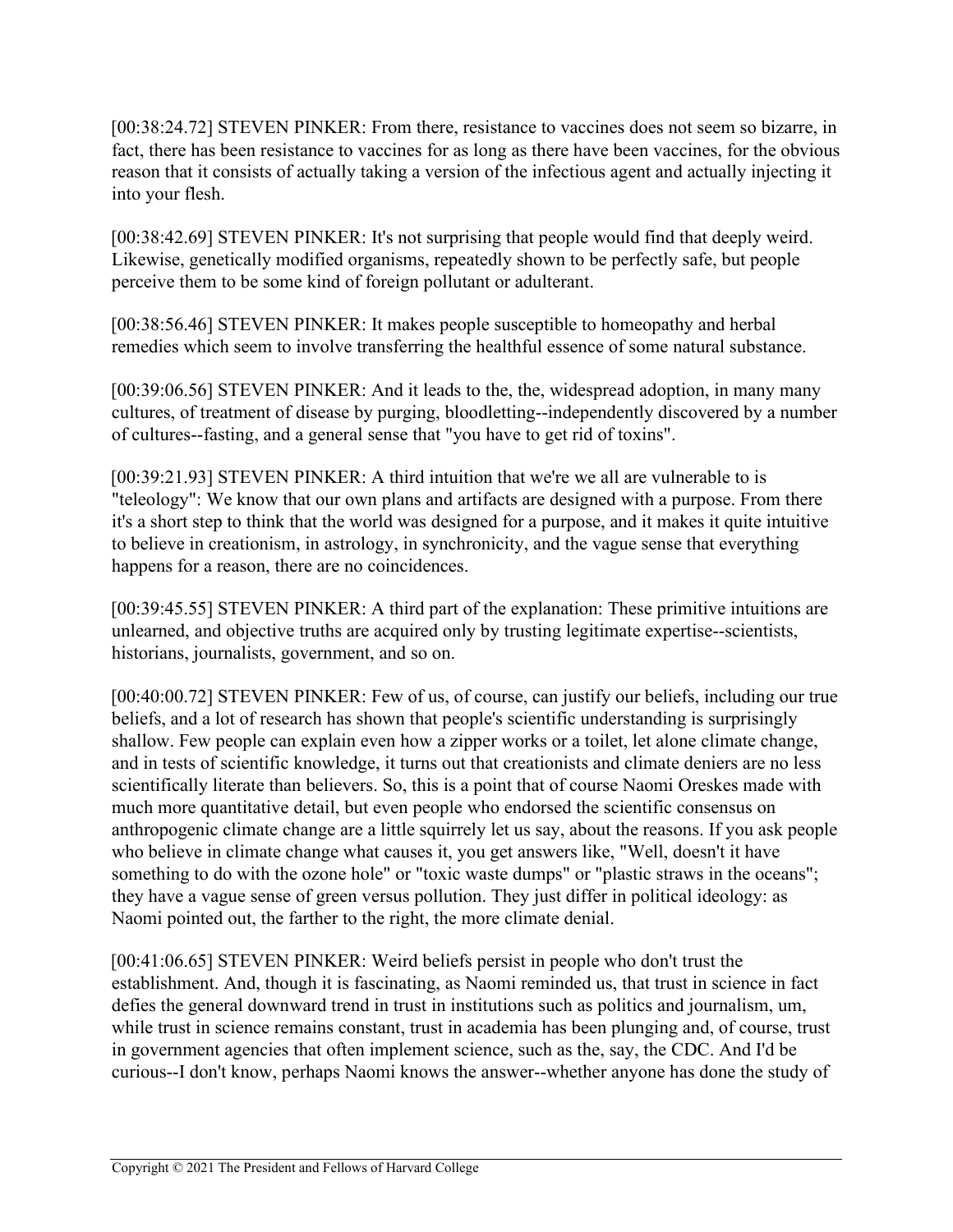[00:38:24.72] STEVEN PINKER: From there, resistance to vaccines does not seem so bizarre, in fact, there has been resistance to vaccines for as long as there have been vaccines, for the obvious reason that it consists of actually taking a version of the infectious agent and actually injecting it into your flesh.

[00:38:42.69] STEVEN PINKER: It's not surprising that people would find that deeply weird. Likewise, genetically modified organisms, repeatedly shown to be perfectly safe, but people perceive them to be some kind of foreign pollutant or adulterant.

[00:38:56.46] STEVEN PINKER: It makes people susceptible to homeopathy and herbal remedies which seem to involve transferring the healthful essence of some natural substance.

[00:39:06.56] STEVEN PINKER: And it leads to the, the, widespread adoption, in many many cultures, of treatment of disease by purging, bloodletting--independently discovered by a number of cultures--fasting, and a general sense that "you have to get rid of toxins".

[00:39:21.93] STEVEN PINKER: A third intuition that we're we all are vulnerable to is "teleology": We know that our own plans and artifacts are designed with a purpose. From there it's a short step to think that the world was designed for a purpose, and it makes it quite intuitive to believe in creationism, in astrology, in synchronicity, and the vague sense that everything happens for a reason, there are no coincidences.

[00:39:45.55] STEVEN PINKER: A third part of the explanation: These primitive intuitions are unlearned, and objective truths are acquired only by trusting legitimate expertise--scientists, historians, journalists, government, and so on.

[00:40:00.72] STEVEN PINKER: Few of us, of course, can justify our beliefs, including our true beliefs, and a lot of research has shown that people's scientific understanding is surprisingly shallow. Few people can explain even how a zipper works or a toilet, let alone climate change, and in tests of scientific knowledge, it turns out that creationists and climate deniers are no less scientifically literate than believers. So, this is a point that of course Naomi Oreskes made with much more quantitative detail, but even people who endorsed the scientific consensus on anthropogenic climate change are a little squirrely let us say, about the reasons. If you ask people who believe in climate change what causes it, you get answers like, "Well, doesn't it have something to do with the ozone hole" or "toxic waste dumps" or "plastic straws in the oceans"; they have a vague sense of green versus pollution. They just differ in political ideology: as Naomi pointed out, the farther to the right, the more climate denial.

[00:41:06.65] STEVEN PINKER: Weird beliefs persist in people who don't trust the establishment. And, though it is fascinating, as Naomi reminded us, that trust in science in fact defies the general downward trend in trust in institutions such as politics and journalism, um, while trust in science remains constant, trust in academia has been plunging and, of course, trust in government agencies that often implement science, such as the, say, the CDC. And I'd be curious--I don't know, perhaps Naomi knows the answer--whether anyone has done the study of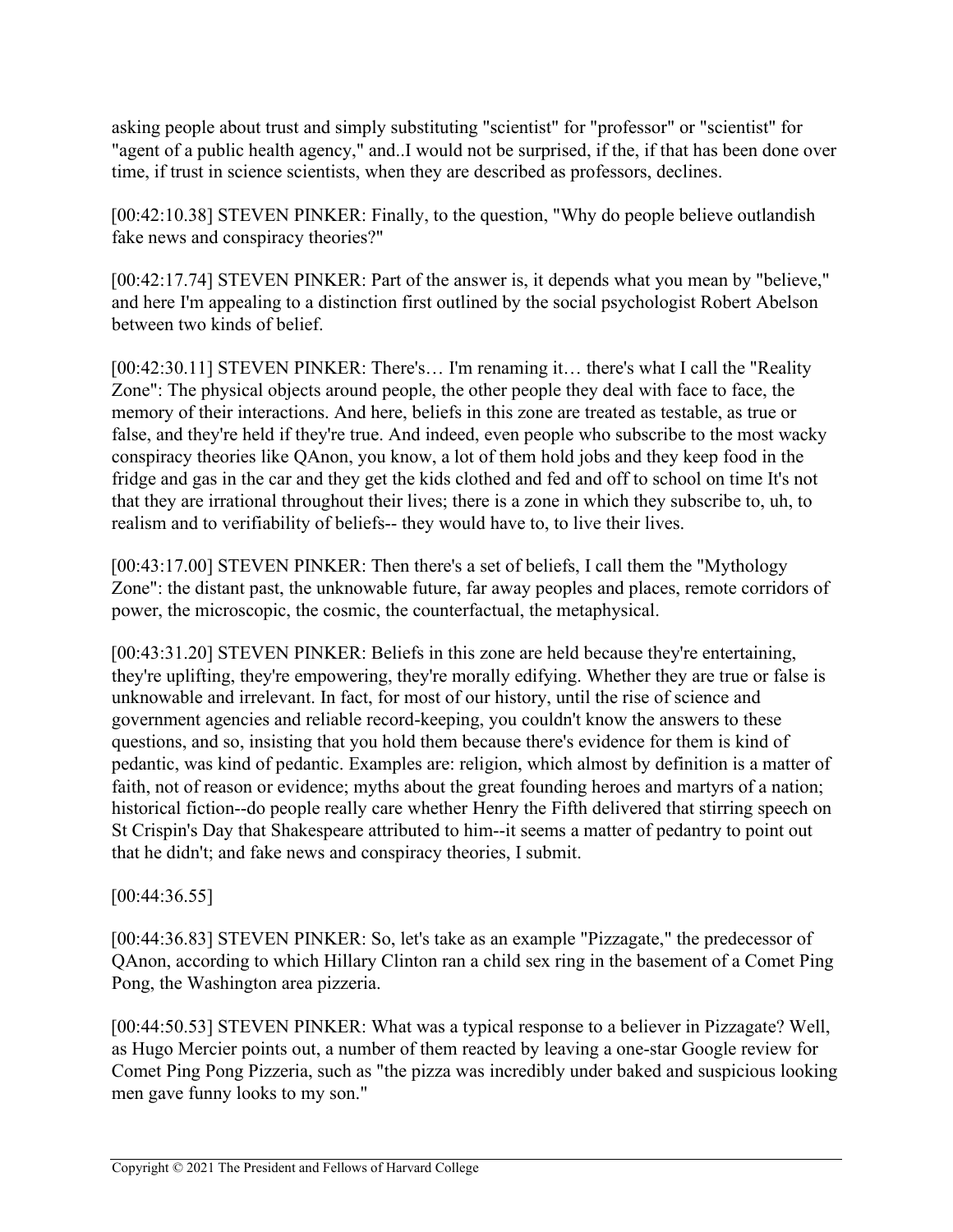asking people about trust and simply substituting "scientist" for "professor" or "scientist" for "agent of a public health agency," and..I would not be surprised, if the, if that has been done over time, if trust in science scientists, when they are described as professors, declines.

[00:42:10.38] STEVEN PINKER: Finally, to the question, "Why do people believe outlandish fake news and conspiracy theories?"

[00:42:17.74] STEVEN PINKER: Part of the answer is, it depends what you mean by "believe," and here I'm appealing to a distinction first outlined by the social psychologist Robert Abelson between two kinds of belief.

[00:42:30.11] STEVEN PINKER: There's… I'm renaming it… there's what I call the "Reality Zone": The physical objects around people, the other people they deal with face to face, the memory of their interactions. And here, beliefs in this zone are treated as testable, as true or false, and they're held if they're true. And indeed, even people who subscribe to the most wacky conspiracy theories like QAnon, you know, a lot of them hold jobs and they keep food in the fridge and gas in the car and they get the kids clothed and fed and off to school on time It's not that they are irrational throughout their lives; there is a zone in which they subscribe to, uh, to realism and to verifiability of beliefs-- they would have to, to live their lives.

[00:43:17.00] STEVEN PINKER: Then there's a set of beliefs, I call them the "Mythology Zone": the distant past, the unknowable future, far away peoples and places, remote corridors of power, the microscopic, the cosmic, the counterfactual, the metaphysical.

[00:43:31.20] STEVEN PINKER: Beliefs in this zone are held because they're entertaining, they're uplifting, they're empowering, they're morally edifying. Whether they are true or false is unknowable and irrelevant. In fact, for most of our history, until the rise of science and government agencies and reliable record-keeping, you couldn't know the answers to these questions, and so, insisting that you hold them because there's evidence for them is kind of pedantic, was kind of pedantic. Examples are: religion, which almost by definition is a matter of faith, not of reason or evidence; myths about the great founding heroes and martyrs of a nation; historical fiction--do people really care whether Henry the Fifth delivered that stirring speech on St Crispin's Day that Shakespeare attributed to him--it seems a matter of pedantry to point out that he didn't; and fake news and conspiracy theories, I submit.

[00:44:36.55]

[00:44:36.83] STEVEN PINKER: So, let's take as an example "Pizzagate," the predecessor of QAnon, according to which Hillary Clinton ran a child sex ring in the basement of a Comet Ping Pong, the Washington area pizzeria.

[00:44:50.53] STEVEN PINKER: What was a typical response to a believer in Pizzagate? Well, as Hugo Mercier points out, a number of them reacted by leaving a one-star Google review for Comet Ping Pong Pizzeria, such as "the pizza was incredibly under baked and suspicious looking men gave funny looks to my son."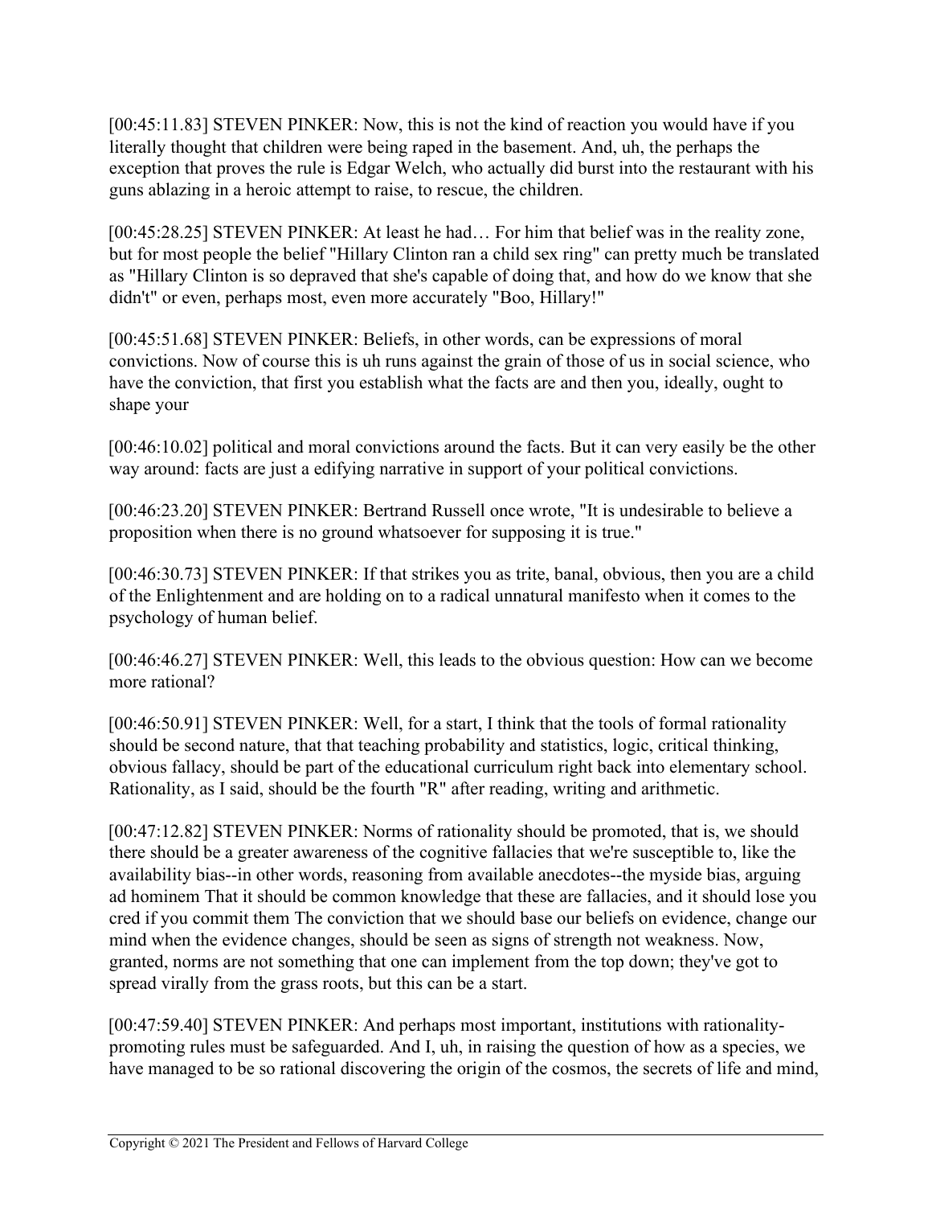[00:45:11.83] STEVEN PINKER: Now, this is not the kind of reaction you would have if you literally thought that children were being raped in the basement. And, uh, the perhaps the exception that proves the rule is Edgar Welch, who actually did burst into the restaurant with his guns ablazing in a heroic attempt to raise, to rescue, the children.

[00:45:28.25] STEVEN PINKER: At least he had… For him that belief was in the reality zone, but for most people the belief "Hillary Clinton ran a child sex ring" can pretty much be translated as "Hillary Clinton is so depraved that she's capable of doing that, and how do we know that she didn't" or even, perhaps most, even more accurately "Boo, Hillary!"

[00:45:51.68] STEVEN PINKER: Beliefs, in other words, can be expressions of moral convictions. Now of course this is uh runs against the grain of those of us in social science, who have the conviction, that first you establish what the facts are and then you, ideally, ought to shape your

[00:46:10.02] political and moral convictions around the facts. But it can very easily be the other way around: facts are just a edifying narrative in support of your political convictions.

[00:46:23.20] STEVEN PINKER: Bertrand Russell once wrote, "It is undesirable to believe a proposition when there is no ground whatsoever for supposing it is true."

[00:46:30.73] STEVEN PINKER: If that strikes you as trite, banal, obvious, then you are a child of the Enlightenment and are holding on to a radical unnatural manifesto when it comes to the psychology of human belief.

[00:46:46.27] STEVEN PINKER: Well, this leads to the obvious question: How can we become more rational?

[00:46:50.91] STEVEN PINKER: Well, for a start, I think that the tools of formal rationality should be second nature, that that teaching probability and statistics, logic, critical thinking, obvious fallacy, should be part of the educational curriculum right back into elementary school. Rationality, as I said, should be the fourth "R" after reading, writing and arithmetic.

[00:47:12.82] STEVEN PINKER: Norms of rationality should be promoted, that is, we should there should be a greater awareness of the cognitive fallacies that we're susceptible to, like the availability bias--in other words, reasoning from available anecdotes--the myside bias, arguing ad hominem That it should be common knowledge that these are fallacies, and it should lose you cred if you commit them The conviction that we should base our beliefs on evidence, change our mind when the evidence changes, should be seen as signs of strength not weakness. Now, granted, norms are not something that one can implement from the top down; they've got to spread virally from the grass roots, but this can be a start.

[00:47:59.40] STEVEN PINKER: And perhaps most important, institutions with rationality-promoting rules must be safeguarded. And I, uh, in raising the question of how as a species, we have managed to be so rational discovering the origin of the cosmos, the secrets of life and mind,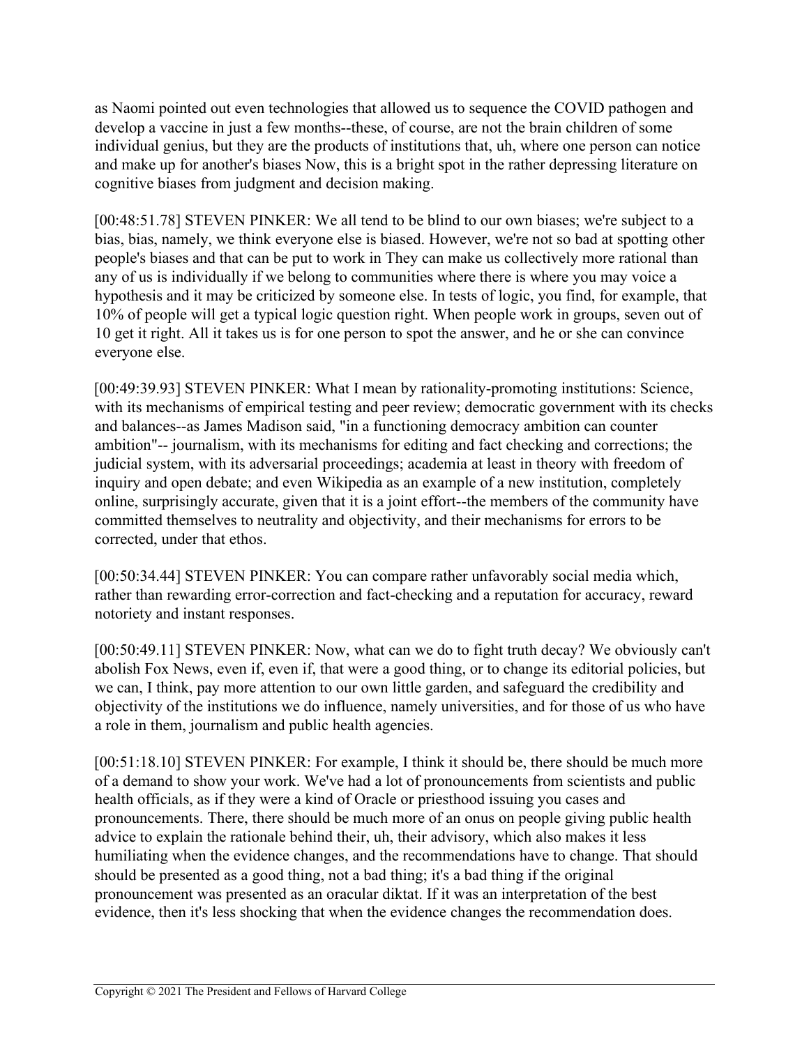as Naomi pointed out even technologies that allowed us to sequence the COVID pathogen and develop a vaccine in just a few months--these, of course, are not the brain children of some individual genius, but they are the products of institutions that, uh, where one person can notice and make up for another's biases Now, this is a bright spot in the rather depressing literature on cognitive biases from judgment and decision making.

[00:48:51.78] STEVEN PINKER: We all tend to be blind to our own biases; we're subject to a bias, bias, namely, we think everyone else is biased. However, we're not so bad at spotting other people's biases and that can be put to work in They can make us collectively more rational than any of us is individually if we belong to communities where there is where you may voice a hypothesis and it may be criticized by someone else. In tests of logic, you find, for example, that 10% of people will get a typical logic question right. When people work in groups, seven out of 10 get it right. All it takes us is for one person to spot the answer, and he or she can convince everyone else.

[00:49:39.93] STEVEN PINKER: What I mean by rationality-promoting institutions: Science, with its mechanisms of empirical testing and peer review; democratic government with its checks and balances--as James Madison said, "in a functioning democracy ambition can counter ambition"-- journalism, with its mechanisms for editing and fact checking and corrections; the judicial system, with its adversarial proceedings; academia at least in theory with freedom of inquiry and open debate; and even Wikipedia as an example of a new institution, completely online, surprisingly accurate, given that it is a joint effort--the members of the community have committed themselves to neutrality and objectivity, and their mechanisms for errors to be corrected, under that ethos.

[00:50:34.44] STEVEN PINKER: You can compare rather unfavorably social media which, rather than rewarding error-correction and fact-checking and a reputation for accuracy, reward notoriety and instant responses.

[00:50:49.11] STEVEN PINKER: Now, what can we do to fight truth decay? We obviously can't abolish Fox News, even if, even if, that were a good thing, or to change its editorial policies, but we can, I think, pay more attention to our own little garden, and safeguard the credibility and objectivity of the institutions we do influence, namely universities, and for those of us who have a role in them, journalism and public health agencies.

[00:51:18.10] STEVEN PINKER: For example, I think it should be, there should be much more of a demand to show your work. We've had a lot of pronouncements from scientists and public health officials, as if they were a kind of Oracle or priesthood issuing you cases and pronouncements. There, there should be much more of an onus on people giving public health advice to explain the rationale behind their, uh, their advisory, which also makes it less humiliating when the evidence changes, and the recommendations have to change. That should should be presented as a good thing, not a bad thing; it's a bad thing if the original pronouncement was presented as an oracular diktat. If it was an interpretation of the best evidence, then it's less shocking that when the evidence changes the recommendation does.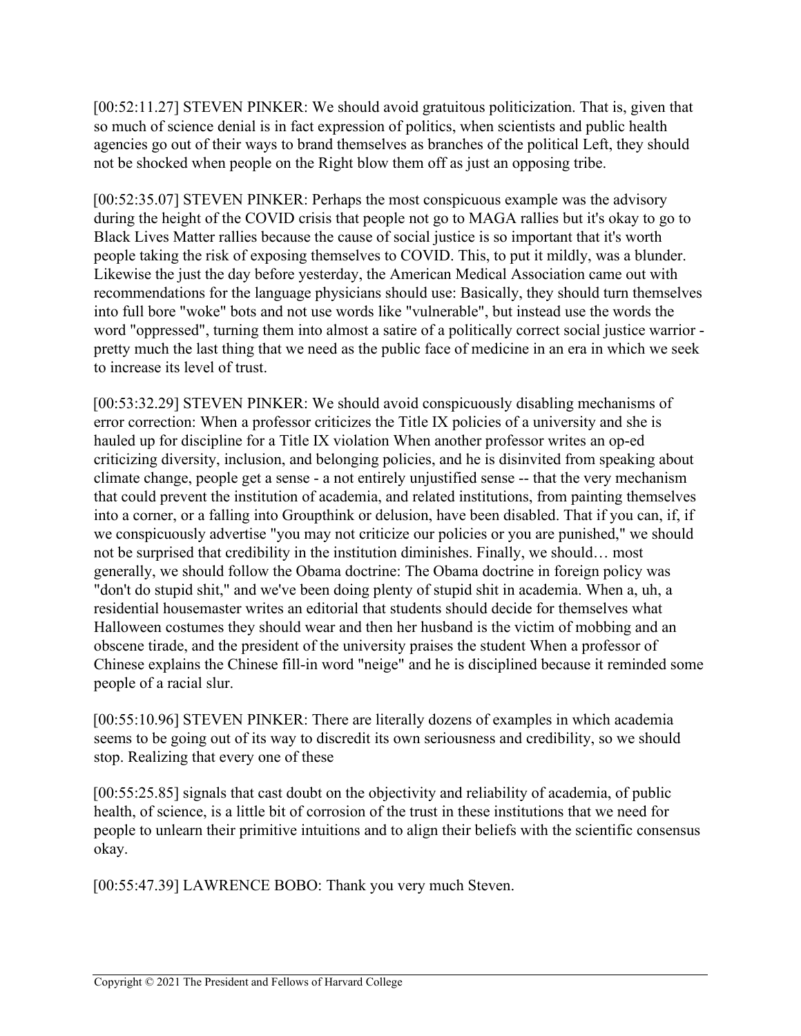[00:52:11.27] STEVEN PINKER: We should avoid gratuitous politicization. That is, given that so much of science denial is in fact expression of politics, when scientists and public health agencies go out of their ways to brand themselves as branches of the political Left, they should not be shocked when people on the Right blow them off as just an opposing tribe.

[00:52:35.07] STEVEN PINKER: Perhaps the most conspicuous example was the advisory during the height of the COVID crisis that people not go to MAGA rallies but it's okay to go to Black Lives Matter rallies because the cause of social justice is so important that it's worth people taking the risk of exposing themselves to COVID. This, to put it mildly, was a blunder. Likewise the just the day before yesterday, the American Medical Association came out with recommendations for the language physicians should use: Basically, they should turn themselves into full bore "woke" bots and not use words like "vulnerable", but instead use the words the word "oppressed", turning them into almost a satire of a politically correct social justice warrior - pretty much the last thing that we need as the public face of medicine in an era in which we seek to increase its level of trust.

[00:53:32.29] STEVEN PINKER: We should avoid conspicuously disabling mechanisms of error correction: When a professor criticizes the Title IX policies of a university and she is hauled up for discipline for a Title IX violation When another professor writes an op-ed criticizing diversity, inclusion, and belonging policies, and he is disinvited from speaking about climate change, people get a sense - a not entirely unjustified sense -- that the very mechanism that could prevent the institution of academia, and related institutions, from painting themselves into a corner, or a falling into Groupthink or delusion, have been disabled. That if you can, if, if we conspicuously advertise "you may not criticize our policies or you are punished," we should not be surprised that credibility in the institution diminishes. Finally, we should… most generally, we should follow the Obama doctrine: The Obama doctrine in foreign policy was "don't do stupid shit," and we've been doing plenty of stupid shit in academia. When a, uh, a residential housemaster writes an editorial that students should decide for themselves what Halloween costumes they should wear and then her husband is the victim of mobbing and an obscene tirade, and the president of the university praises the student When a professor of Chinese explains the Chinese fill-in word "neige" and he is disciplined because it reminded some people of a racial slur.

[00:55:10.96] STEVEN PINKER: There are literally dozens of examples in which academia seems to be going out of its way to discredit its own seriousness and credibility, so we should stop. Realizing that every one of these

[00:55:25.85] signals that cast doubt on the objectivity and reliability of academia, of public health, of science, is a little bit of corrosion of the trust in these institutions that we need for people to unlearn their primitive intuitions and to align their beliefs with the scientific consensus okay.

[00:55:47.39] LAWRENCE BOBO: Thank you very much Steven.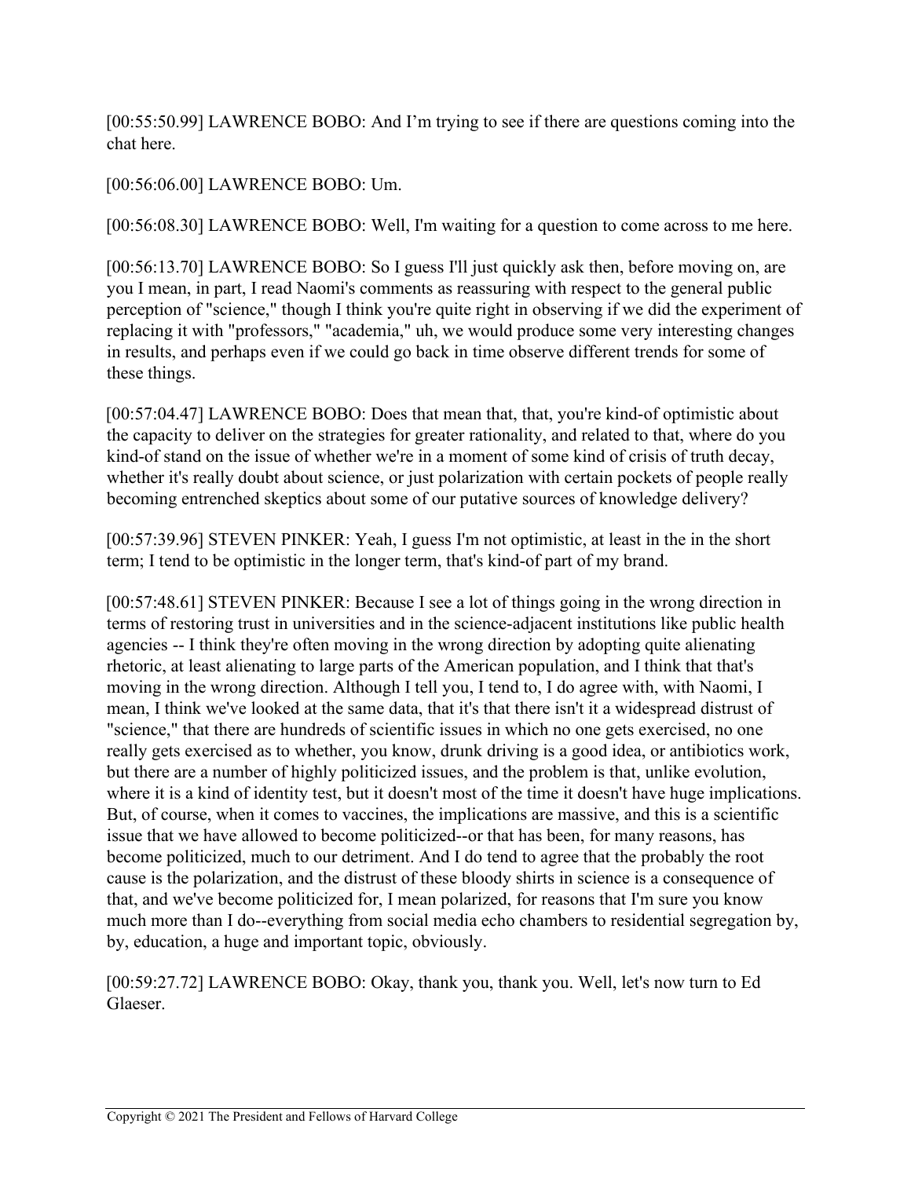[00:55:50.99] LAWRENCE BOBO: And I'm trying to see if there are questions coming into the chat here.

[00:56:06.00] LAWRENCE BOBO: Um.

[00:56:08.30] LAWRENCE BOBO: Well, I'm waiting for a question to come across to me here.

[00:56:13.70] LAWRENCE BOBO: So I guess I'll just quickly ask then, before moving on, are you I mean, in part, I read Naomi's comments as reassuring with respect to the general public perception of "science," though I think you're quite right in observing if we did the experiment of replacing it with "professors," "academia," uh, we would produce some very interesting changes in results, and perhaps even if we could go back in time observe different trends for some of these things.

[00:57:04.47] LAWRENCE BOBO: Does that mean that, that, you're kind-of optimistic about the capacity to deliver on the strategies for greater rationality, and related to that, where do you kind-of stand on the issue of whether we're in a moment of some kind of crisis of truth decay, whether it's really doubt about science, or just polarization with certain pockets of people really becoming entrenched skeptics about some of our putative sources of knowledge delivery?

[00:57:39.96] STEVEN PINKER: Yeah, I guess I'm not optimistic, at least in the in the short term; I tend to be optimistic in the longer term, that's kind-of part of my brand.

[00:57:48.61] STEVEN PINKER: Because I see a lot of things going in the wrong direction in terms of restoring trust in universities and in the science-adjacent institutions like public health agencies -- I think they're often moving in the wrong direction by adopting quite alienating rhetoric, at least alienating to large parts of the American population, and I think that that's moving in the wrong direction. Although I tell you, I tend to, I do agree with, with Naomi, I mean, I think we've looked at the same data, that it's that there isn't it a widespread distrust of "science," that there are hundreds of scientific issues in which no one gets exercised, no one really gets exercised as to whether, you know, drunk driving is a good idea, or antibiotics work, but there are a number of highly politicized issues, and the problem is that, unlike evolution, where it is a kind of identity test, but it doesn't most of the time it doesn't have huge implications. But, of course, when it comes to vaccines, the implications are massive, and this is a scientific issue that we have allowed to become politicized--or that has been, for many reasons, has become politicized, much to our detriment. And I do tend to agree that the probably the root cause is the polarization, and the distrust of these bloody shirts in science is a consequence of that, and we've become politicized for, I mean polarized, for reasons that I'm sure you know much more than I do--everything from social media echo chambers to residential segregation by, by, education, a huge and important topic, obviously.

[00:59:27.72] LAWRENCE BOBO: Okay, thank you, thank you. Well, let's now turn to Ed Glaeser.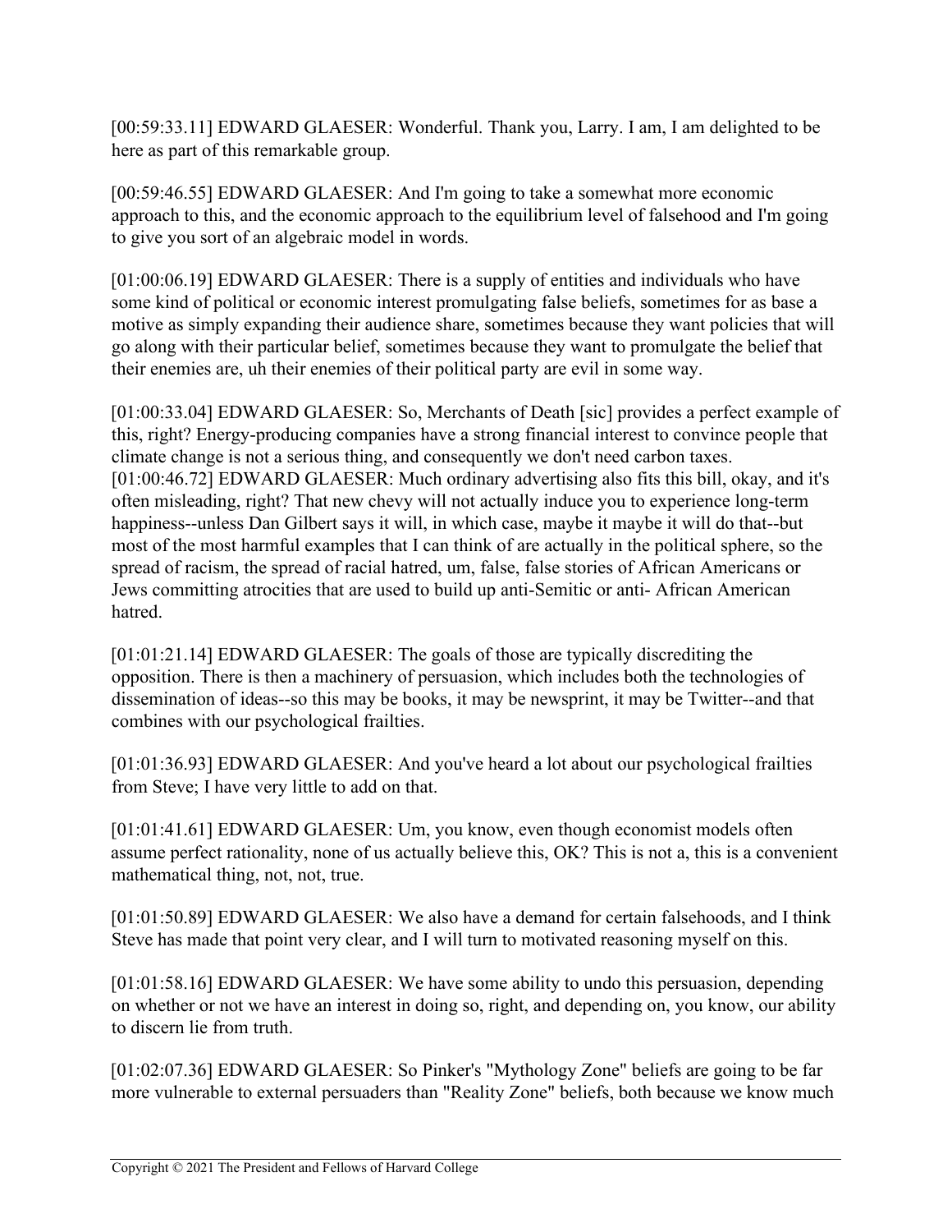[00:59:33.11] EDWARD GLAESER: Wonderful. Thank you, Larry. I am, I am delighted to be here as part of this remarkable group.

[00:59:46.55] EDWARD GLAESER: And I'm going to take a somewhat more economic approach to this, and the economic approach to the equilibrium level of falsehood and I'm going to give you sort of an algebraic model in words.

[01:00:06.19] EDWARD GLAESER: There is a supply of entities and individuals who have some kind of political or economic interest promulgating false beliefs, sometimes for as base a motive as simply expanding their audience share, sometimes because they want policies that will go along with their particular belief, sometimes because they want to promulgate the belief that their enemies are, uh their enemies of their political party are evil in some way.

[01:00:33.04] EDWARD GLAESER: So, Merchants of Death [sic] provides a perfect example of this, right? Energy-producing companies have a strong financial interest to convince people that climate change is not a serious thing, and consequently we don't need carbon taxes.
[01:00:46.72] EDWARD GLAESER: Much ordinary advertising also fits this bill, okay, and it's often misleading, right? That new chevy will not actually induce you to experience long-term happiness--unless Dan Gilbert says it will, in which case, maybe it maybe it will do that--but most of the most harmful examples that I can think of are actually in the political sphere, so the spread of racism, the spread of racial hatred, um, false, false stories of African Americans or Jews committing atrocities that are used to build up anti-Semitic or anti- African American hatred.

[01:01:21.14] EDWARD GLAESER: The goals of those are typically discrediting the opposition. There is then a machinery of persuasion, which includes both the technologies of dissemination of ideas--so this may be books, it may be newsprint, it may be Twitter--and that combines with our psychological frailties.

[01:01:36.93] EDWARD GLAESER: And you've heard a lot about our psychological frailties from Steve; I have very little to add on that.

[01:01:41.61] EDWARD GLAESER: Um, you know, even though economist models often assume perfect rationality, none of us actually believe this, OK? This is not a, this is a convenient mathematical thing, not, not, true.

[01:01:50.89] EDWARD GLAESER: We also have a demand for certain falsehoods, and I think Steve has made that point very clear, and I will turn to motivated reasoning myself on this.

[01:01:58.16] EDWARD GLAESER: We have some ability to undo this persuasion, depending on whether or not we have an interest in doing so, right, and depending on, you know, our ability to discern lie from truth.

[01:02:07.36] EDWARD GLAESER: So Pinker's "Mythology Zone" beliefs are going to be far more vulnerable to external persuaders than "Reality Zone" beliefs, both because we know much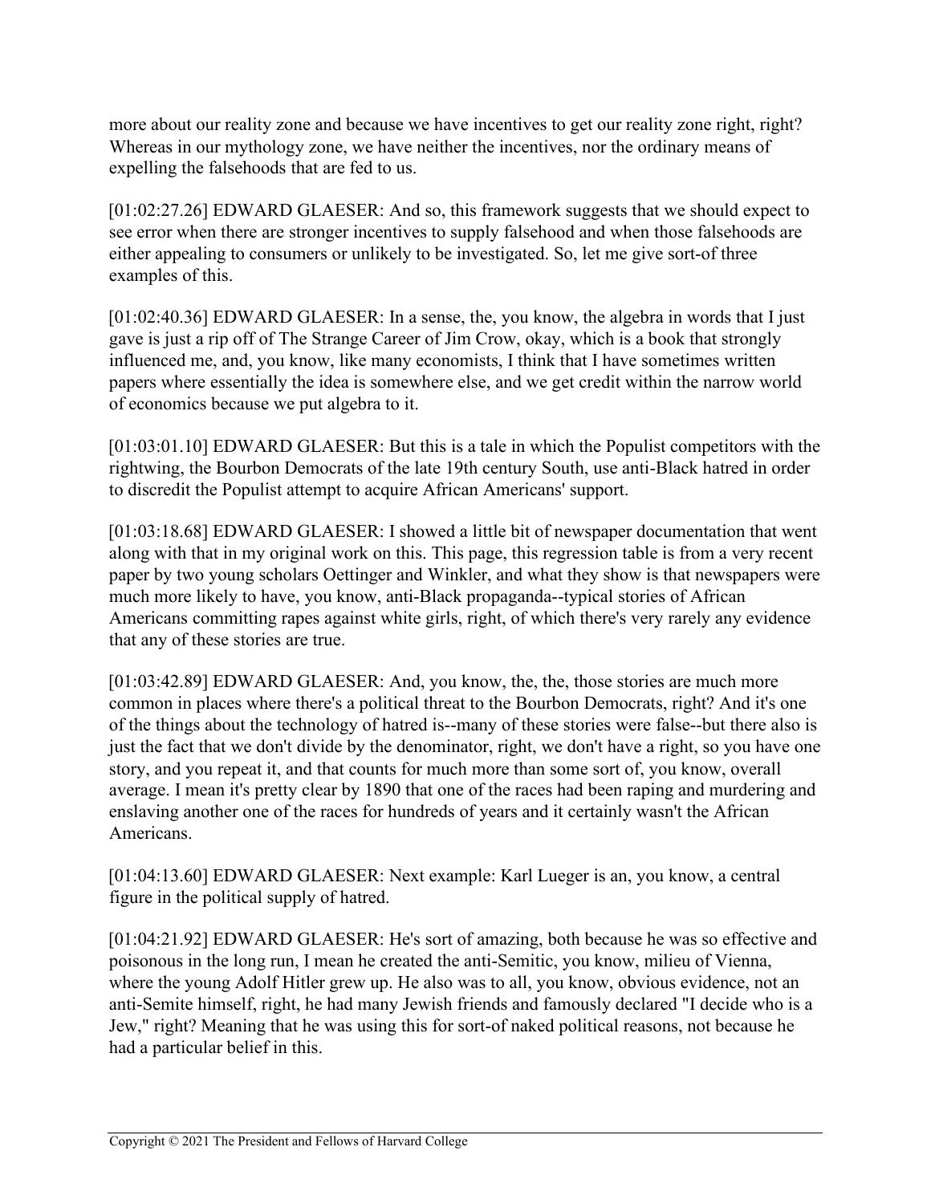more about our reality zone and because we have incentives to get our reality zone right, right? Whereas in our mythology zone, we have neither the incentives, nor the ordinary means of expelling the falsehoods that are fed to us.

[01:02:27.26] EDWARD GLAESER: And so, this framework suggests that we should expect to see error when there are stronger incentives to supply falsehood and when those falsehoods are either appealing to consumers or unlikely to be investigated. So, let me give sort-of three examples of this.

[01:02:40.36] EDWARD GLAESER: In a sense, the, you know, the algebra in words that I just gave is just a rip off of The Strange Career of Jim Crow, okay, which is a book that strongly influenced me, and, you know, like many economists, I think that I have sometimes written papers where essentially the idea is somewhere else, and we get credit within the narrow world of economics because we put algebra to it.

[01:03:01.10] EDWARD GLAESER: But this is a tale in which the Populist competitors with the rightwing, the Bourbon Democrats of the late 19th century South, use anti-Black hatred in order to discredit the Populist attempt to acquire African Americans' support.

[01:03:18.68] EDWARD GLAESER: I showed a little bit of newspaper documentation that went along with that in my original work on this. This page, this regression table is from a very recent paper by two young scholars Oettinger and Winkler, and what they show is that newspapers were much more likely to have, you know, anti-Black propaganda--typical stories of African Americans committing rapes against white girls, right, of which there's very rarely any evidence that any of these stories are true.

[01:03:42.89] EDWARD GLAESER: And, you know, the, the, those stories are much more common in places where there's a political threat to the Bourbon Democrats, right? And it's one of the things about the technology of hatred is--many of these stories were false--but there also is just the fact that we don't divide by the denominator, right, we don't have a right, so you have one story, and you repeat it, and that counts for much more than some sort of, you know, overall average. I mean it's pretty clear by 1890 that one of the races had been raping and murdering and enslaving another one of the races for hundreds of years and it certainly wasn't the African Americans.

[01:04:13.60] EDWARD GLAESER: Next example: Karl Lueger is an, you know, a central figure in the political supply of hatred.

[01:04:21.92] EDWARD GLAESER: He's sort of amazing, both because he was so effective and poisonous in the long run, I mean he created the anti-Semitic, you know, milieu of Vienna, where the young Adolf Hitler grew up. He also was to all, you know, obvious evidence, not an anti-Semite himself, right, he had many Jewish friends and famously declared "I decide who is a Jew," right? Meaning that he was using this for sort-of naked political reasons, not because he had a particular belief in this.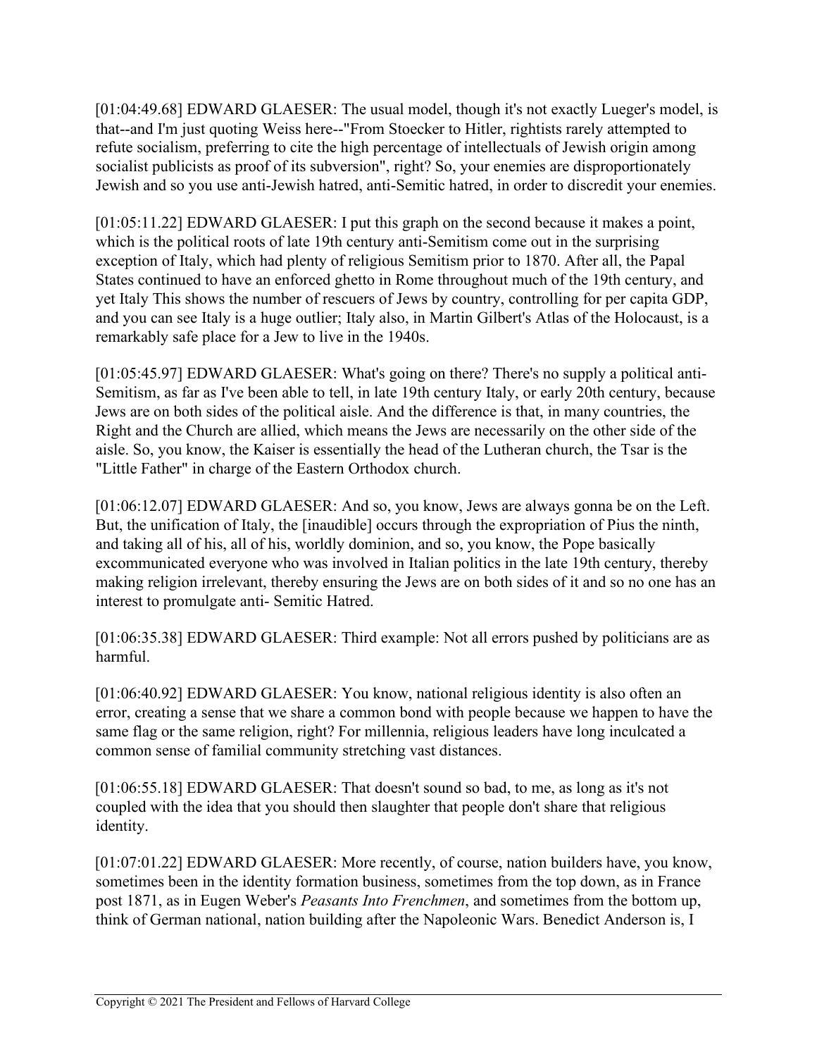[01:04:49.68] EDWARD GLAESER: The usual model, though it's not exactly Lueger's model, is that--and I'm just quoting Weiss here--"From Stoecker to Hitler, rightists rarely attempted to refute socialism, preferring to cite the high percentage of intellectuals of Jewish origin among socialist publicists as proof of its subversion", right? So, your enemies are disproportionately Jewish and so you use anti-Jewish hatred, anti-Semitic hatred, in order to discredit your enemies.

[01:05:11.22] EDWARD GLAESER: I put this graph on the second because it makes a point, which is the political roots of late 19th century anti-Semitism come out in the surprising exception of Italy, which had plenty of religious Semitism prior to 1870. After all, the Papal States continued to have an enforced ghetto in Rome throughout much of the 19th century, and yet Italy This shows the number of rescuers of Jews by country, controlling for per capita GDP, and you can see Italy is a huge outlier; Italy also, in Martin Gilbert's Atlas of the Holocaust, is a remarkably safe place for a Jew to live in the 1940s.

[01:05:45.97] EDWARD GLAESER: What's going on there? There's no supply a political anti-Semitism, as far as I've been able to tell, in late 19th century Italy, or early 20th century, because Jews are on both sides of the political aisle. And the difference is that, in many countries, the Right and the Church are allied, which means the Jews are necessarily on the other side of the aisle. So, you know, the Kaiser is essentially the head of the Lutheran church, the Tsar is the "Little Father" in charge of the Eastern Orthodox church.

[01:06:12.07] EDWARD GLAESER: And so, you know, Jews are always gonna be on the Left. But, the unification of Italy, the [inaudible] occurs through the expropriation of Pius the ninth, and taking all of his, all of his, worldly dominion, and so, you know, the Pope basically excommunicated everyone who was involved in Italian politics in the late 19th century, thereby making religion irrelevant, thereby ensuring the Jews are on both sides of it and so no one has an interest to promulgate anti- Semitic Hatred.

[01:06:35.38] EDWARD GLAESER: Third example: Not all errors pushed by politicians are as harmful.

[01:06:40.92] EDWARD GLAESER: You know, national religious identity is also often an error, creating a sense that we share a common bond with people because we happen to have the same flag or the same religion, right? For millennia, religious leaders have long inculcated a common sense of familial community stretching vast distances.

[01:06:55.18] EDWARD GLAESER: That doesn't sound so bad, to me, as long as it's not coupled with the idea that you should then slaughter that people don't share that religious identity.

[01:07:01.22] EDWARD GLAESER: More recently, of course, nation builders have, you know, sometimes been in the identity formation business, sometimes from the top down, as in France post 1871, as in Eugen Weber's *Peasants Into Frenchmen*, and sometimes from the bottom up, think of German national, nation building after the Napoleonic Wars. Benedict Anderson is, I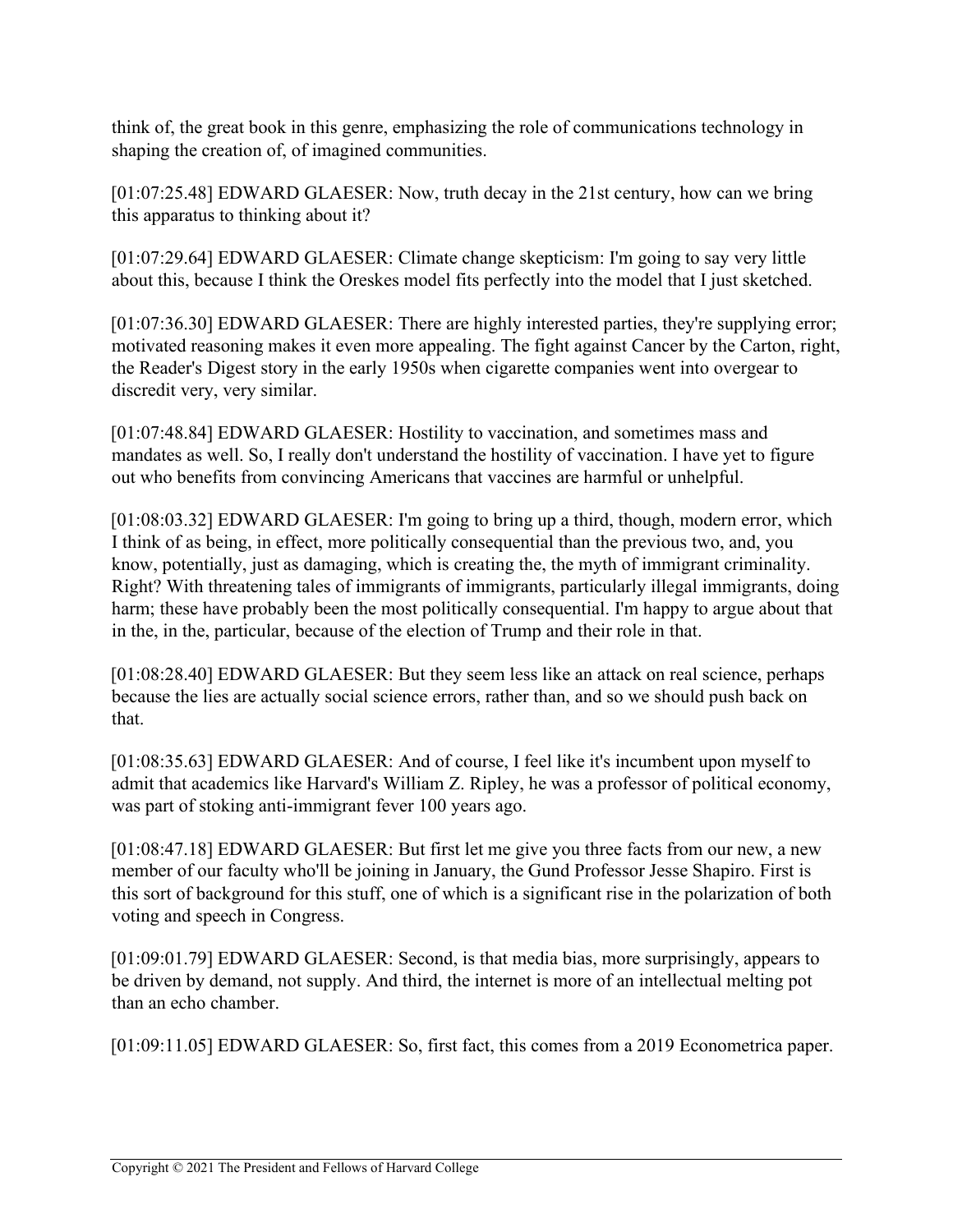think of, the great book in this genre, emphasizing the role of communications technology in shaping the creation of, of imagined communities.

[01:07:25.48] EDWARD GLAESER: Now, truth decay in the 21st century, how can we bring this apparatus to thinking about it?

[01:07:29.64] EDWARD GLAESER: Climate change skepticism: I'm going to say very little about this, because I think the Oreskes model fits perfectly into the model that I just sketched.

[01:07:36.30] EDWARD GLAESER: There are highly interested parties, they're supplying error; motivated reasoning makes it even more appealing. The fight against Cancer by the Carton, right, the Reader's Digest story in the early 1950s when cigarette companies went into overgear to discredit very, very similar.

[01:07:48.84] EDWARD GLAESER: Hostility to vaccination, and sometimes mass and mandates as well. So, I really don't understand the hostility of vaccination. I have yet to figure out who benefits from convincing Americans that vaccines are harmful or unhelpful.

[01:08:03.32] EDWARD GLAESER: I'm going to bring up a third, though, modern error, which I think of as being, in effect, more politically consequential than the previous two, and, you know, potentially, just as damaging, which is creating the, the myth of immigrant criminality. Right? With threatening tales of immigrants of immigrants, particularly illegal immigrants, doing harm; these have probably been the most politically consequential. I'm happy to argue about that in the, in the, particular, because of the election of Trump and their role in that.

[01:08:28.40] EDWARD GLAESER: But they seem less like an attack on real science, perhaps because the lies are actually social science errors, rather than, and so we should push back on that.

[01:08:35.63] EDWARD GLAESER: And of course, I feel like it's incumbent upon myself to admit that academics like Harvard's William Z. Ripley, he was a professor of political economy, was part of stoking anti-immigrant fever 100 years ago.

[01:08:47.18] EDWARD GLAESER: But first let me give you three facts from our new, a new member of our faculty who'll be joining in January, the Gund Professor Jesse Shapiro. First is this sort of background for this stuff, one of which is a significant rise in the polarization of both voting and speech in Congress.

[01:09:01.79] EDWARD GLAESER: Second, is that media bias, more surprisingly, appears to be driven by demand, not supply. And third, the internet is more of an intellectual melting pot than an echo chamber.

[01:09:11.05] EDWARD GLAESER: So, first fact, this comes from a 2019 Econometrica paper.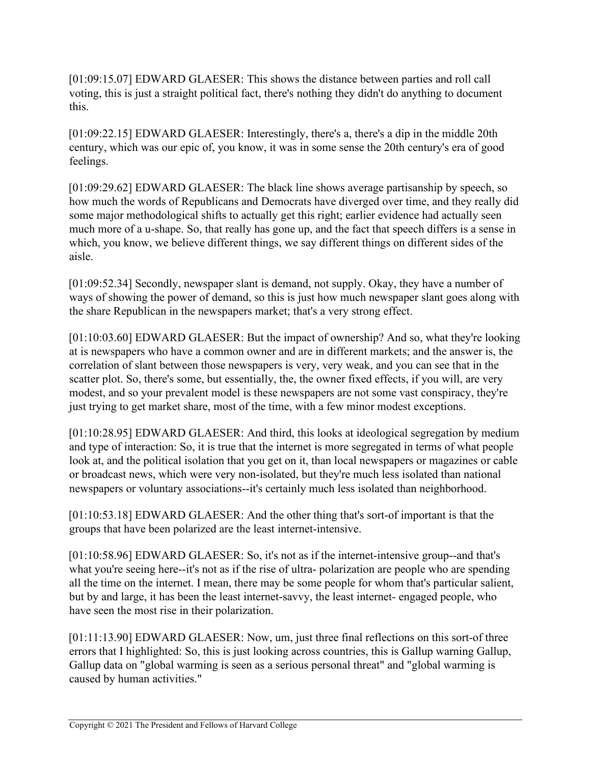[01:09:15.07] EDWARD GLAESER: This shows the distance between parties and roll call voting, this is just a straight political fact, there's nothing they didn't do anything to document this.

[01:09:22.15] EDWARD GLAESER: Interestingly, there's a, there's a dip in the middle 20th century, which was our epic of, you know, it was in some sense the 20th century's era of good feelings.

[01:09:29.62] EDWARD GLAESER: The black line shows average partisanship by speech, so how much the words of Republicans and Democrats have diverged over time, and they really did some major methodological shifts to actually get this right; earlier evidence had actually seen much more of a u-shape. So, that really has gone up, and the fact that speech differs is a sense in which, you know, we believe different things, we say different things on different sides of the aisle.

[01:09:52.34] Secondly, newspaper slant is demand, not supply. Okay, they have a number of ways of showing the power of demand, so this is just how much newspaper slant goes along with the share Republican in the newspapers market; that's a very strong effect.

[01:10:03.60] EDWARD GLAESER: But the impact of ownership? And so, what they're looking at is newspapers who have a common owner and are in different markets; and the answer is, the correlation of slant between those newspapers is very, very weak, and you can see that in the scatter plot. So, there's some, but essentially, the, the owner fixed effects, if you will, are very modest, and so your prevalent model is these newspapers are not some vast conspiracy, they're just trying to get market share, most of the time, with a few minor modest exceptions.

[01:10:28.95] EDWARD GLAESER: And third, this looks at ideological segregation by medium and type of interaction: So, it is true that the internet is more segregated in terms of what people look at, and the political isolation that you get on it, than local newspapers or magazines or cable or broadcast news, which were very non-isolated, but they're much less isolated than national newspapers or voluntary associations--it's certainly much less isolated than neighborhood.

[01:10:53.18] EDWARD GLAESER: And the other thing that's sort-of important is that the groups that have been polarized are the least internet-intensive.

[01:10:58.96] EDWARD GLAESER: So, it's not as if the internet-intensive group--and that's what you're seeing here--it's not as if the rise of ultra- polarization are people who are spending all the time on the internet. I mean, there may be some people for whom that's particular salient, but by and large, it has been the least internet-savvy, the least internet- engaged people, who have seen the most rise in their polarization.

[01:11:13.90] EDWARD GLAESER: Now, um, just three final reflections on this sort-of three errors that I highlighted: So, this is just looking across countries, this is Gallup warning Gallup, Gallup data on "global warming is seen as a serious personal threat" and "global warming is caused by human activities."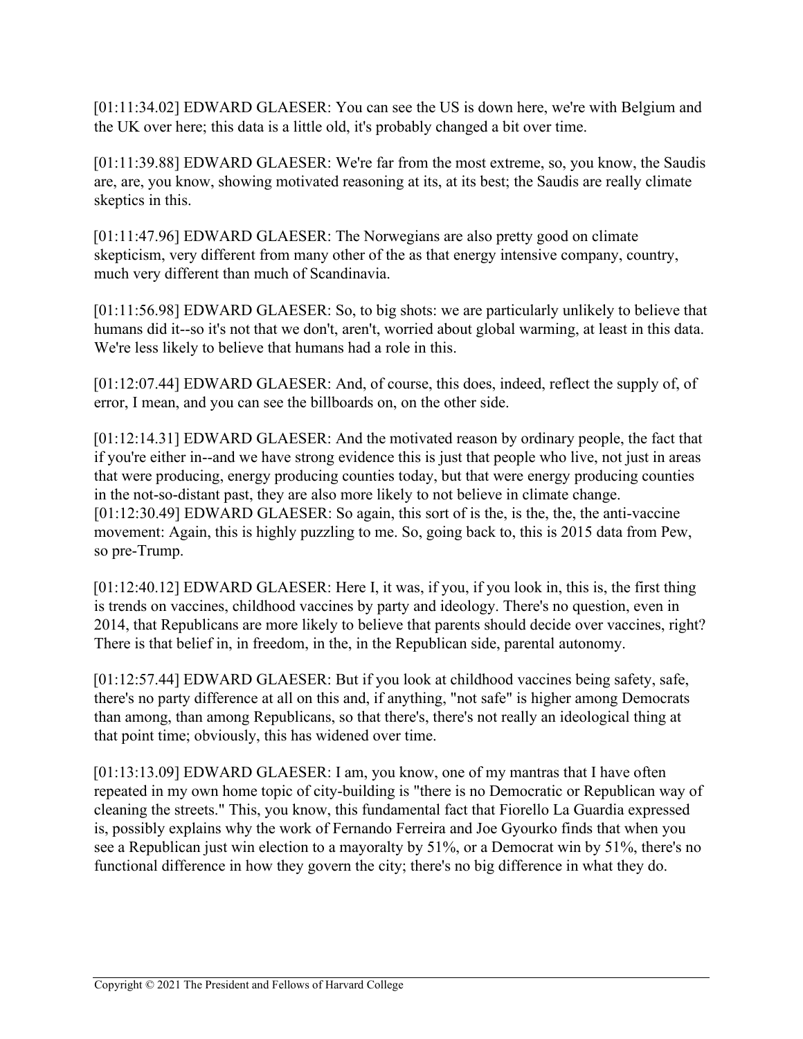[01:11:34.02] EDWARD GLAESER: You can see the US is down here, we're with Belgium and the UK over here; this data is a little old, it's probably changed a bit over time.

[01:11:39.88] EDWARD GLAESER: We're far from the most extreme, so, you know, the Saudis are, are, you know, showing motivated reasoning at its, at its best; the Saudis are really climate skeptics in this.

[01:11:47.96] EDWARD GLAESER: The Norwegians are also pretty good on climate skepticism, very different from many other of the as that energy intensive company, country, much very different than much of Scandinavia.

[01:11:56.98] EDWARD GLAESER: So, to big shots: we are particularly unlikely to believe that humans did it--so it's not that we don't, aren't, worried about global warming, at least in this data. We're less likely to believe that humans had a role in this.

[01:12:07.44] EDWARD GLAESER: And, of course, this does, indeed, reflect the supply of, of error, I mean, and you can see the billboards on, on the other side.

[01:12:14.31] EDWARD GLAESER: And the motivated reason by ordinary people, the fact that if you're either in--and we have strong evidence this is just that people who live, not just in areas that were producing, energy producing counties today, but that were energy producing counties in the not-so-distant past, they are also more likely to not believe in climate change.
[01:12:30.49] EDWARD GLAESER: So again, this sort of is the, is the, the, the anti-vaccine movement: Again, this is highly puzzling to me. So, going back to, this is 2015 data from Pew, so pre-Trump.

[01:12:40.12] EDWARD GLAESER: Here I, it was, if you, if you look in, this is, the first thing is trends on vaccines, childhood vaccines by party and ideology. There's no question, even in 2014, that Republicans are more likely to believe that parents should decide over vaccines, right? There is that belief in, in freedom, in the, in the Republican side, parental autonomy.

[01:12:57.44] EDWARD GLAESER: But if you look at childhood vaccines being safety, safe, there's no party difference at all on this and, if anything, "not safe" is higher among Democrats than among, than among Republicans, so that there's, there's not really an ideological thing at that point time; obviously, this has widened over time.

[01:13:13.09] EDWARD GLAESER: I am, you know, one of my mantras that I have often repeated in my own home topic of city-building is "there is no Democratic or Republican way of cleaning the streets." This, you know, this fundamental fact that Fiorello La Guardia expressed is, possibly explains why the work of Fernando Ferreira and Joe Gyourko finds that when you see a Republican just win election to a mayoralty by 51%, or a Democrat win by 51%, there's no functional difference in how they govern the city; there's no big difference in what they do.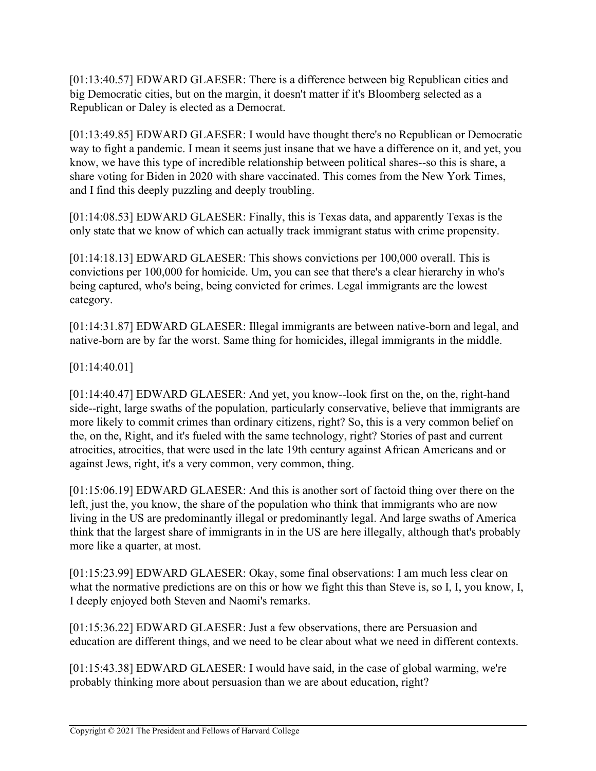[01:13:40.57] EDWARD GLAESER: There is a difference between big Republican cities and big Democratic cities, but on the margin, it doesn't matter if it's Bloomberg selected as a Republican or Daley is elected as a Democrat.

[01:13:49.85] EDWARD GLAESER: I would have thought there's no Republican or Democratic way to fight a pandemic. I mean it seems just insane that we have a difference on it, and yet, you know, we have this type of incredible relationship between political shares--so this is share, a share voting for Biden in 2020 with share vaccinated. This comes from the New York Times, and I find this deeply puzzling and deeply troubling.

[01:14:08.53] EDWARD GLAESER: Finally, this is Texas data, and apparently Texas is the only state that we know of which can actually track immigrant status with crime propensity.

[01:14:18.13] EDWARD GLAESER: This shows convictions per 100,000 overall. This is convictions per 100,000 for homicide. Um, you can see that there's a clear hierarchy in who's being captured, who's being, being convicted for crimes. Legal immigrants are the lowest category.

[01:14:31.87] EDWARD GLAESER: Illegal immigrants are between native-born and legal, and native-born are by far the worst. Same thing for homicides, illegal immigrants in the middle.

[01:14:40.01]

[01:14:40.47] EDWARD GLAESER: And yet, you know--look first on the, on the, right-hand side--right, large swaths of the population, particularly conservative, believe that immigrants are more likely to commit crimes than ordinary citizens, right? So, this is a very common belief on the, on the, Right, and it's fueled with the same technology, right? Stories of past and current atrocities, atrocities, that were used in the late 19th century against African Americans and or against Jews, right, it's a very common, very common, thing.

[01:15:06.19] EDWARD GLAESER: And this is another sort of factoid thing over there on the left, just the, you know, the share of the population who think that immigrants who are now living in the US are predominantly illegal or predominantly legal. And large swaths of America think that the largest share of immigrants in in the US are here illegally, although that's probably more like a quarter, at most.

[01:15:23.99] EDWARD GLAESER: Okay, some final observations: I am much less clear on what the normative predictions are on this or how we fight this than Steve is, so I, I, you know, I, I deeply enjoyed both Steven and Naomi's remarks.

[01:15:36.22] EDWARD GLAESER: Just a few observations, there are Persuasion and education are different things, and we need to be clear about what we need in different contexts.

[01:15:43.38] EDWARD GLAESER: I would have said, in the case of global warming, we're probably thinking more about persuasion than we are about education, right?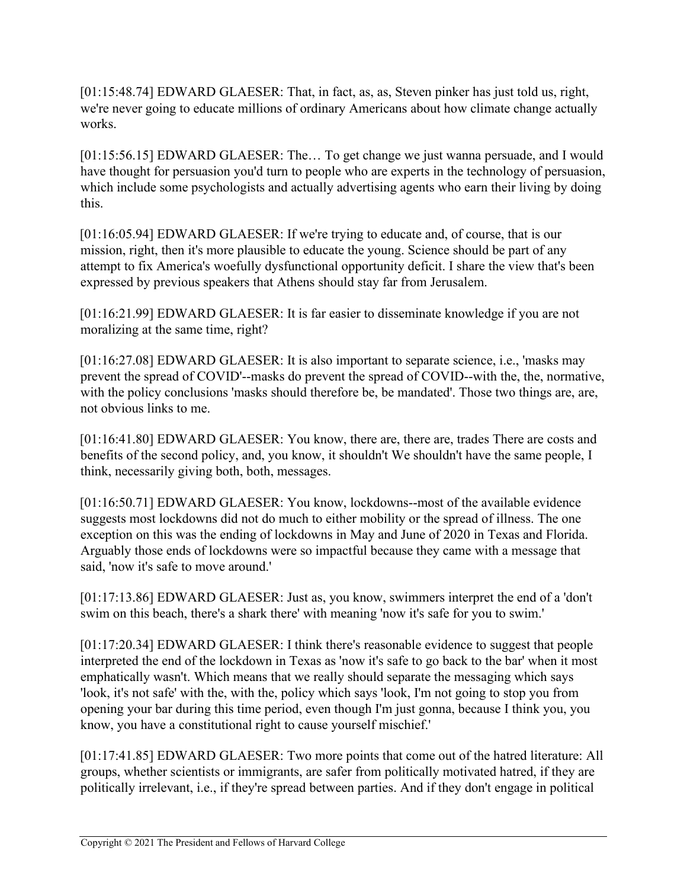[01:15:48.74] EDWARD GLAESER: That, in fact, as, as, Steven pinker has just told us, right, we're never going to educate millions of ordinary Americans about how climate change actually works.

[01:15:56.15] EDWARD GLAESER: The… To get change we just wanna persuade, and I would have thought for persuasion you'd turn to people who are experts in the technology of persuasion, which include some psychologists and actually advertising agents who earn their living by doing this.

[01:16:05.94] EDWARD GLAESER: If we're trying to educate and, of course, that is our mission, right, then it's more plausible to educate the young. Science should be part of any attempt to fix America's woefully dysfunctional opportunity deficit. I share the view that's been expressed by previous speakers that Athens should stay far from Jerusalem.

[01:16:21.99] EDWARD GLAESER: It is far easier to disseminate knowledge if you are not moralizing at the same time, right?

[01:16:27.08] EDWARD GLAESER: It is also important to separate science, i.e., 'masks may prevent the spread of COVID'--masks do prevent the spread of COVID--with the, the, normative, with the policy conclusions 'masks should therefore be, be mandated'. Those two things are, are, not obvious links to me.

[01:16:41.80] EDWARD GLAESER: You know, there are, there are, trades There are costs and benefits of the second policy, and, you know, it shouldn't We shouldn't have the same people, I think, necessarily giving both, both, messages.

[01:16:50.71] EDWARD GLAESER: You know, lockdowns--most of the available evidence suggests most lockdowns did not do much to either mobility or the spread of illness. The one exception on this was the ending of lockdowns in May and June of 2020 in Texas and Florida. Arguably those ends of lockdowns were so impactful because they came with a message that said, 'now it's safe to move around.'

[01:17:13.86] EDWARD GLAESER: Just as, you know, swimmers interpret the end of a 'don't swim on this beach, there's a shark there' with meaning 'now it's safe for you to swim.'

[01:17:20.34] EDWARD GLAESER: I think there's reasonable evidence to suggest that people interpreted the end of the lockdown in Texas as 'now it's safe to go back to the bar' when it most emphatically wasn't. Which means that we really should separate the messaging which says 'look, it's not safe' with the, with the, policy which says 'look, I'm not going to stop you from opening your bar during this time period, even though I'm just gonna, because I think you, you know, you have a constitutional right to cause yourself mischief.'

[01:17:41.85] EDWARD GLAESER: Two more points that come out of the hatred literature: All groups, whether scientists or immigrants, are safer from politically motivated hatred, if they are politically irrelevant, i.e., if they're spread between parties. And if they don't engage in political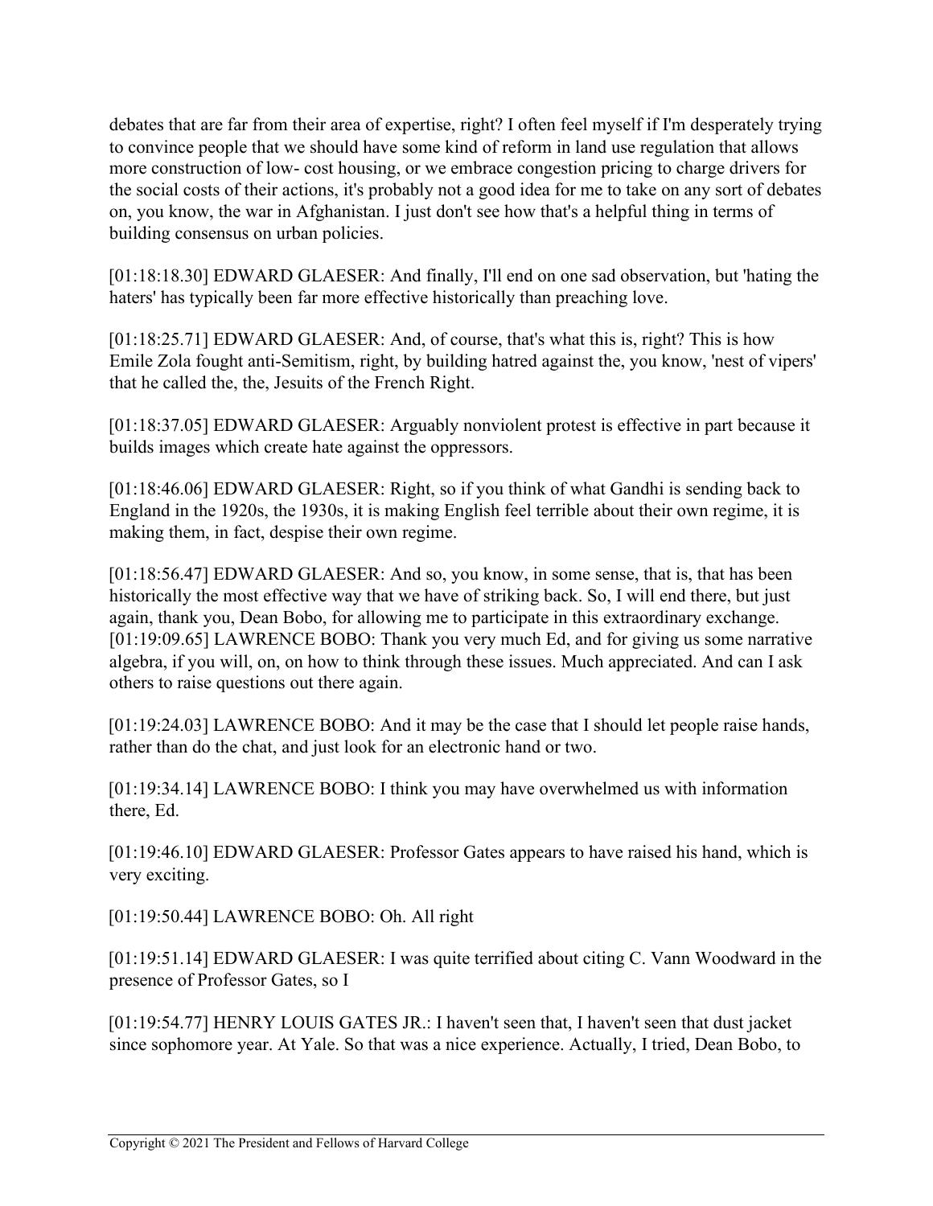debates that are far from their area of expertise, right? I often feel myself if I'm desperately trying to convince people that we should have some kind of reform in land use regulation that allows more construction of low- cost housing, or we embrace congestion pricing to charge drivers for the social costs of their actions, it's probably not a good idea for me to take on any sort of debates on, you know, the war in Afghanistan. I just don't see how that's a helpful thing in terms of building consensus on urban policies.

[01:18:18.30] EDWARD GLAESER: And finally, I'll end on one sad observation, but 'hating the haters' has typically been far more effective historically than preaching love.

[01:18:25.71] EDWARD GLAESER: And, of course, that's what this is, right? This is how Emile Zola fought anti-Semitism, right, by building hatred against the, you know, 'nest of vipers' that he called the, the, Jesuits of the French Right.

[01:18:37.05] EDWARD GLAESER: Arguably nonviolent protest is effective in part because it builds images which create hate against the oppressors.

[01:18:46.06] EDWARD GLAESER: Right, so if you think of what Gandhi is sending back to England in the 1920s, the 1930s, it is making English feel terrible about their own regime, it is making them, in fact, despise their own regime.

[01:18:56.47] EDWARD GLAESER: And so, you know, in some sense, that is, that has been historically the most effective way that we have of striking back. So, I will end there, but just again, thank you, Dean Bobo, for allowing me to participate in this extraordinary exchange.
[01:19:09.65] LAWRENCE BOBO: Thank you very much Ed, and for giving us some narrative algebra, if you will, on, on how to think through these issues. Much appreciated. And can I ask others to raise questions out there again.

[01:19:24.03] LAWRENCE BOBO: And it may be the case that I should let people raise hands, rather than do the chat, and just look for an electronic hand or two.

[01:19:34.14] LAWRENCE BOBO: I think you may have overwhelmed us with information there, Ed.

[01:19:46.10] EDWARD GLAESER: Professor Gates appears to have raised his hand, which is very exciting.

[01:19:50.44] LAWRENCE BOBO: Oh. All right

[01:19:51.14] EDWARD GLAESER: I was quite terrified about citing C. Vann Woodward in the presence of Professor Gates, so I

[01:19:54.77] HENRY LOUIS GATES JR.: I haven't seen that, I haven't seen that dust jacket since sophomore year. At Yale. So that was a nice experience. Actually, I tried, Dean Bobo, to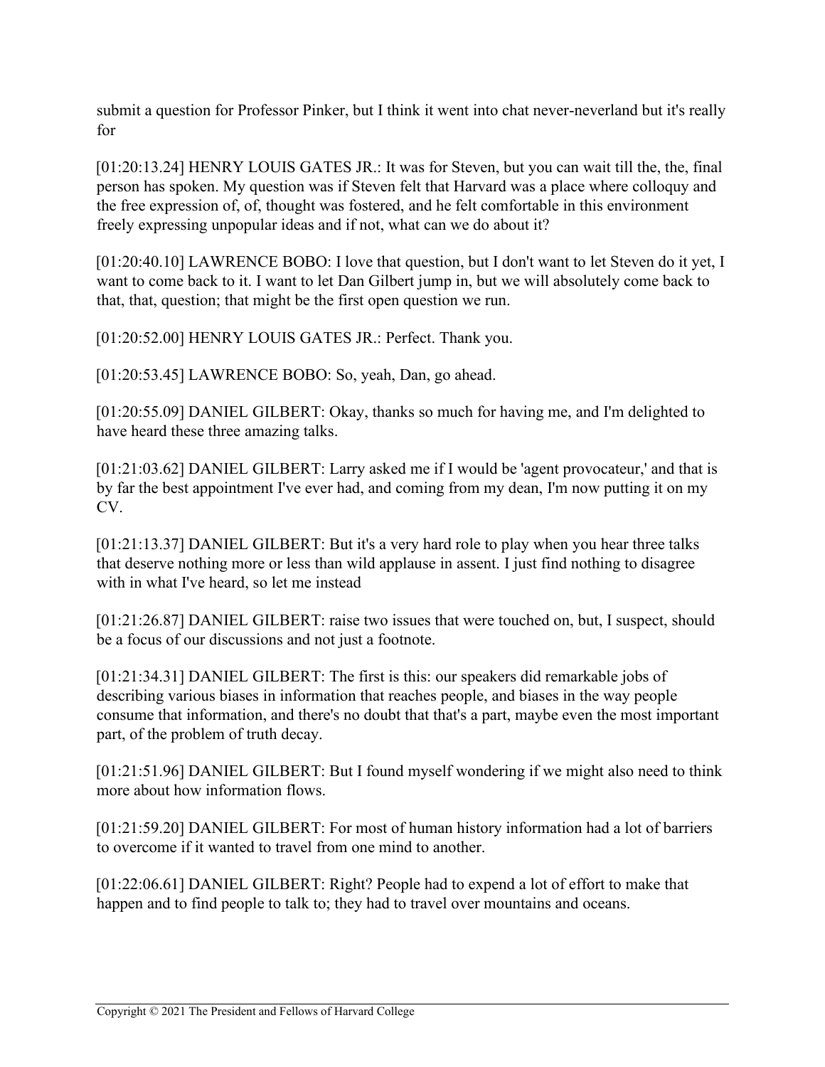submit a question for Professor Pinker, but I think it went into chat never-neverland but it's really for

[01:20:13.24] HENRY LOUIS GATES JR.: It was for Steven, but you can wait till the, the, final person has spoken. My question was if Steven felt that Harvard was a place where colloquy and the free expression of, of, thought was fostered, and he felt comfortable in this environment freely expressing unpopular ideas and if not, what can we do about it?

[01:20:40.10] LAWRENCE BOBO: I love that question, but I don't want to let Steven do it yet, I want to come back to it. I want to let Dan Gilbert jump in, but we will absolutely come back to that, that, question; that might be the first open question we run.

[01:20:52.00] HENRY LOUIS GATES JR.: Perfect. Thank you.

[01:20:53.45] LAWRENCE BOBO: So, yeah, Dan, go ahead.

[01:20:55.09] DANIEL GILBERT: Okay, thanks so much for having me, and I'm delighted to have heard these three amazing talks.

[01:21:03.62] DANIEL GILBERT: Larry asked me if I would be 'agent provocateur,' and that is by far the best appointment I've ever had, and coming from my dean, I'm now putting it on my CV.

[01:21:13.37] DANIEL GILBERT: But it's a very hard role to play when you hear three talks that deserve nothing more or less than wild applause in assent. I just find nothing to disagree with in what I've heard, so let me instead

[01:21:26.87] DANIEL GILBERT: raise two issues that were touched on, but, I suspect, should be a focus of our discussions and not just a footnote.

[01:21:34.31] DANIEL GILBERT: The first is this: our speakers did remarkable jobs of describing various biases in information that reaches people, and biases in the way people consume that information, and there's no doubt that that's a part, maybe even the most important part, of the problem of truth decay.

[01:21:51.96] DANIEL GILBERT: But I found myself wondering if we might also need to think more about how information flows.

[01:21:59.20] DANIEL GILBERT: For most of human history information had a lot of barriers to overcome if it wanted to travel from one mind to another.

[01:22:06.61] DANIEL GILBERT: Right? People had to expend a lot of effort to make that happen and to find people to talk to; they had to travel over mountains and oceans.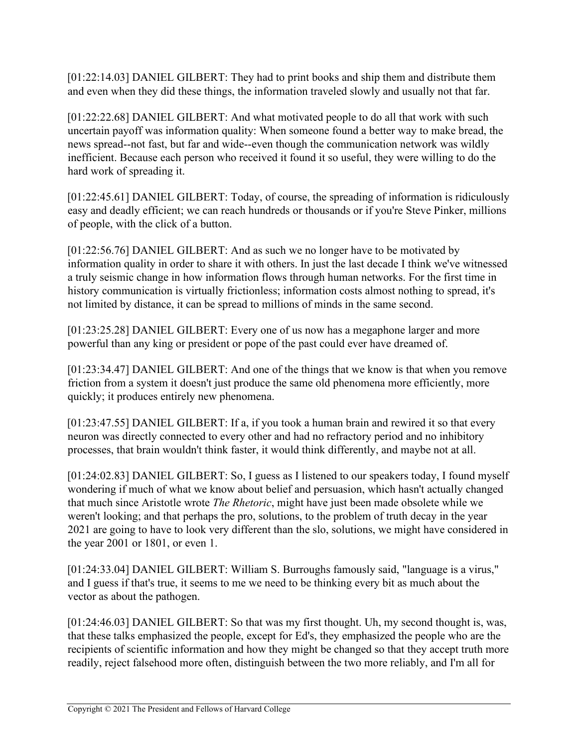[01:22:14.03] DANIEL GILBERT: They had to print books and ship them and distribute them and even when they did these things, the information traveled slowly and usually not that far.

[01:22:22.68] DANIEL GILBERT: And what motivated people to do all that work with such uncertain payoff was information quality: When someone found a better way to make bread, the news spread--not fast, but far and wide--even though the communication network was wildly inefficient. Because each person who received it found it so useful, they were willing to do the hard work of spreading it.

[01:22:45.61] DANIEL GILBERT: Today, of course, the spreading of information is ridiculously easy and deadly efficient; we can reach hundreds or thousands or if you're Steve Pinker, millions of people, with the click of a button.

[01:22:56.76] DANIEL GILBERT: And as such we no longer have to be motivated by information quality in order to share it with others. In just the last decade I think we've witnessed a truly seismic change in how information flows through human networks. For the first time in history communication is virtually frictionless; information costs almost nothing to spread, it's not limited by distance, it can be spread to millions of minds in the same second.

[01:23:25.28] DANIEL GILBERT: Every one of us now has a megaphone larger and more powerful than any king or president or pope of the past could ever have dreamed of.

[01:23:34.47] DANIEL GILBERT: And one of the things that we know is that when you remove friction from a system it doesn't just produce the same old phenomena more efficiently, more quickly; it produces entirely new phenomena.

[01:23:47.55] DANIEL GILBERT: If a, if you took a human brain and rewired it so that every neuron was directly connected to every other and had no refractory period and no inhibitory processes, that brain wouldn't think faster, it would think differently, and maybe not at all.

[01:24:02.83] DANIEL GILBERT: So, I guess as I listened to our speakers today, I found myself wondering if much of what we know about belief and persuasion, which hasn't actually changed that much since Aristotle wrote *The Rhetoric*, might have just been made obsolete while we weren't looking; and that perhaps the pro, solutions, to the problem of truth decay in the year 2021 are going to have to look very different than the slo, solutions, we might have considered in the year 2001 or 1801, or even 1.

[01:24:33.04] DANIEL GILBERT: William S. Burroughs famously said, "language is a virus," and I guess if that's true, it seems to me we need to be thinking every bit as much about the vector as about the pathogen.

[01:24:46.03] DANIEL GILBERT: So that was my first thought. Uh, my second thought is, was, that these talks emphasized the people, except for Ed's, they emphasized the people who are the recipients of scientific information and how they might be changed so that they accept truth more readily, reject falsehood more often, distinguish between the two more reliably, and I'm all for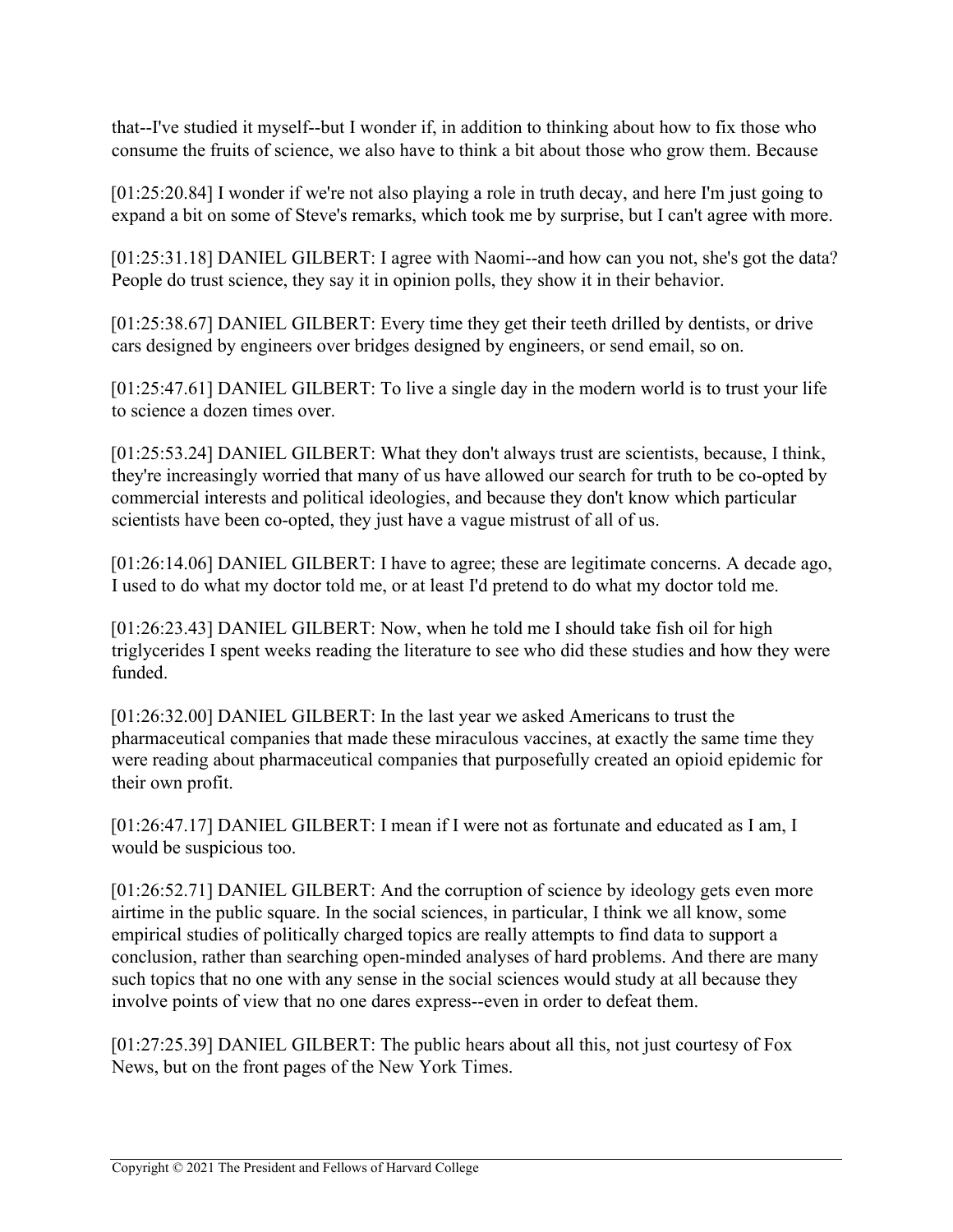that--I've studied it myself--but I wonder if, in addition to thinking about how to fix those who consume the fruits of science, we also have to think a bit about those who grow them. Because

[01:25:20.84] I wonder if we're not also playing a role in truth decay, and here I'm just going to expand a bit on some of Steve's remarks, which took me by surprise, but I can't agree with more.

[01:25:31.18] DANIEL GILBERT: I agree with Naomi--and how can you not, she's got the data? People do trust science, they say it in opinion polls, they show it in their behavior.

[01:25:38.67] DANIEL GILBERT: Every time they get their teeth drilled by dentists, or drive cars designed by engineers over bridges designed by engineers, or send email, so on.

[01:25:47.61] DANIEL GILBERT: To live a single day in the modern world is to trust your life to science a dozen times over.

[01:25:53.24] DANIEL GILBERT: What they don't always trust are scientists, because, I think, they're increasingly worried that many of us have allowed our search for truth to be co-opted by commercial interests and political ideologies, and because they don't know which particular scientists have been co-opted, they just have a vague mistrust of all of us.

[01:26:14.06] DANIEL GILBERT: I have to agree; these are legitimate concerns. A decade ago, I used to do what my doctor told me, or at least I'd pretend to do what my doctor told me.

[01:26:23.43] DANIEL GILBERT: Now, when he told me I should take fish oil for high triglycerides I spent weeks reading the literature to see who did these studies and how they were funded.

[01:26:32.00] DANIEL GILBERT: In the last year we asked Americans to trust the pharmaceutical companies that made these miraculous vaccines, at exactly the same time they were reading about pharmaceutical companies that purposefully created an opioid epidemic for their own profit.

[01:26:47.17] DANIEL GILBERT: I mean if I were not as fortunate and educated as I am, I would be suspicious too.

[01:26:52.71] DANIEL GILBERT: And the corruption of science by ideology gets even more airtime in the public square. In the social sciences, in particular, I think we all know, some empirical studies of politically charged topics are really attempts to find data to support a conclusion, rather than searching open-minded analyses of hard problems. And there are many such topics that no one with any sense in the social sciences would study at all because they involve points of view that no one dares express--even in order to defeat them.

[01:27:25.39] DANIEL GILBERT: The public hears about all this, not just courtesy of Fox News, but on the front pages of the New York Times.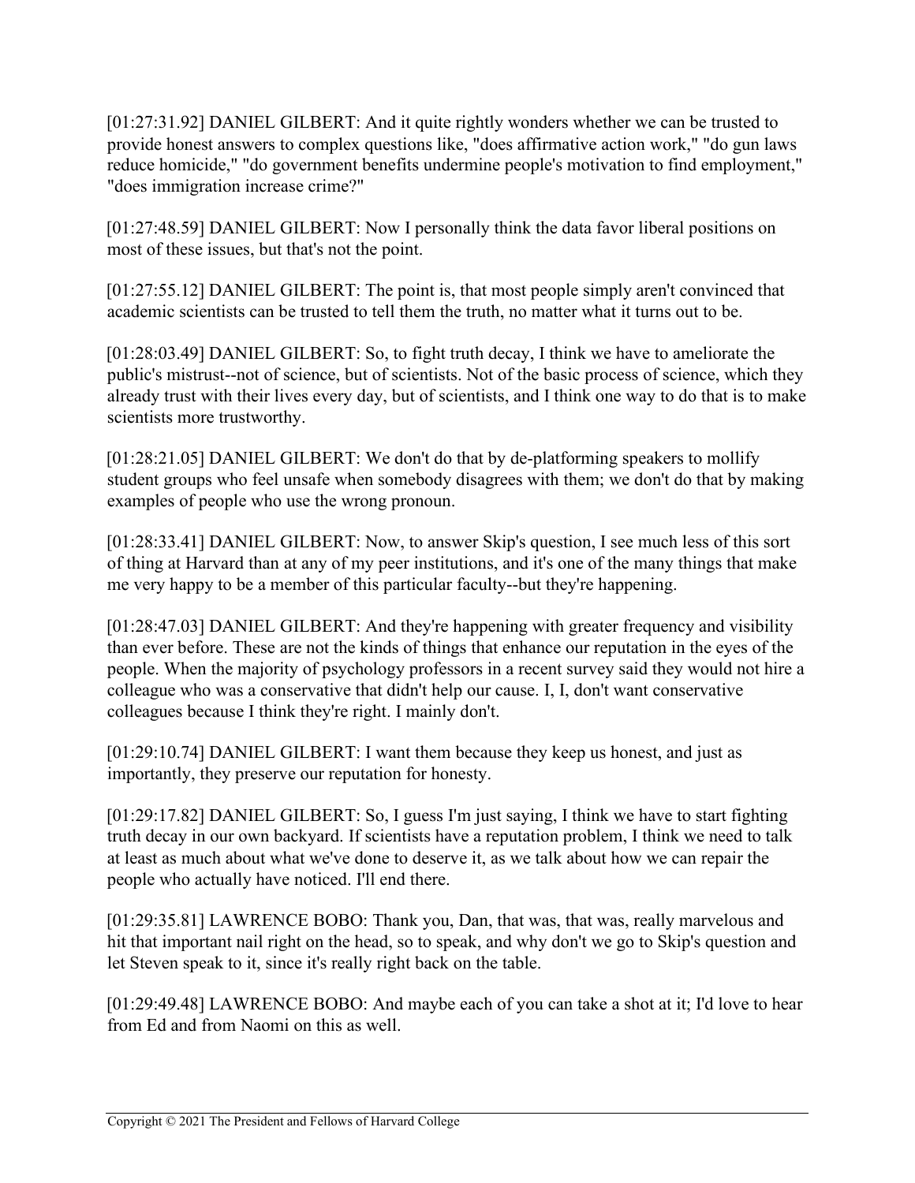[01:27:31.92] DANIEL GILBERT: And it quite rightly wonders whether we can be trusted to provide honest answers to complex questions like, "does affirmative action work," "do gun laws reduce homicide," "do government benefits undermine people's motivation to find employment," "does immigration increase crime?"

[01:27:48.59] DANIEL GILBERT: Now I personally think the data favor liberal positions on most of these issues, but that's not the point.

[01:27:55.12] DANIEL GILBERT: The point is, that most people simply aren't convinced that academic scientists can be trusted to tell them the truth, no matter what it turns out to be.

[01:28:03.49] DANIEL GILBERT: So, to fight truth decay, I think we have to ameliorate the public's mistrust--not of science, but of scientists. Not of the basic process of science, which they already trust with their lives every day, but of scientists, and I think one way to do that is to make scientists more trustworthy.

[01:28:21.05] DANIEL GILBERT: We don't do that by de-platforming speakers to mollify student groups who feel unsafe when somebody disagrees with them; we don't do that by making examples of people who use the wrong pronoun.

[01:28:33.41] DANIEL GILBERT: Now, to answer Skip's question, I see much less of this sort of thing at Harvard than at any of my peer institutions, and it's one of the many things that make me very happy to be a member of this particular faculty--but they're happening.

[01:28:47.03] DANIEL GILBERT: And they're happening with greater frequency and visibility than ever before. These are not the kinds of things that enhance our reputation in the eyes of the people. When the majority of psychology professors in a recent survey said they would not hire a colleague who was a conservative that didn't help our cause. I, I, don't want conservative colleagues because I think they're right. I mainly don't.

[01:29:10.74] DANIEL GILBERT: I want them because they keep us honest, and just as importantly, they preserve our reputation for honesty.

[01:29:17.82] DANIEL GILBERT: So, I guess I'm just saying, I think we have to start fighting truth decay in our own backyard. If scientists have a reputation problem, I think we need to talk at least as much about what we've done to deserve it, as we talk about how we can repair the people who actually have noticed. I'll end there.

[01:29:35.81] LAWRENCE BOBO: Thank you, Dan, that was, that was, really marvelous and hit that important nail right on the head, so to speak, and why don't we go to Skip's question and let Steven speak to it, since it's really right back on the table.

[01:29:49.48] LAWRENCE BOBO: And maybe each of you can take a shot at it; I'd love to hear from Ed and from Naomi on this as well.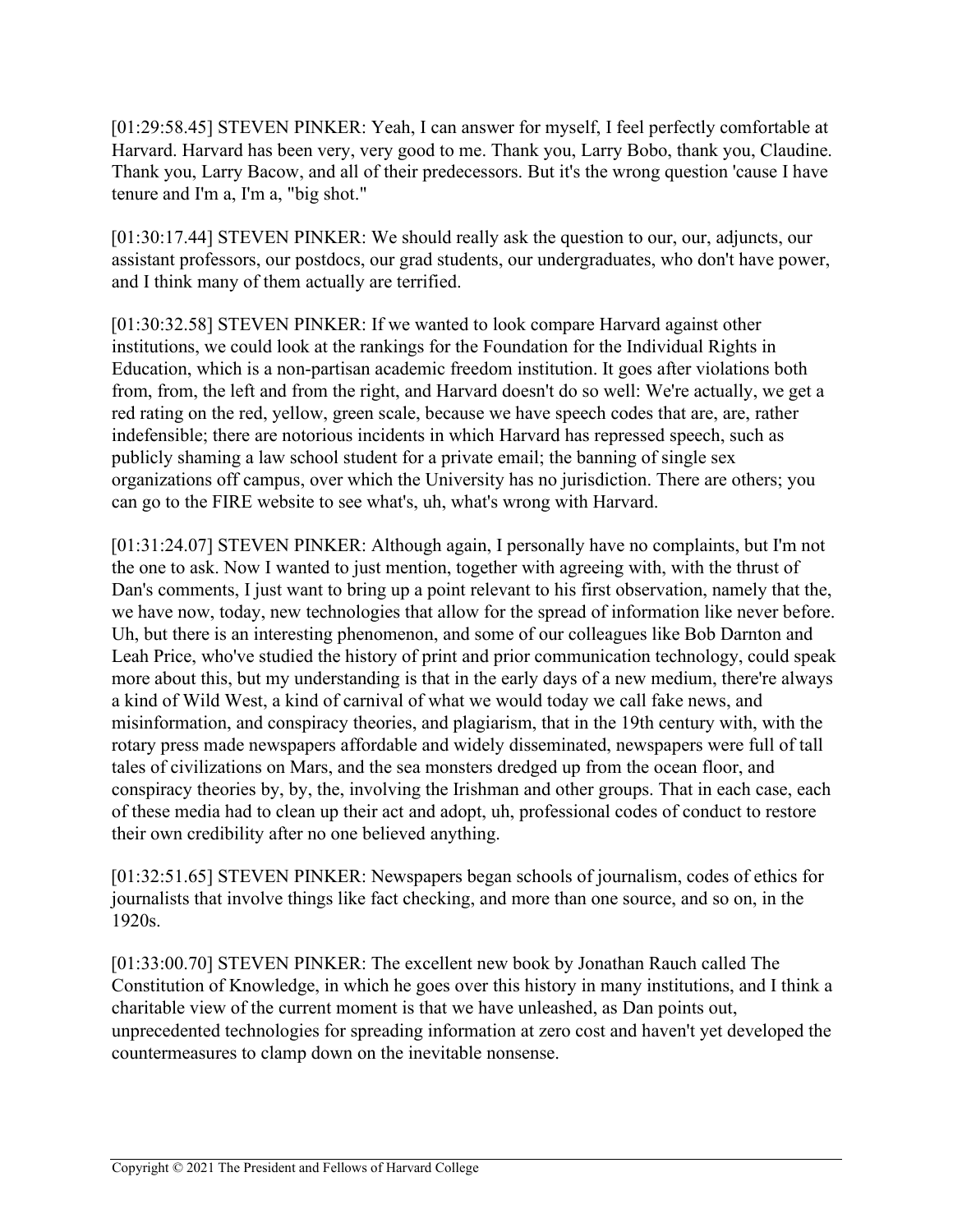[01:29:58.45] STEVEN PINKER: Yeah, I can answer for myself, I feel perfectly comfortable at Harvard. Harvard has been very, very good to me. Thank you, Larry Bobo, thank you, Claudine. Thank you, Larry Bacow, and all of their predecessors. But it's the wrong question 'cause I have tenure and I'm a, I'm a, "big shot."

[01:30:17.44] STEVEN PINKER: We should really ask the question to our, our, adjuncts, our assistant professors, our postdocs, our grad students, our undergraduates, who don't have power, and I think many of them actually are terrified.

[01:30:32.58] STEVEN PINKER: If we wanted to look compare Harvard against other institutions, we could look at the rankings for the Foundation for the Individual Rights in Education, which is a non-partisan academic freedom institution. It goes after violations both from, from, the left and from the right, and Harvard doesn't do so well: We're actually, we get a red rating on the red, yellow, green scale, because we have speech codes that are, are, rather indefensible; there are notorious incidents in which Harvard has repressed speech, such as publicly shaming a law school student for a private email; the banning of single sex organizations off campus, over which the University has no jurisdiction. There are others; you can go to the FIRE website to see what's, uh, what's wrong with Harvard.

[01:31:24.07] STEVEN PINKER: Although again, I personally have no complaints, but I'm not the one to ask. Now I wanted to just mention, together with agreeing with, with the thrust of Dan's comments, I just want to bring up a point relevant to his first observation, namely that the, we have now, today, new technologies that allow for the spread of information like never before. Uh, but there is an interesting phenomenon, and some of our colleagues like Bob Darnton and Leah Price, who've studied the history of print and prior communication technology, could speak more about this, but my understanding is that in the early days of a new medium, there're always a kind of Wild West, a kind of carnival of what we would today we call fake news, and misinformation, and conspiracy theories, and plagiarism, that in the 19th century with, with the rotary press made newspapers affordable and widely disseminated, newspapers were full of tall tales of civilizations on Mars, and the sea monsters dredged up from the ocean floor, and conspiracy theories by, by, the, involving the Irishman and other groups. That in each case, each of these media had to clean up their act and adopt, uh, professional codes of conduct to restore their own credibility after no one believed anything.

[01:32:51.65] STEVEN PINKER: Newspapers began schools of journalism, codes of ethics for journalists that involve things like fact checking, and more than one source, and so on, in the 1920s.

[01:33:00.70] STEVEN PINKER: The excellent new book by Jonathan Rauch called The Constitution of Knowledge, in which he goes over this history in many institutions, and I think a charitable view of the current moment is that we have unleashed, as Dan points out, unprecedented technologies for spreading information at zero cost and haven't yet developed the countermeasures to clamp down on the inevitable nonsense.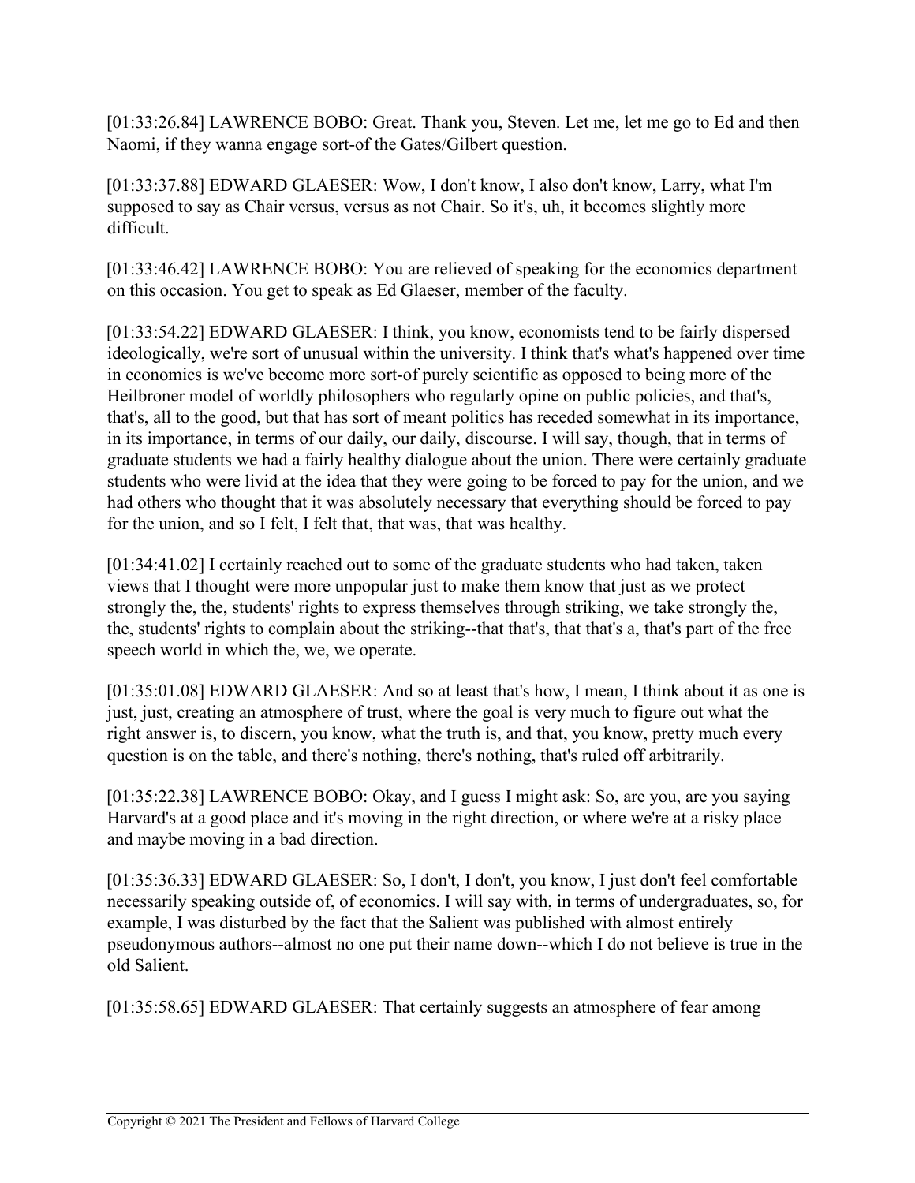[01:33:26.84] LAWRENCE BOBO: Great. Thank you, Steven. Let me, let me go to Ed and then Naomi, if they wanna engage sort-of the Gates/Gilbert question.

[01:33:37.88] EDWARD GLAESER: Wow, I don't know, I also don't know, Larry, what I'm supposed to say as Chair versus, versus as not Chair. So it's, uh, it becomes slightly more difficult.

[01:33:46.42] LAWRENCE BOBO: You are relieved of speaking for the economics department on this occasion. You get to speak as Ed Glaeser, member of the faculty.

[01:33:54.22] EDWARD GLAESER: I think, you know, economists tend to be fairly dispersed ideologically, we're sort of unusual within the university. I think that's what's happened over time in economics is we've become more sort-of purely scientific as opposed to being more of the Heilbroner model of worldly philosophers who regularly opine on public policies, and that's, that's, that's, all to the good, but that has sort of meant politics has receded somewhat in its importance, in its importance, in terms of our daily, our daily, discourse. I will say, though, that in terms of graduate students we had a fairly healthy dialogue about the union. There were certainly graduate students who were livid at the idea that they were going to be forced to pay for the union, and we had others who thought that it was absolutely necessary that everything should be forced to pay for the union, and so I felt, I felt that, that was, that was healthy.

[01:34:41.02] I certainly reached out to some of the graduate students who had taken, taken views that I thought were more unpopular just to make them know that just as we protect strongly the, the, students' rights to express themselves through striking, we take strongly the, the, students' rights to complain about the striking--that that's, that that's a, that's part of the free speech world in which the, we, we operate.

[01:35:01.08] EDWARD GLAESER: And so at least that's how, I mean, I think about it as one is just, just, creating an atmosphere of trust, where the goal is very much to figure out what the right answer is, to discern, you know, what the truth is, and that, you know, pretty much every question is on the table, and there's nothing, there's nothing, that's ruled off arbitrarily.

[01:35:22.38] LAWRENCE BOBO: Okay, and I guess I might ask: So, are you, are you saying Harvard's at a good place and it's moving in the right direction, or where we're at a risky place and maybe moving in a bad direction.

[01:35:36.33] EDWARD GLAESER: So, I don't, I don't, you know, I just don't feel comfortable necessarily speaking outside of, of economics. I will say with, in terms of undergraduates, so, for example, I was disturbed by the fact that the Salient was published with almost entirely pseudonymous authors--almost no one put their name down--which I do not believe is true in the old Salient.

[01:35:58.65] EDWARD GLAESER: That certainly suggests an atmosphere of fear among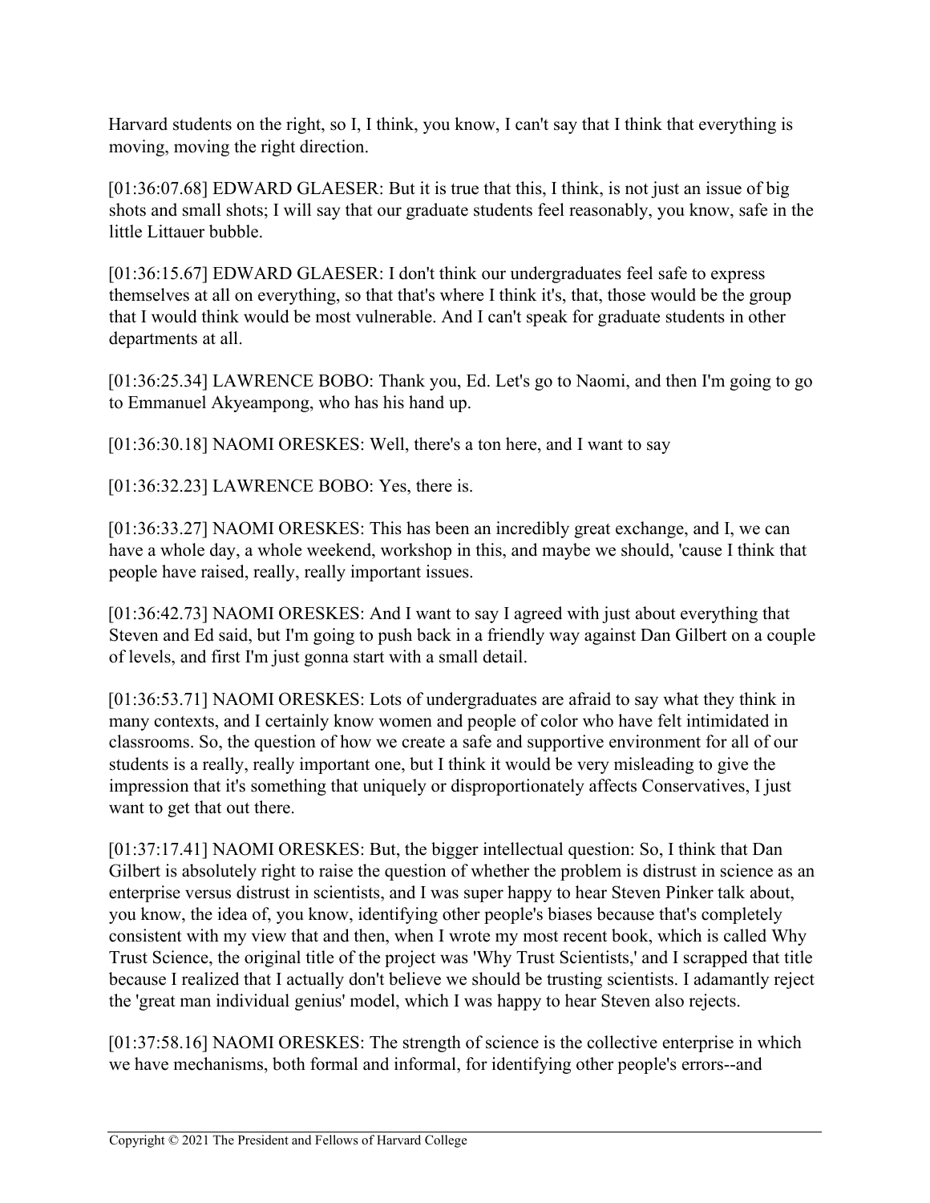Harvard students on the right, so I, I think, you know, I can't say that I think that everything is moving, moving the right direction.

[01:36:07.68] EDWARD GLAESER: But it is true that this, I think, is not just an issue of big shots and small shots; I will say that our graduate students feel reasonably, you know, safe in the little Littauer bubble.

[01:36:15.67] EDWARD GLAESER: I don't think our undergraduates feel safe to express themselves at all on everything, so that that's where I think it's, that, those would be the group that I would think would be most vulnerable. And I can't speak for graduate students in other departments at all.

[01:36:25.34] LAWRENCE BOBO: Thank you, Ed. Let's go to Naomi, and then I'm going to go to Emmanuel Akyeampong, who has his hand up.

[01:36:30.18] NAOMI ORESKES: Well, there's a ton here, and I want to say

[01:36:32.23] LAWRENCE BOBO: Yes, there is.

[01:36:33.27] NAOMI ORESKES: This has been an incredibly great exchange, and I, we can have a whole day, a whole weekend, workshop in this, and maybe we should, 'cause I think that people have raised, really, really important issues.

[01:36:42.73] NAOMI ORESKES: And I want to say I agreed with just about everything that Steven and Ed said, but I'm going to push back in a friendly way against Dan Gilbert on a couple of levels, and first I'm just gonna start with a small detail.

[01:36:53.71] NAOMI ORESKES: Lots of undergraduates are afraid to say what they think in many contexts, and I certainly know women and people of color who have felt intimidated in classrooms. So, the question of how we create a safe and supportive environment for all of our students is a really, really important one, but I think it would be very misleading to give the impression that it's something that uniquely or disproportionately affects Conservatives, I just want to get that out there.

[01:37:17.41] NAOMI ORESKES: But, the bigger intellectual question: So, I think that Dan Gilbert is absolutely right to raise the question of whether the problem is distrust in science as an enterprise versus distrust in scientists, and I was super happy to hear Steven Pinker talk about, you know, the idea of, you know, identifying other people's biases because that's completely consistent with my view that and then, when I wrote my most recent book, which is called Why Trust Science, the original title of the project was 'Why Trust Scientists,' and I scrapped that title because I realized that I actually don't believe we should be trusting scientists. I adamantly reject the 'great man individual genius' model, which I was happy to hear Steven also rejects.

[01:37:58.16] NAOMI ORESKES: The strength of science is the collective enterprise in which we have mechanisms, both formal and informal, for identifying other people's errors--and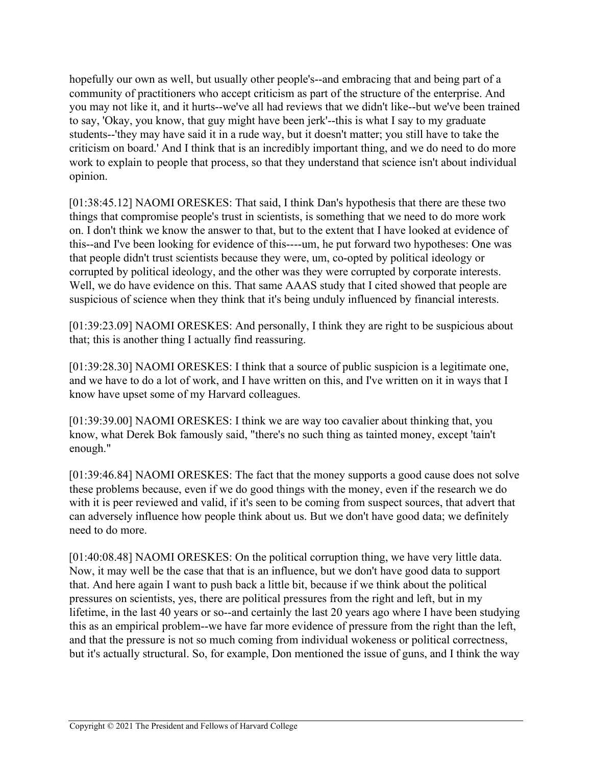hopefully our own as well, but usually other people's--and embracing that and being part of a community of practitioners who accept criticism as part of the structure of the enterprise. And you may not like it, and it hurts--we've all had reviews that we didn't like--but we've been trained to say, 'Okay, you know, that guy might have been jerk'--this is what I say to my graduate students--'they may have said it in a rude way, but it doesn't matter; you still have to take the criticism on board.' And I think that is an incredibly important thing, and we do need to do more work to explain to people that process, so that they understand that science isn't about individual opinion.

[01:38:45.12] NAOMI ORESKES: That said, I think Dan's hypothesis that there are these two things that compromise people's trust in scientists, is something that we need to do more work on. I don't think we know the answer to that, but to the extent that I have looked at evidence of this--and I've been looking for evidence of this----um, he put forward two hypotheses: One was that people didn't trust scientists because they were, um, co-opted by political ideology or corrupted by political ideology, and the other was they were corrupted by corporate interests. Well, we do have evidence on this. That same AAAS study that I cited showed that people are suspicious of science when they think that it's being unduly influenced by financial interests.

[01:39:23.09] NAOMI ORESKES: And personally, I think they are right to be suspicious about that; this is another thing I actually find reassuring.

[01:39:28.30] NAOMI ORESKES: I think that a source of public suspicion is a legitimate one, and we have to do a lot of work, and I have written on this, and I've written on it in ways that I know have upset some of my Harvard colleagues.

[01:39:39.00] NAOMI ORESKES: I think we are way too cavalier about thinking that, you know, what Derek Bok famously said, "there's no such thing as tainted money, except 'tain't enough."

[01:39:46.84] NAOMI ORESKES: The fact that the money supports a good cause does not solve these problems because, even if we do good things with the money, even if the research we do with it is peer reviewed and valid, if it's seen to be coming from suspect sources, that advert that can adversely influence how people think about us. But we don't have good data; we definitely need to do more.

[01:40:08.48] NAOMI ORESKES: On the political corruption thing, we have very little data. Now, it may well be the case that that is an influence, but we don't have good data to support that. And here again I want to push back a little bit, because if we think about the political pressures on scientists, yes, there are political pressures from the right and left, but in my lifetime, in the last 40 years or so--and certainly the last 20 years ago where I have been studying this as an empirical problem--we have far more evidence of pressure from the right than the left, and that the pressure is not so much coming from individual wokeness or political correctness, but it's actually structural. So, for example, Don mentioned the issue of guns, and I think the way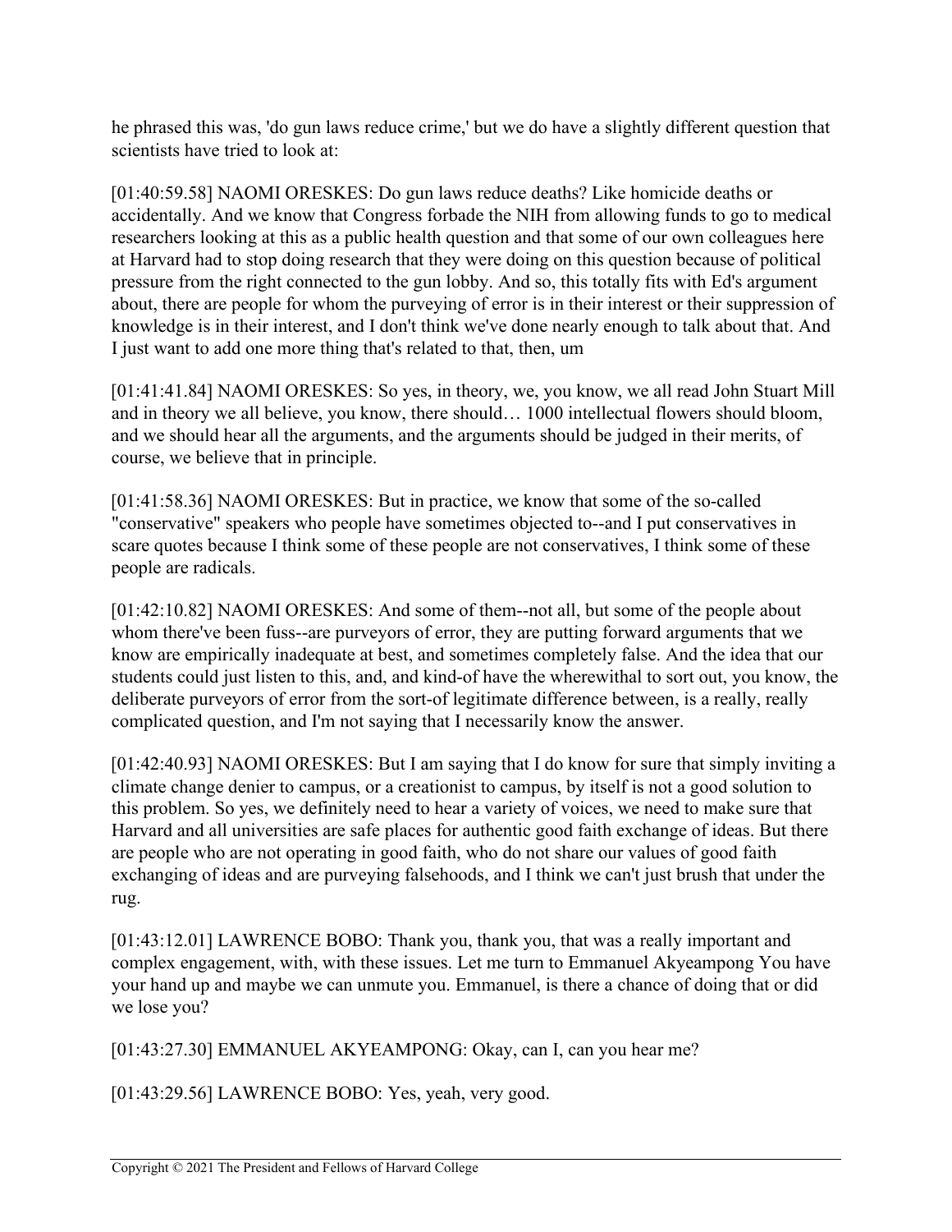he phrased this was, 'do gun laws reduce crime,' but we do have a slightly different question that scientists have tried to look at:

[01:40:59.58] NAOMI ORESKES: Do gun laws reduce deaths? Like homicide deaths or accidentally. And we know that Congress forbade the NIH from allowing funds to go to medical researchers looking at this as a public health question and that some of our own colleagues here at Harvard had to stop doing research that they were doing on this question because of political pressure from the right connected to the gun lobby. And so, this totally fits with Ed's argument about, there are people for whom the purveying of error is in their interest or their suppression of knowledge is in their interest, and I don't think we've done nearly enough to talk about that. And I just want to add one more thing that's related to that, then, um

[01:41:41.84] NAOMI ORESKES: So yes, in theory, we, you know, we all read John Stuart Mill and in theory we all believe, you know, there should… 1000 intellectual flowers should bloom, and we should hear all the arguments, and the arguments should be judged in their merits, of course, we believe that in principle.

[01:41:58.36] NAOMI ORESKES: But in practice, we know that some of the so-called "conservative" speakers who people have sometimes objected to--and I put conservatives in scare quotes because I think some of these people are not conservatives, I think some of these people are radicals.

[01:42:10.82] NAOMI ORESKES: And some of them--not all, but some of the people about whom there've been fuss--are purveyors of error, they are putting forward arguments that we know are empirically inadequate at best, and sometimes completely false. And the idea that our students could just listen to this, and, and kind-of have the wherewithal to sort out, you know, the deliberate purveyors of error from the sort-of legitimate difference between, is a really, really complicated question, and I'm not saying that I necessarily know the answer.

[01:42:40.93] NAOMI ORESKES: But I am saying that I do know for sure that simply inviting a climate change denier to campus, or a creationist to campus, by itself is not a good solution to this problem. So yes, we definitely need to hear a variety of voices, we need to make sure that Harvard and all universities are safe places for authentic good faith exchange of ideas. But there are people who are not operating in good faith, who do not share our values of good faith exchanging of ideas and are purveying falsehoods, and I think we can't just brush that under the rug.

[01:43:12.01] LAWRENCE BOBO: Thank you, thank you, that was a really important and complex engagement, with, with these issues. Let me turn to Emmanuel Akyeampong You have your hand up and maybe we can unmute you. Emmanuel, is there a chance of doing that or did we lose you?

[01:43:27.30] EMMANUEL AKYEAMPONG: Okay, can I, can you hear me?

[01:43:29.56] LAWRENCE BOBO: Yes, yeah, very good.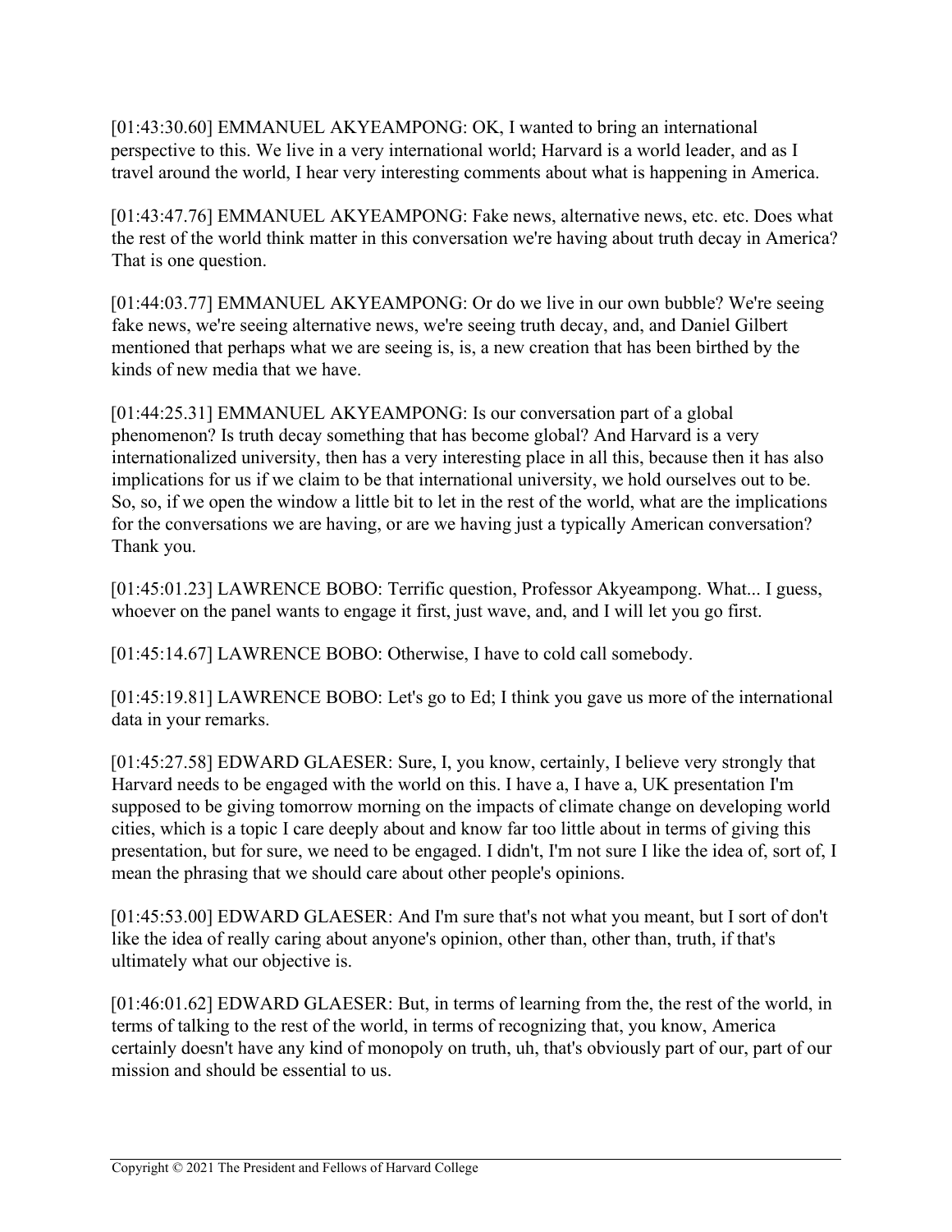[01:43:30.60] EMMANUEL AKYEAMPONG: OK, I wanted to bring an international perspective to this. We live in a very international world; Harvard is a world leader, and as I travel around the world, I hear very interesting comments about what is happening in America.

[01:43:47.76] EMMANUEL AKYEAMPONG: Fake news, alternative news, etc. etc. Does what the rest of the world think matter in this conversation we're having about truth decay in America? That is one question.

[01:44:03.77] EMMANUEL AKYEAMPONG: Or do we live in our own bubble? We're seeing fake news, we're seeing alternative news, we're seeing truth decay, and, and Daniel Gilbert mentioned that perhaps what we are seeing is, is, a new creation that has been birthed by the kinds of new media that we have.

[01:44:25.31] EMMANUEL AKYEAMPONG: Is our conversation part of a global phenomenon? Is truth decay something that has become global? And Harvard is a very internationalized university, then has a very interesting place in all this, because then it has also implications for us if we claim to be that international university, we hold ourselves out to be. So, so, if we open the window a little bit to let in the rest of the world, what are the implications for the conversations we are having, or are we having just a typically American conversation? Thank you.

[01:45:01.23] LAWRENCE BOBO: Terrific question, Professor Akyeampong. What... I guess, whoever on the panel wants to engage it first, just wave, and, and I will let you go first.

[01:45:14.67] LAWRENCE BOBO: Otherwise, I have to cold call somebody.

[01:45:19.81] LAWRENCE BOBO: Let's go to Ed; I think you gave us more of the international data in your remarks.

[01:45:27.58] EDWARD GLAESER: Sure, I, you know, certainly, I believe very strongly that Harvard needs to be engaged with the world on this. I have a, I have a, UK presentation I'm supposed to be giving tomorrow morning on the impacts of climate change on developing world cities, which is a topic I care deeply about and know far too little about in terms of giving this presentation, but for sure, we need to be engaged. I didn't, I'm not sure I like the idea of, sort of, I mean the phrasing that we should care about other people's opinions.

[01:45:53.00] EDWARD GLAESER: And I'm sure that's not what you meant, but I sort of don't like the idea of really caring about anyone's opinion, other than, other than, truth, if that's ultimately what our objective is.

[01:46:01.62] EDWARD GLAESER: But, in terms of learning from the, the rest of the world, in terms of talking to the rest of the world, in terms of recognizing that, you know, America certainly doesn't have any kind of monopoly on truth, uh, that's obviously part of our, part of our mission and should be essential to us.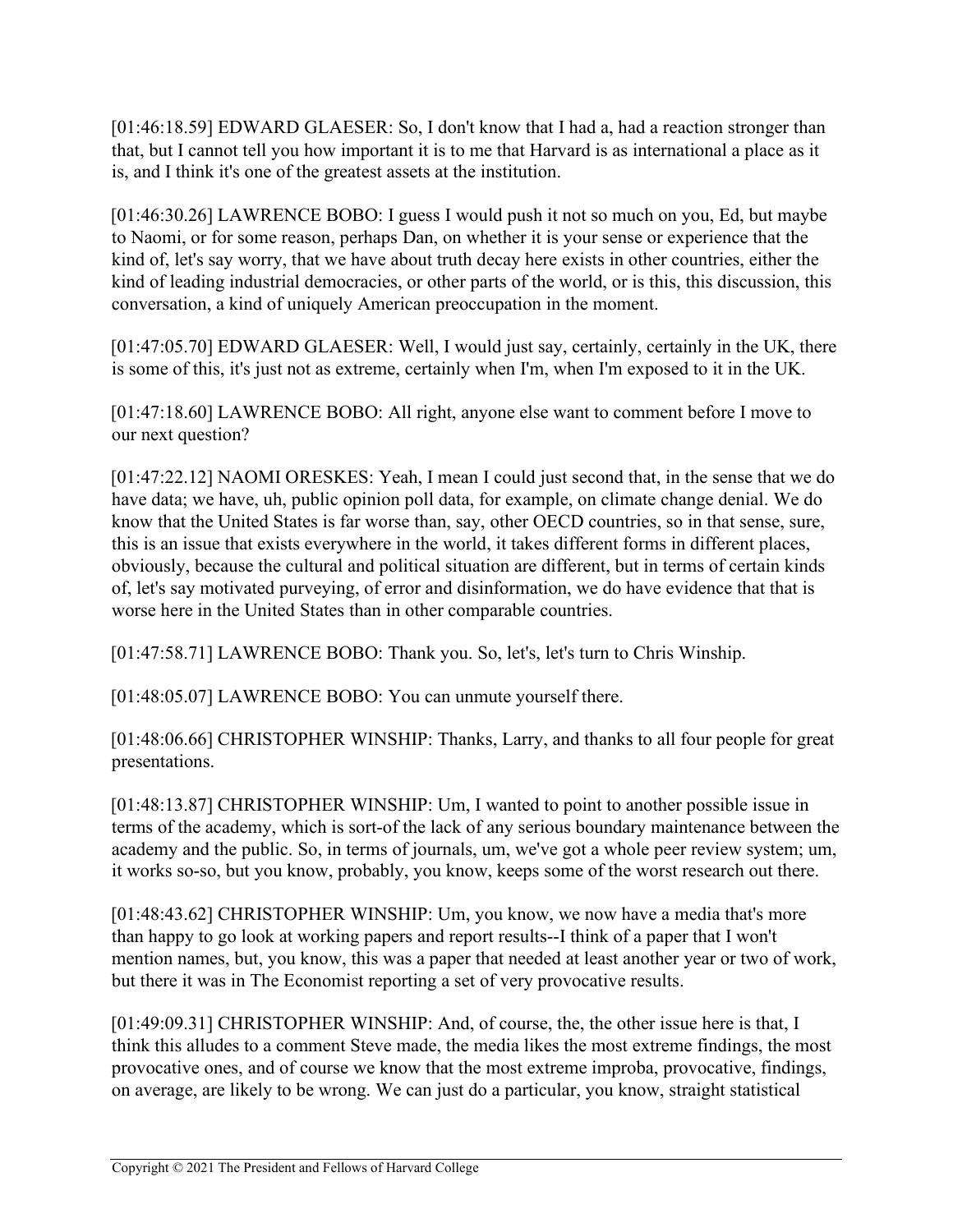[01:46:18.59] EDWARD GLAESER: So, I don't know that I had a, had a reaction stronger than that, but I cannot tell you how important it is to me that Harvard is as international a place as it is, and I think it's one of the greatest assets at the institution.

[01:46:30.26] LAWRENCE BOBO: I guess I would push it not so much on you, Ed, but maybe to Naomi, or for some reason, perhaps Dan, on whether it is your sense or experience that the kind of, let's say worry, that we have about truth decay here exists in other countries, either the kind of leading industrial democracies, or other parts of the world, or is this, this discussion, this conversation, a kind of uniquely American preoccupation in the moment.

[01:47:05.70] EDWARD GLAESER: Well, I would just say, certainly, certainly in the UK, there is some of this, it's just not as extreme, certainly when I'm, when I'm exposed to it in the UK.

[01:47:18.60] LAWRENCE BOBO: All right, anyone else want to comment before I move to our next question?

[01:47:22.12] NAOMI ORESKES: Yeah, I mean I could just second that, in the sense that we do have data; we have, uh, public opinion poll data, for example, on climate change denial. We do know that the United States is far worse than, say, other OECD countries, so in that sense, sure, this is an issue that exists everywhere in the world, it takes different forms in different places, obviously, because the cultural and political situation are different, but in terms of certain kinds of, let's say motivated purveying, of error and disinformation, we do have evidence that that is worse here in the United States than in other comparable countries.

[01:47:58.71] LAWRENCE BOBO: Thank you. So, let's, let's turn to Chris Winship.

[01:48:05.07] LAWRENCE BOBO: You can unmute yourself there.

[01:48:06.66] CHRISTOPHER WINSHIP: Thanks, Larry, and thanks to all four people for great presentations.

[01:48:13.87] CHRISTOPHER WINSHIP: Um, I wanted to point to another possible issue in terms of the academy, which is sort-of the lack of any serious boundary maintenance between the academy and the public. So, in terms of journals, um, we've got a whole peer review system; um, it works so-so, but you know, probably, you know, keeps some of the worst research out there.

[01:48:43.62] CHRISTOPHER WINSHIP: Um, you know, we now have a media that's more than happy to go look at working papers and report results--I think of a paper that I won't mention names, but, you know, this was a paper that needed at least another year or two of work, but there it was in The Economist reporting a set of very provocative results.

[01:49:09.31] CHRISTOPHER WINSHIP: And, of course, the, the other issue here is that, I think this alludes to a comment Steve made, the media likes the most extreme findings, the most provocative ones, and of course we know that the most extreme improba, provocative, findings, on average, are likely to be wrong. We can just do a particular, you know, straight statistical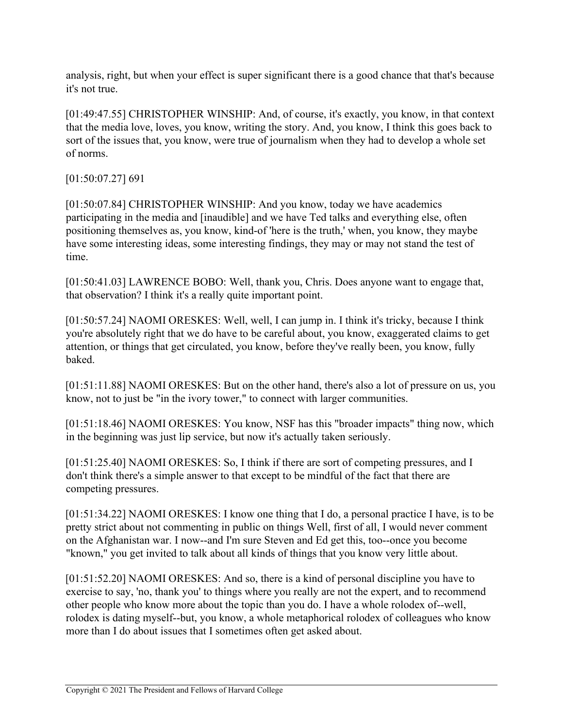analysis, right, but when your effect is super significant there is a good chance that that's because it's not true.

[01:49:47.55] CHRISTOPHER WINSHIP: And, of course, it's exactly, you know, in that context that the media love, loves, you know, writing the story. And, you know, I think this goes back to sort of the issues that, you know, were true of journalism when they had to develop a whole set of norms.

[01:50:07.27] 691

[01:50:07.84] CHRISTOPHER WINSHIP: And you know, today we have academics participating in the media and [inaudible] and we have Ted talks and everything else, often positioning themselves as, you know, kind-of 'here is the truth,' when, you know, they maybe have some interesting ideas, some interesting findings, they may or may not stand the test of time.

[01:50:41.03] LAWRENCE BOBO: Well, thank you, Chris. Does anyone want to engage that, that observation? I think it's a really quite important point.

[01:50:57.24] NAOMI ORESKES: Well, well, I can jump in. I think it's tricky, because I think you're absolutely right that we do have to be careful about, you know, exaggerated claims to get attention, or things that get circulated, you know, before they've really been, you know, fully baked.

[01:51:11.88] NAOMI ORESKES: But on the other hand, there's also a lot of pressure on us, you know, not to just be "in the ivory tower," to connect with larger communities.

[01:51:18.46] NAOMI ORESKES: You know, NSF has this "broader impacts" thing now, which in the beginning was just lip service, but now it's actually taken seriously.

[01:51:25.40] NAOMI ORESKES: So, I think if there are sort of competing pressures, and I don't think there's a simple answer to that except to be mindful of the fact that there are competing pressures.

[01:51:34.22] NAOMI ORESKES: I know one thing that I do, a personal practice I have, is to be pretty strict about not commenting in public on things Well, first of all, I would never comment on the Afghanistan war. I now--and I'm sure Steven and Ed get this, too--once you become "known," you get invited to talk about all kinds of things that you know very little about.

[01:51:52.20] NAOMI ORESKES: And so, there is a kind of personal discipline you have to exercise to say, 'no, thank you' to things where you really are not the expert, and to recommend other people who know more about the topic than you do. I have a whole rolodex of--well, rolodex is dating myself--but, you know, a whole metaphorical rolodex of colleagues who know more than I do about issues that I sometimes often get asked about.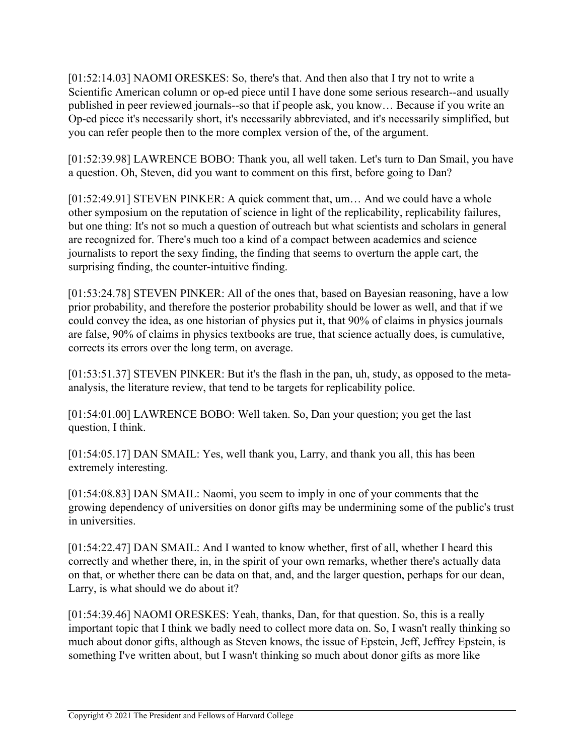[01:52:14.03] NAOMI ORESKES: So, there's that. And then also that I try not to write a Scientific American column or op-ed piece until I have done some serious research--and usually published in peer reviewed journals--so that if people ask, you know… Because if you write an Op-ed piece it's necessarily short, it's necessarily abbreviated, and it's necessarily simplified, but you can refer people then to the more complex version of the, of the argument.

[01:52:39.98] LAWRENCE BOBO: Thank you, all well taken. Let's turn to Dan Smail, you have a question. Oh, Steven, did you want to comment on this first, before going to Dan?

[01:52:49.91] STEVEN PINKER: A quick comment that, um… And we could have a whole other symposium on the reputation of science in light of the replicability, replicability failures, but one thing: It's not so much a question of outreach but what scientists and scholars in general are recognized for. There's much too a kind of a compact between academics and science journalists to report the sexy finding, the finding that seems to overturn the apple cart, the surprising finding, the counter-intuitive finding.

[01:53:24.78] STEVEN PINKER: All of the ones that, based on Bayesian reasoning, have a low prior probability, and therefore the posterior probability should be lower as well, and that if we could convey the idea, as one historian of physics put it, that 90% of claims in physics journals are false, 90% of claims in physics textbooks are true, that science actually does, is cumulative, corrects its errors over the long term, on average.

[01:53:51.37] STEVEN PINKER: But it's the flash in the pan, uh, study, as opposed to the meta-analysis, the literature review, that tend to be targets for replicability police.

[01:54:01.00] LAWRENCE BOBO: Well taken. So, Dan your question; you get the last question, I think.

[01:54:05.17] DAN SMAIL: Yes, well thank you, Larry, and thank you all, this has been extremely interesting.

[01:54:08.83] DAN SMAIL: Naomi, you seem to imply in one of your comments that the growing dependency of universities on donor gifts may be undermining some of the public's trust in universities.

[01:54:22.47] DAN SMAIL: And I wanted to know whether, first of all, whether I heard this correctly and whether there, in, in the spirit of your own remarks, whether there's actually data on that, or whether there can be data on that, and, and the larger question, perhaps for our dean, Larry, is what should we do about it?

[01:54:39.46] NAOMI ORESKES: Yeah, thanks, Dan, for that question. So, this is a really important topic that I think we badly need to collect more data on. So, I wasn't really thinking so much about donor gifts, although as Steven knows, the issue of Epstein, Jeff, Jeffrey Epstein, is something I've written about, but I wasn't thinking so much about donor gifts as more like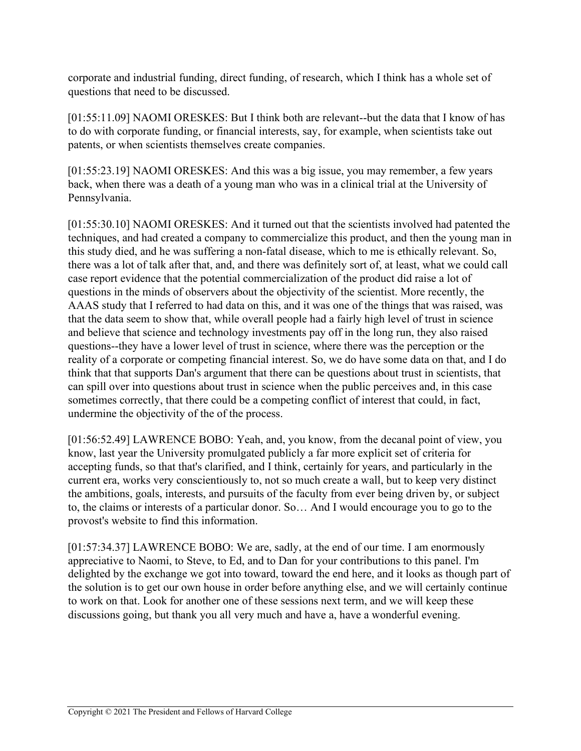corporate and industrial funding, direct funding, of research, which I think has a whole set of questions that need to be discussed.

[01:55:11.09] NAOMI ORESKES: But I think both are relevant--but the data that I know of has to do with corporate funding, or financial interests, say, for example, when scientists take out patents, or when scientists themselves create companies.

[01:55:23.19] NAOMI ORESKES: And this was a big issue, you may remember, a few years back, when there was a death of a young man who was in a clinical trial at the University of Pennsylvania.

[01:55:30.10] NAOMI ORESKES: And it turned out that the scientists involved had patented the techniques, and had created a company to commercialize this product, and then the young man in this study died, and he was suffering a non-fatal disease, which to me is ethically relevant. So, there was a lot of talk after that, and, and there was definitely sort of, at least, what we could call case report evidence that the potential commercialization of the product did raise a lot of questions in the minds of observers about the objectivity of the scientist. More recently, the AAAS study that I referred to had data on this, and it was one of the things that was raised, was that the data seem to show that, while overall people had a fairly high level of trust in science and believe that science and technology investments pay off in the long run, they also raised questions--they have a lower level of trust in science, where there was the perception or the reality of a corporate or competing financial interest. So, we do have some data on that, and I do think that that supports Dan's argument that there can be questions about trust in scientists, that can spill over into questions about trust in science when the public perceives and, in this case sometimes correctly, that there could be a competing conflict of interest that could, in fact, undermine the objectivity of the of the process.

[01:56:52.49] LAWRENCE BOBO: Yeah, and, you know, from the decanal point of view, you know, last year the University promulgated publicly a far more explicit set of criteria for accepting funds, so that that's clarified, and I think, certainly for years, and particularly in the current era, works very consciously to, not so much create a wall, but to keep very distinct the ambitions, goals, interests, and pursuits of the faculty from ever being driven by, or subject to, the claims or interests of a particular donor. So… And I would encourage you to go to the provost's website to find this information.

[01:57:34.37] LAWRENCE BOBO: We are, sadly, at the end of our time. I am enormously appreciative to Naomi, to Steve, to Ed, and to Dan for your contributions to this panel. I'm delighted by the exchange we got into toward, toward the end here, and it looks as though part of the solution is to get our own house in order before anything else, and we will certainly continue to work on that. Look for another one of these sessions next term, and we will keep these discussions going, but thank you all very much and have a, have a wonderful evening.